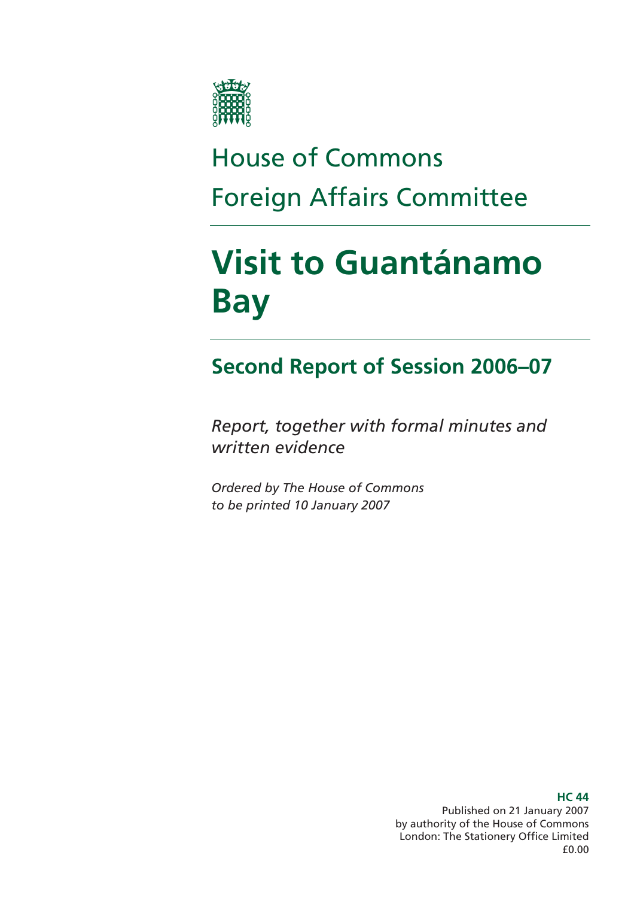House of Commons

Foreign Affairs Committee

# Visit to Guantánamo Bay

## Second Report of Session 2006–07

*Report, together with formal minutes and written evidence*

*Ordered by The House of Commons to be printed 10 January 2007*

**HC 44**

Published on 21 January 2007
by authority of the House of Commons
London: The Stationery Office Limited
£0.00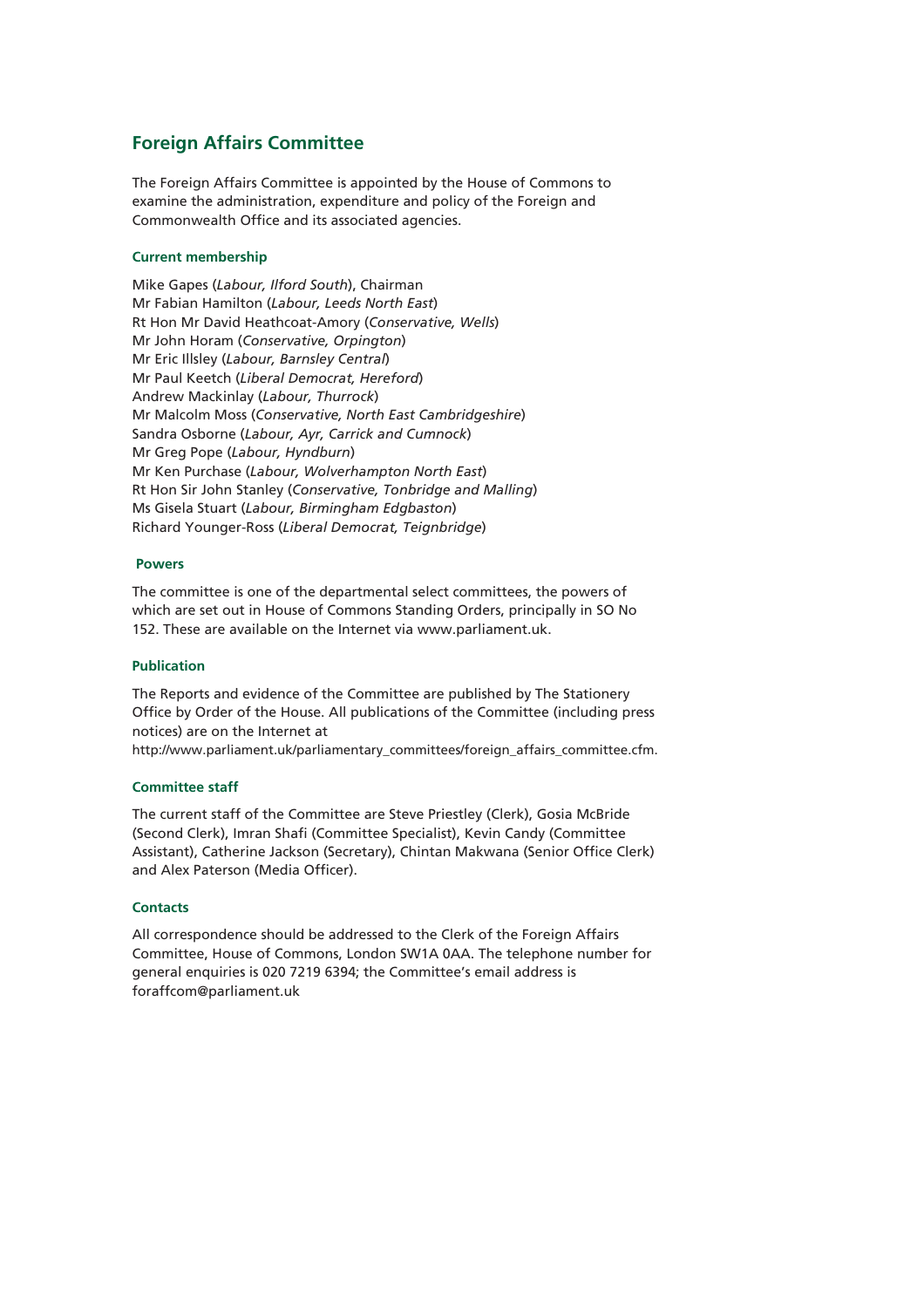## Foreign Affairs Committee

The Foreign Affairs Committee is appointed by the House of Commons to examine the administration, expenditure and policy of the Foreign and Commonwealth Office and its associated agencies.

### Current membership

Mike Gapes (*Labour, Ilford South*), Chairman
Mr Fabian Hamilton (*Labour, Leeds North East*)
Rt Hon Mr David Heathcoat-Amory (*Conservative, Wells*)
Mr John Horam (*Conservative, Orpington*)
Mr Eric Illsley (*Labour, Barnsley Central*)
Mr Paul Keetch (*Liberal Democrat, Hereford*)
Andrew Mackinlay (*Labour, Thurrock*)
Mr Malcolm Moss (*Conservative, North East Cambridgeshire*)
Sandra Osborne (*Labour, Ayr, Carrick and Cumnock*)
Mr Greg Pope (*Labour, Hyndburn*)
Mr Ken Purchase (*Labour, Wolverhampton North East*)
Rt Hon Sir John Stanley (*Conservative, Tonbridge and Malling*)
Ms Gisela Stuart (*Labour, Birmingham Edgbaston*)
Richard Younger-Ross (*Liberal Democrat, Teignbridge*)

### Powers

The committee is one of the departmental select committees, the powers of which are set out in House of Commons Standing Orders, principally in SO No 152. These are available on the Internet via www.parliament.uk.

### Publication

The Reports and evidence of the Committee are published by The Stationery Office by Order of the House. All publications of the Committee (including press notices) are on the Internet at http://www.parliament.uk/parliamentary_committees/foreign_affairs_committee.cfm.

### Committee staff

The current staff of the Committee are Steve Priestley (Clerk), Gosia McBride (Second Clerk), Imran Shafi (Committee Specialist), Kevin Candy (Committee Assistant), Catherine Jackson (Secretary), Chintan Makwana (Senior Office Clerk) and Alex Paterson (Media Officer).

### Contacts

All correspondence should be addressed to the Clerk of the Foreign Affairs Committee, House of Commons, London SW1A 0AA. The telephone number for general enquiries is 020 7219 6394; the Committee's email address is foraffcom@parliament.uk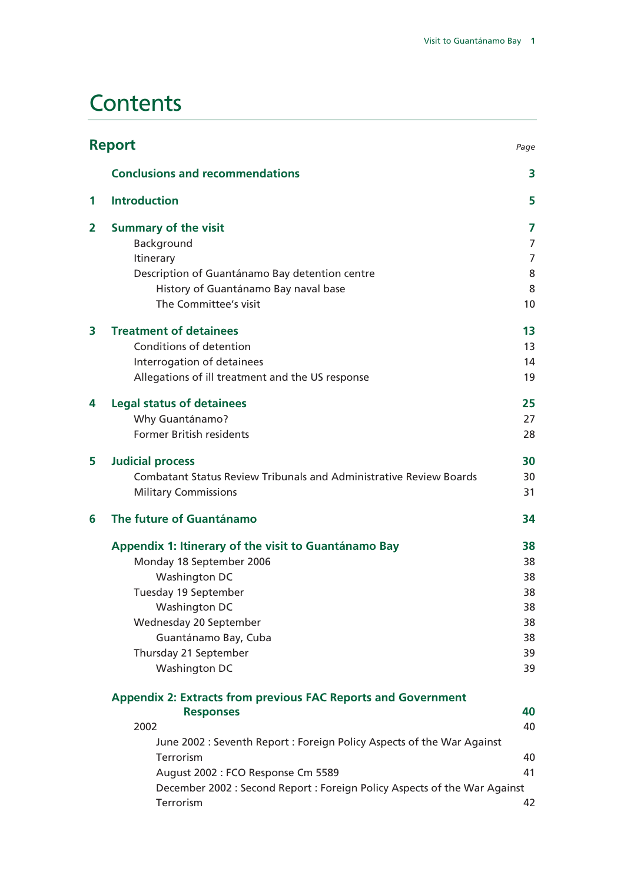# Contents

## Report

| | | Page |
|---|---|---|
| | **Conclusions and recommendations** | **3** |
| **1** | **Introduction** | **5** |
| **2** | **Summary of the visit** | **7** |
| | Background | 7 |
| | Itinerary | 7 |
| | Description of Guantánamo Bay detention centre | 8 |
| | History of Guantánamo Bay naval base | 8 |
| | The Committee's visit | 10 |
| **3** | **Treatment of detainees** | **13** |
| | Conditions of detention | 13 |
| | Interrogation of detainees | 14 |
| | Allegations of ill treatment and the US response | 19 |
| **4** | **Legal status of detainees** | **25** |
| | Why Guantánamo? | 27 |
| | Former British residents | 28 |
| **5** | **Judicial process** | **30** |
| | Combatant Status Review Tribunals and Administrative Review Boards | 30 |
| | Military Commissions | 31 |
| **6** | **The future of Guantánamo** | **34** |
| | **Appendix 1: Itinerary of the visit to Guantánamo Bay** | **38** |
| | Monday 18 September 2006 | 38 |
| | Washington DC | 38 |
| | Tuesday 19 September | 38 |
| | Washington DC | 38 |
| | Wednesday 20 September | 38 |
| | Guantánamo Bay, Cuba | 38 |
| | Thursday 21 September | 39 |
| | Washington DC | 39 |
| | **Appendix 2: Extracts from previous FAC Reports and Government Responses** | **40** |
| | 2002 | 40 |
| | June 2002 : Seventh Report : Foreign Policy Aspects of the War Against Terrorism | 40 |
| | August 2002 : FCO Response Cm 5589 | 41 |
| | December 2002 : Second Report : Foreign Policy Aspects of the War Against Terrorism | 42 |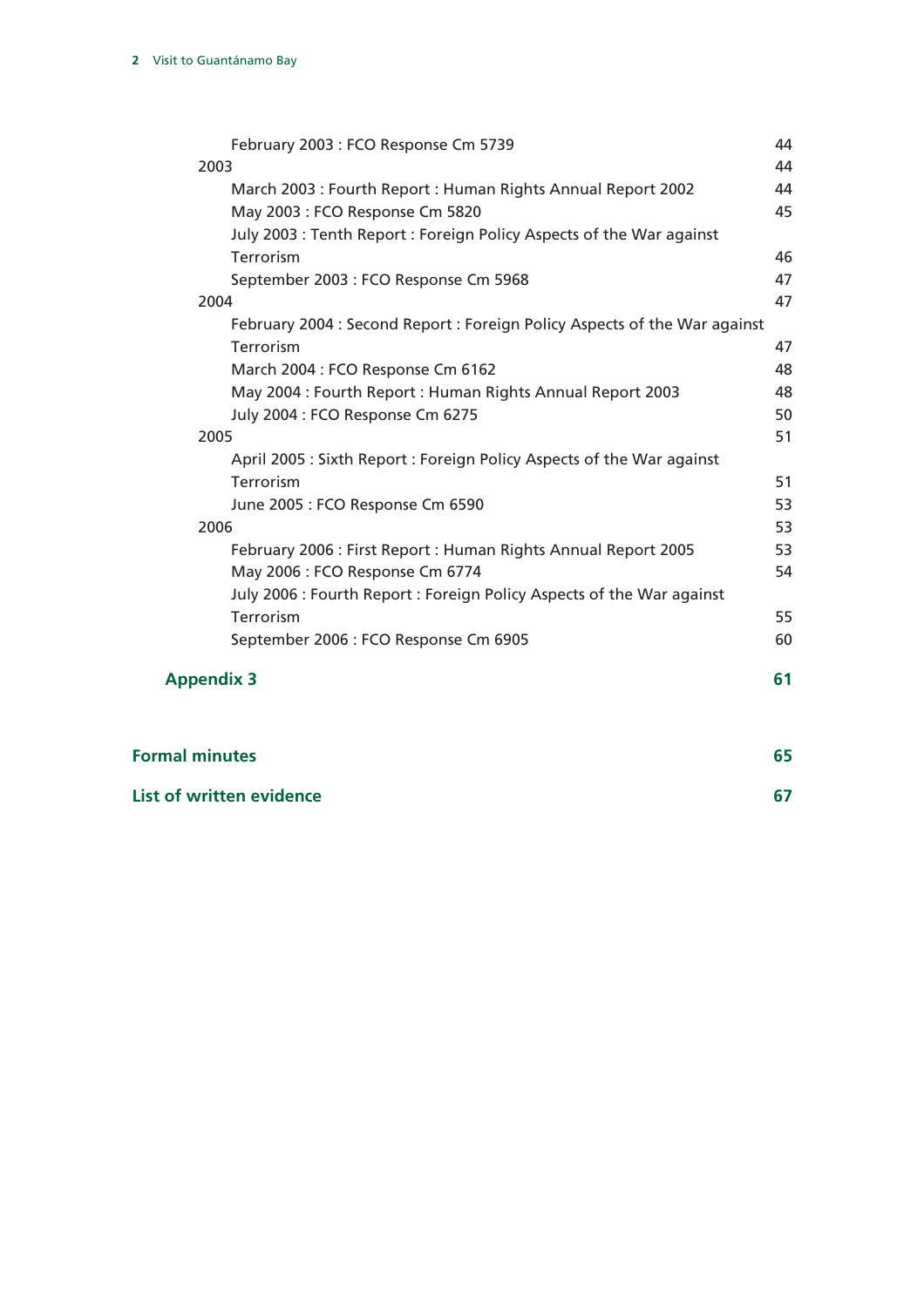February 2003 : FCO Response Cm 5739 44

2003 44

March 2003 : Fourth Report : Human Rights Annual Report 2002 44

May 2003 : FCO Response Cm 5820 45

July 2003 : Tenth Report : Foreign Policy Aspects of the War against Terrorism 46

September 2003 : FCO Response Cm 5968 47

2004 47

February 2004 : Second Report : Foreign Policy Aspects of the War against Terrorism 47

March 2004 : FCO Response Cm 6162 48

May 2004 : Fourth Report : Human Rights Annual Report 2003 48

July 2004 : FCO Response Cm 6275 50

2005 51

April 2005 : Sixth Report : Foreign Policy Aspects of the War against Terrorism 51

June 2005 : FCO Response Cm 6590 53

2006 53

February 2006 : First Report : Human Rights Annual Report 2005 53

May 2006 : FCO Response Cm 6774 54

July 2006 : Fourth Report : Foreign Policy Aspects of the War against Terrorism 55

September 2006 : FCO Response Cm 6905 60

**Appendix 3** **61**

**Formal minutes** **65**

**List of written evidence** **67**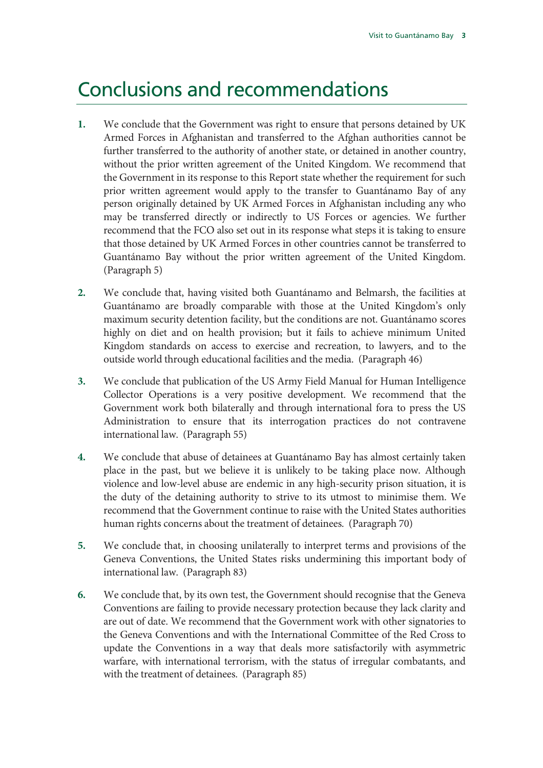# Conclusions and recommendations

**1.** We conclude that the Government was right to ensure that persons detained by UK Armed Forces in Afghanistan and transferred to the Afghan authorities cannot be further transferred to the authority of another state, or detained in another country, without the prior written agreement of the United Kingdom. We recommend that the Government in its response to this Report state whether the requirement for such prior written agreement would apply to the transfer to Guantánamo Bay of any person originally detained by UK Armed Forces in Afghanistan including any who may be transferred directly or indirectly to US Forces or agencies. We further recommend that the FCO also set out in its response what steps it is taking to ensure that those detained by UK Armed Forces in other countries cannot be transferred to Guantánamo Bay without the prior written agreement of the United Kingdom. (Paragraph 5)

**2.** We conclude that, having visited both Guantánamo and Belmarsh, the facilities at Guantánamo are broadly comparable with those at the United Kingdom's only maximum security detention facility, but the conditions are not. Guantánamo scores highly on diet and on health provision; but it fails to achieve minimum United Kingdom standards on access to exercise and recreation, to lawyers, and to the outside world through educational facilities and the media. (Paragraph 46)

**3.** We conclude that publication of the US Army Field Manual for Human Intelligence Collector Operations is a very positive development. We recommend that the Government work both bilaterally and through international fora to press the US Administration to ensure that its interrogation practices do not contravene international law. (Paragraph 55)

**4.** We conclude that abuse of detainees at Guantánamo Bay has almost certainly taken place in the past, but we believe it is unlikely to be taking place now. Although violence and low-level abuse are endemic in any high-security prison situation, it is the duty of the detaining authority to strive to its utmost to minimise them. We recommend that the Government continue to raise with the United States authorities human rights concerns about the treatment of detainees. (Paragraph 70)

**5.** We conclude that, in choosing unilaterally to interpret terms and provisions of the Geneva Conventions, the United States risks undermining this important body of international law. (Paragraph 83)

**6.** We conclude that, by its own test, the Government should recognise that the Geneva Conventions are failing to provide necessary protection because they lack clarity and are out of date. We recommend that the Government work with other signatories to the Geneva Conventions and with the International Committee of the Red Cross to update the Conventions in a way that deals more satisfactorily with asymmetric warfare, with international terrorism, with the status of irregular combatants, and with the treatment of detainees. (Paragraph 85)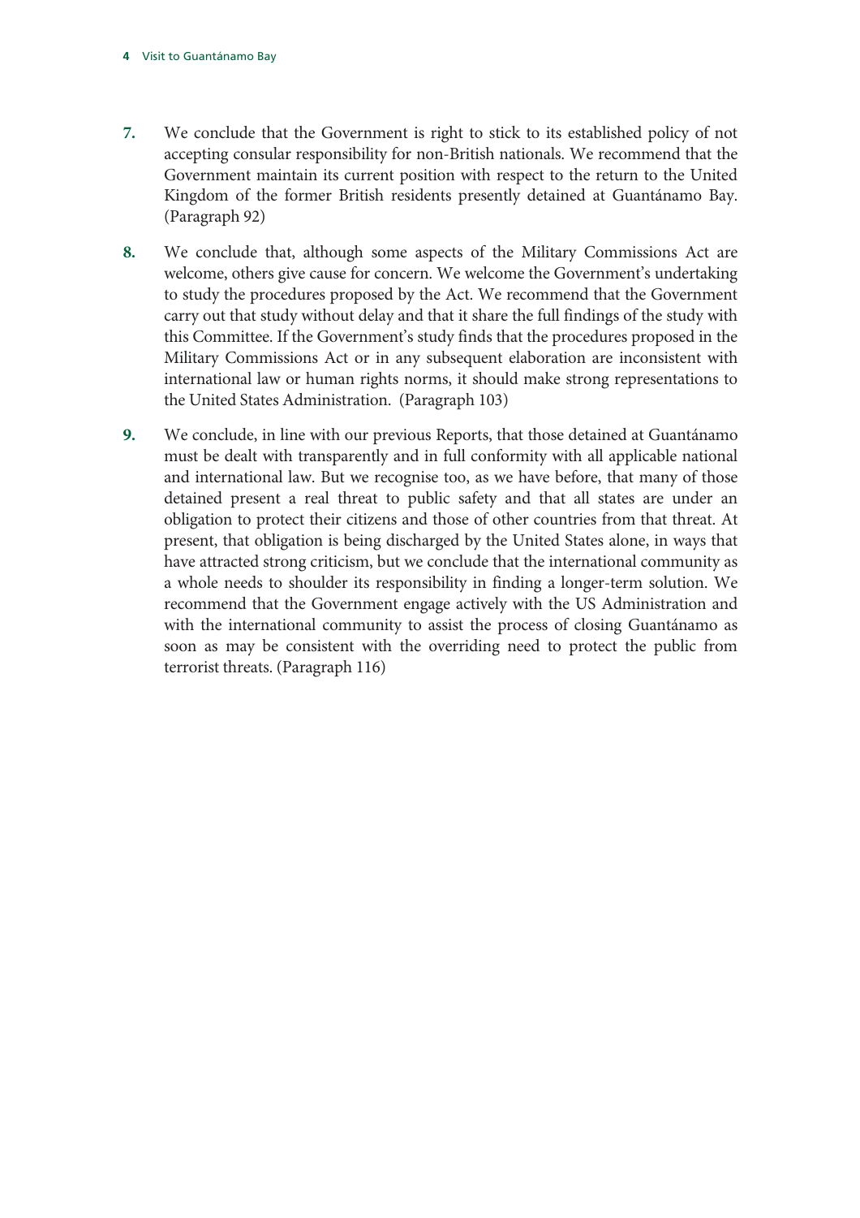7. We conclude that the Government is right to stick to its established policy of not accepting consular responsibility for non-British nationals. We recommend that the Government maintain its current position with respect to the return to the United Kingdom of the former British residents presently detained at Guantánamo Bay. (Paragraph 92)

8. We conclude that, although some aspects of the Military Commissions Act are welcome, others give cause for concern. We welcome the Government's undertaking to study the procedures proposed by the Act. We recommend that the Government carry out that study without delay and that it share the full findings of the study with this Committee. If the Government's study finds that the procedures proposed in the Military Commissions Act or in any subsequent elaboration are inconsistent with international law or human rights norms, it should make strong representations to the United States Administration. (Paragraph 103)

9. We conclude, in line with our previous Reports, that those detained at Guantánamo must be dealt with transparently and in full conformity with all applicable national and international law. But we recognise too, as we have before, that many of those detained present a real threat to public safety and that all states are under an obligation to protect their citizens and those of other countries from that threat. At present, that obligation is being discharged by the United States alone, in ways that have attracted strong criticism, but we conclude that the international community as a whole needs to shoulder its responsibility in finding a longer-term solution. We recommend that the Government engage actively with the US Administration and with the international community to assist the process of closing Guantánamo as soon as may be consistent with the overriding need to protect the public from terrorist threats. (Paragraph 116)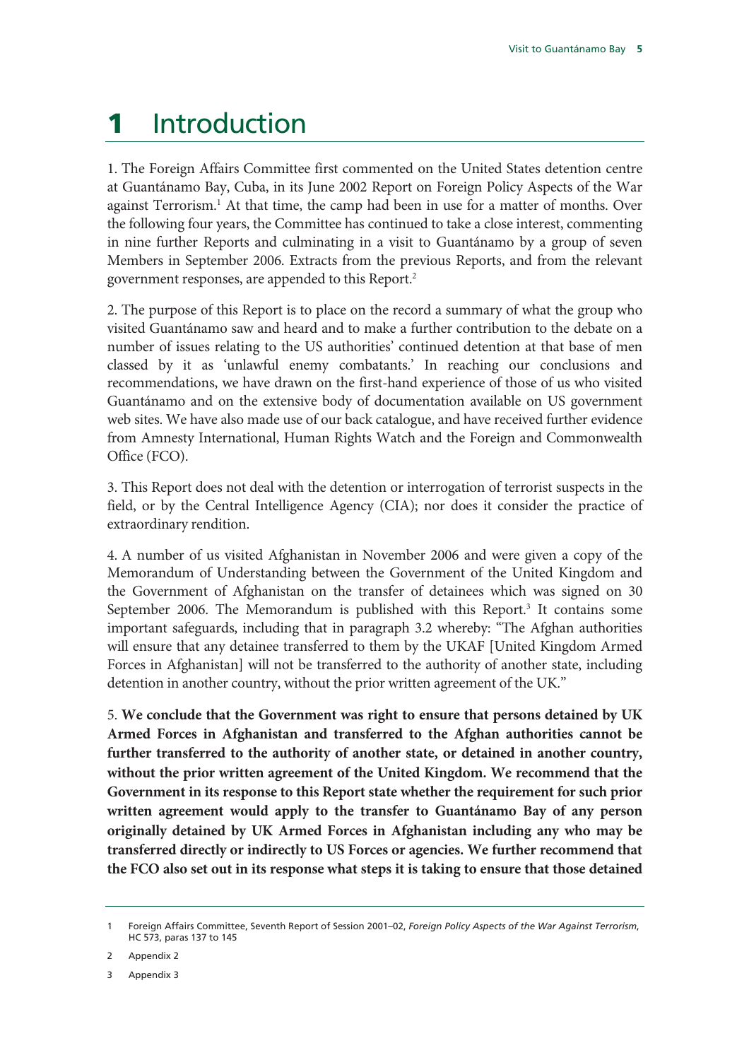# 1 Introduction

1. The Foreign Affairs Committee first commented on the United States detention centre at Guantánamo Bay, Cuba, in its June 2002 Report on Foreign Policy Aspects of the War against Terrorism.[1] At that time, the camp had been in use for a matter of months. Over the following four years, the Committee has continued to take a close interest, commenting in nine further Reports and culminating in a visit to Guantánamo by a group of seven Members in September 2006. Extracts from the previous Reports, and from the relevant government responses, are appended to this Report.[2]

2. The purpose of this Report is to place on the record a summary of what the group who visited Guantánamo saw and heard and to make a further contribution to the debate on a number of issues relating to the US authorities' continued detention at that base of men classed by it as 'unlawful enemy combatants.' In reaching our conclusions and recommendations, we have drawn on the first-hand experience of those of us who visited Guantánamo and on the extensive body of documentation available on US government web sites. We have also made use of our back catalogue, and have received further evidence from Amnesty International, Human Rights Watch and the Foreign and Commonwealth Office (FCO).

3. This Report does not deal with the detention or interrogation of terrorist suspects in the field, or by the Central Intelligence Agency (CIA); nor does it consider the practice of extraordinary rendition.

4. A number of us visited Afghanistan in November 2006 and were given a copy of the Memorandum of Understanding between the Government of the United Kingdom and the Government of Afghanistan on the transfer of detainees which was signed on 30 September 2006. The Memorandum is published with this Report.[3] It contains some important safeguards, including that in paragraph 3.2 whereby: "The Afghan authorities will ensure that any detainee transferred to them by the UKAF [United Kingdom Armed Forces in Afghanistan] will not be transferred to the authority of another state, including detention in another country, without the prior written agreement of the UK."

5. **We conclude that the Government was right to ensure that persons detained by UK Armed Forces in Afghanistan and transferred to the Afghan authorities cannot be further transferred to the authority of another state, or detained in another country, without the prior written agreement of the United Kingdom. We recommend that the Government in its response to this Report state whether the requirement for such prior written agreement would apply to the transfer to Guantánamo Bay of any person originally detained by UK Armed Forces in Afghanistan including any who may be transferred directly or indirectly to US Forces or agencies. We further recommend that the FCO also set out in its response what steps it is taking to ensure that those detained**

1 Foreign Affairs Committee, Seventh Report of Session 2001–02, *Foreign Policy Aspects of the War Against Terrorism*, HC 573, paras 137 to 145

2 Appendix 2

3 Appendix 3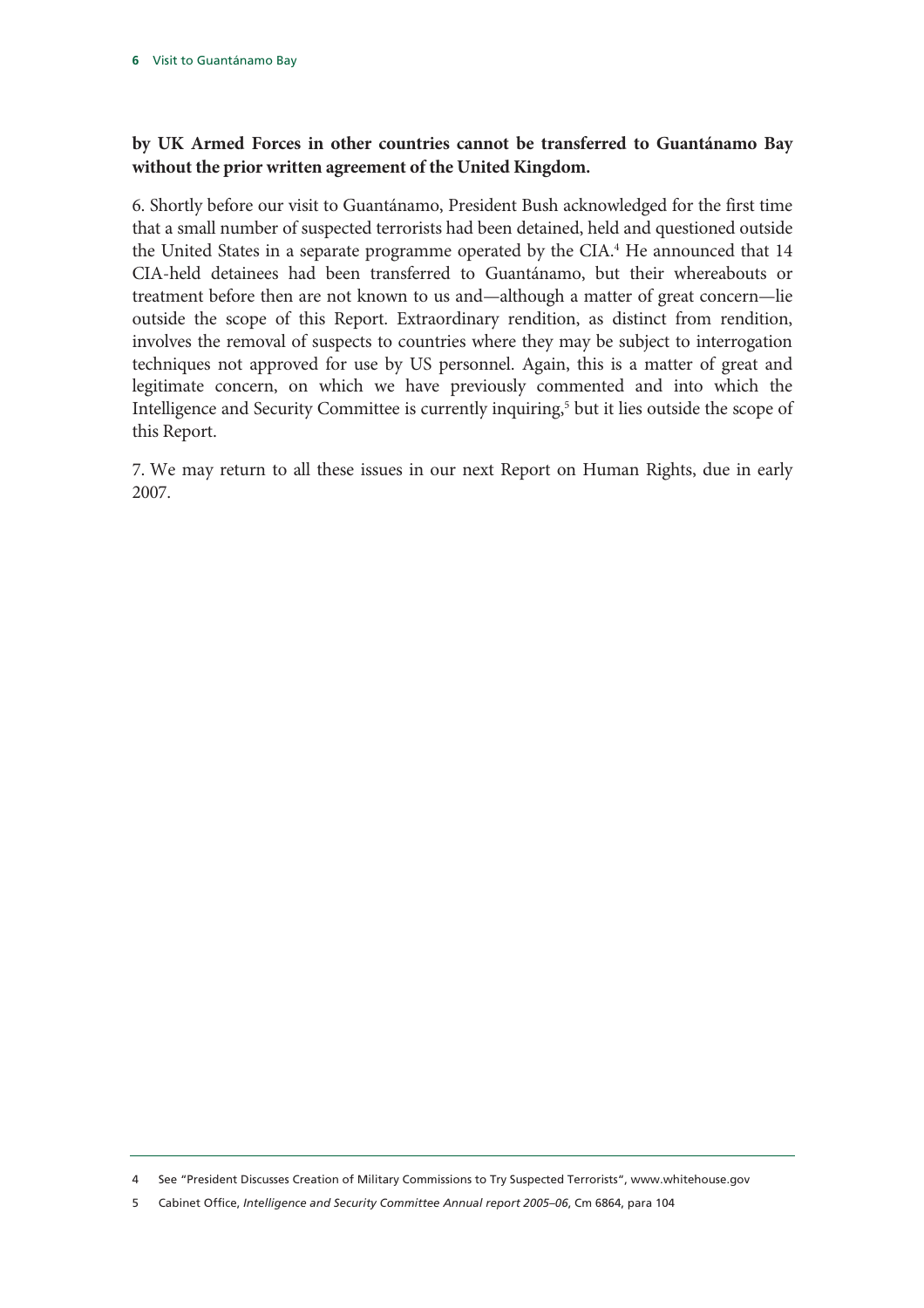**by UK Armed Forces in other countries cannot be transferred to Guantánamo Bay without the prior written agreement of the United Kingdom.**

6. Shortly before our visit to Guantánamo, President Bush acknowledged for the first time that a small number of suspected terrorists had been detained, held and questioned outside the United States in a separate programme operated by the CIA.[4] He announced that 14 CIA-held detainees had been transferred to Guantánamo, but their whereabouts or treatment before then are not known to us and—although a matter of great concern—lie outside the scope of this Report. Extraordinary rendition, as distinct from rendition, involves the removal of suspects to countries where they may be subject to interrogation techniques not approved for use by US personnel. Again, this is a matter of great and legitimate concern, on which we have previously commented and into which the Intelligence and Security Committee is currently inquiring,[5] but it lies outside the scope of this Report.

7. We may return to all these issues in our next Report on Human Rights, due in early 2007.

---

4 See "President Discusses Creation of Military Commissions to Try Suspected Terrorists", www.whitehouse.gov

5 Cabinet Office, *Intelligence and Security Committee Annual report 2005–06*, Cm 6864, para 104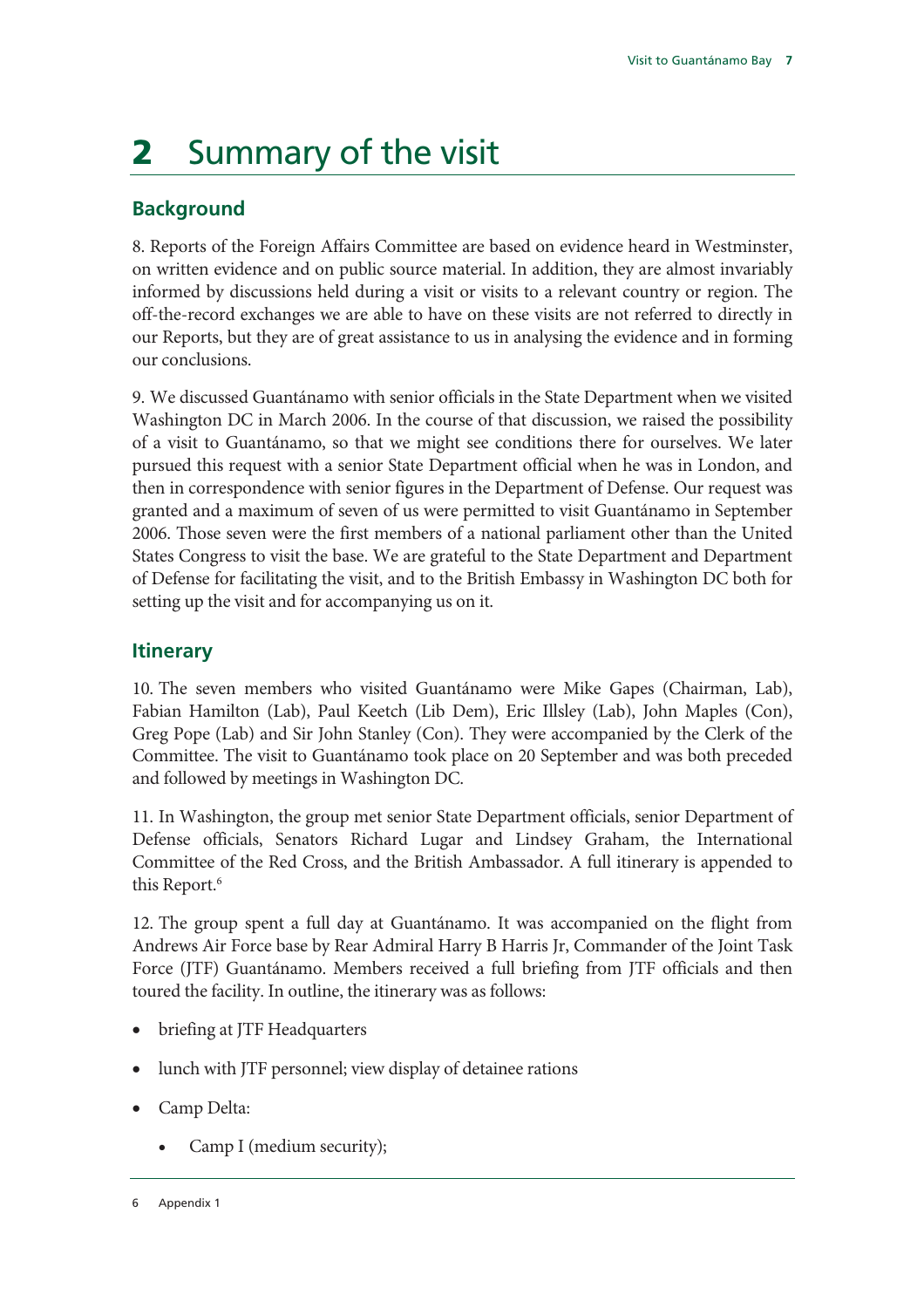# 2 Summary of the visit

## Background

8. Reports of the Foreign Affairs Committee are based on evidence heard in Westminster, on written evidence and on public source material. In addition, they are almost invariably informed by discussions held during a visit or visits to a relevant country or region. The off-the-record exchanges we are able to have on these visits are not referred to directly in our Reports, but they are of great assistance to us in analysing the evidence and in forming our conclusions.

9. We discussed Guantánamo with senior officials in the State Department when we visited Washington DC in March 2006. In the course of that discussion, we raised the possibility of a visit to Guantánamo, so that we might see conditions there for ourselves. We later pursued this request with a senior State Department official when he was in London, and then in correspondence with senior figures in the Department of Defense. Our request was granted and a maximum of seven of us were permitted to visit Guantánamo in September 2006. Those seven were the first members of a national parliament other than the United States Congress to visit the base. We are grateful to the State Department and Department of Defense for facilitating the visit, and to the British Embassy in Washington DC both for setting up the visit and for accompanying us on it.

## Itinerary

10. The seven members who visited Guantánamo were Mike Gapes (Chairman, Lab), Fabian Hamilton (Lab), Paul Keetch (Lib Dem), Eric Illsley (Lab), John Maples (Con), Greg Pope (Lab) and Sir John Stanley (Con). They were accompanied by the Clerk of the Committee. The visit to Guantánamo took place on 20 September and was both preceded and followed by meetings in Washington DC.

11. In Washington, the group met senior State Department officials, senior Department of Defense officials, Senators Richard Lugar and Lindsey Graham, the International Committee of the Red Cross, and the British Ambassador. A full itinerary is appended to this Report.[6]

12. The group spent a full day at Guantánamo. It was accompanied on the flight from Andrews Air Force base by Rear Admiral Harry B Harris Jr, Commander of the Joint Task Force (JTF) Guantánamo. Members received a full briefing from JTF officials and then toured the facility. In outline, the itinerary was as follows:

- briefing at JTF Headquarters
- lunch with JTF personnel; view display of detainee rations
- Camp Delta:
  - Camp I (medium security);

[6] Appendix 1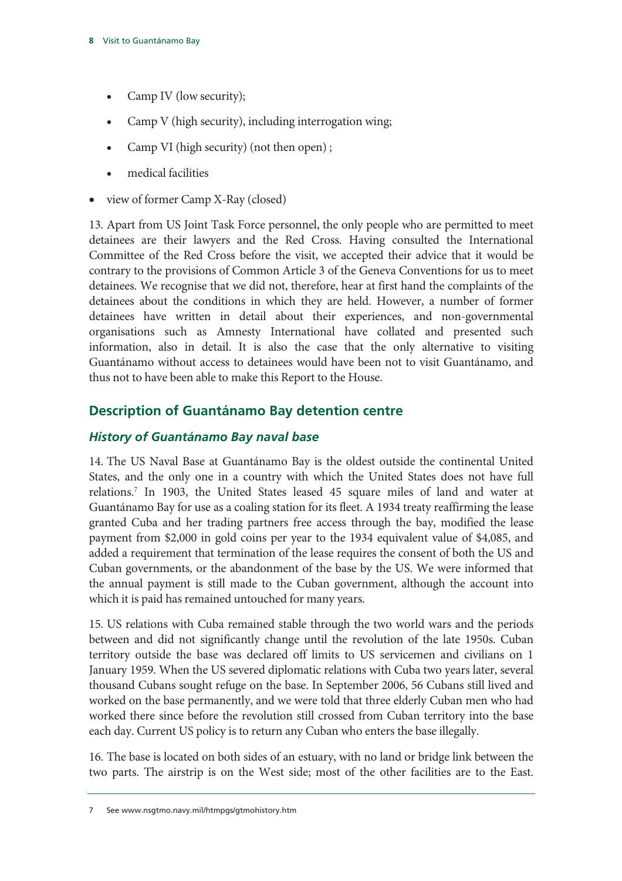- Camp IV (low security);
  - Camp V (high security), including interrogation wing;
  - Camp VI (high security) (not then open) ;
  - medical facilities
- view of former Camp X-Ray (closed)

13. Apart from US Joint Task Force personnel, the only people who are permitted to meet detainees are their lawyers and the Red Cross. Having consulted the International Committee of the Red Cross before the visit, we accepted their advice that it would be contrary to the provisions of Common Article 3 of the Geneva Conventions for us to meet detainees. We recognise that we did not, therefore, hear at first hand the complaints of the detainees about the conditions in which they are held. However, a number of former detainees have written in detail about their experiences, and non-governmental organisations such as Amnesty International have collated and presented such information, also in detail. It is also the case that the only alternative to visiting Guantánamo without access to detainees would have been not to visit Guantánamo, and thus not to have been able to make this Report to the House.

## Description of Guantánamo Bay detention centre

### *History of Guantánamo Bay naval base*

14. The US Naval Base at Guantánamo Bay is the oldest outside the continental United States, and the only one in a country with which the United States does not have full relations.[7] In 1903, the United States leased 45 square miles of land and water at Guantánamo Bay for use as a coaling station for its fleet. A 1934 treaty reaffirming the lease granted Cuba and her trading partners free access through the bay, modified the lease payment from $2,000 in gold coins per year to the 1934 equivalent value of $4,085, and added a requirement that termination of the lease requires the consent of both the US and Cuban governments, or the abandonment of the base by the US. We were informed that the annual payment is still made to the Cuban government, although the account into which it is paid has remained untouched for many years.

15. US relations with Cuba remained stable through the two world wars and the periods between and did not significantly change until the revolution of the late 1950s. Cuban territory outside the base was declared off limits to US servicemen and civilians on 1 January 1959. When the US severed diplomatic relations with Cuba two years later, several thousand Cubans sought refuge on the base. In September 2006, 56 Cubans still lived and worked on the base permanently, and we were told that three elderly Cuban men who had worked there since before the revolution still crossed from Cuban territory into the base each day. Current US policy is to return any Cuban who enters the base illegally.

16. The base is located on both sides of an estuary, with no land or bridge link between the two parts. The airstrip is on the West side; most of the other facilities are to the East.

7 See www.nsgtmo.navy.mil/htmpgs/gtmohistory.htm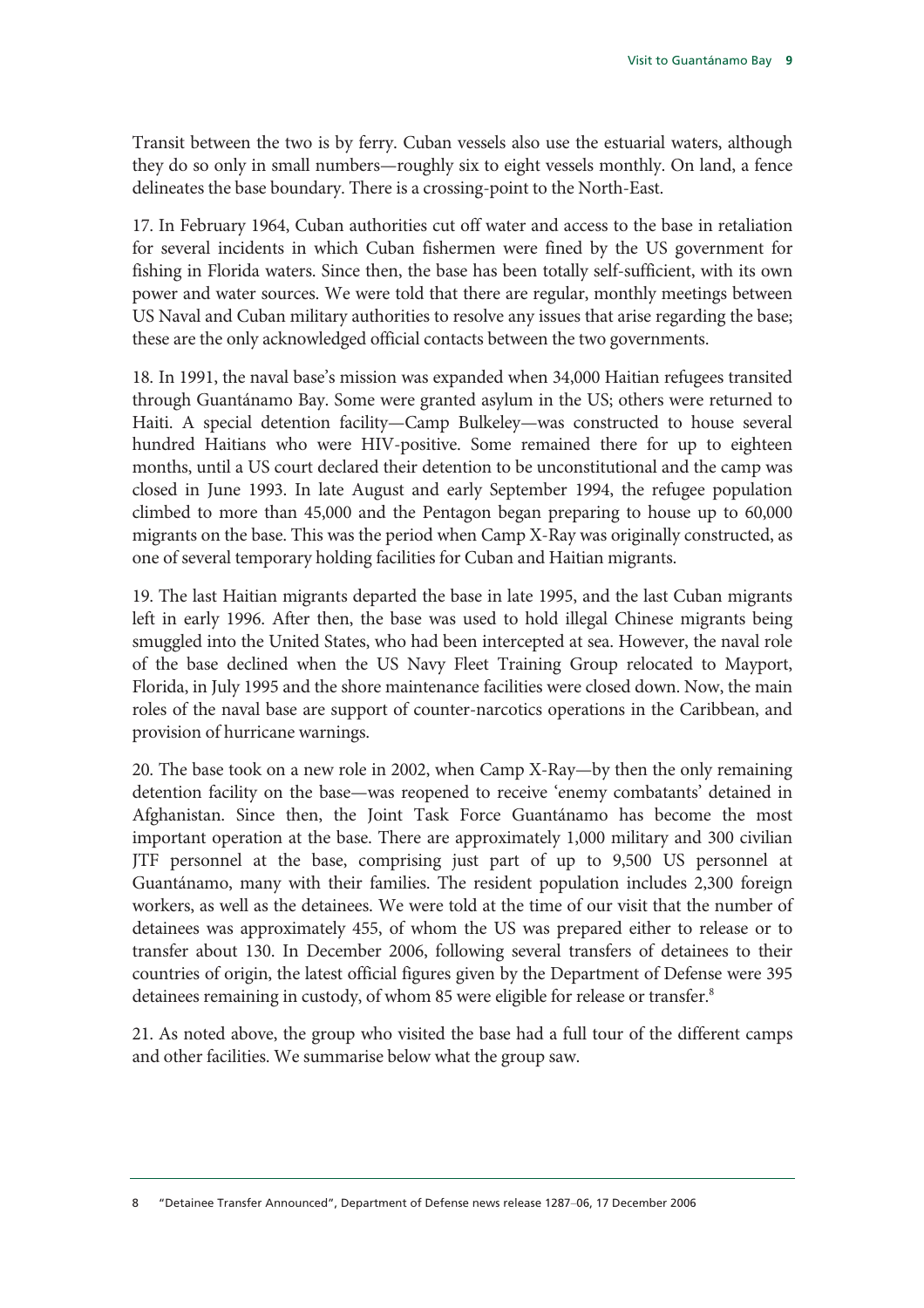Transit between the two is by ferry. Cuban vessels also use the estuarial waters, although they do so only in small numbers—roughly six to eight vessels monthly. On land, a fence delineates the base boundary. There is a crossing-point to the North-East.

17. In February 1964, Cuban authorities cut off water and access to the base in retaliation for several incidents in which Cuban fishermen were fined by the US government for fishing in Florida waters. Since then, the base has been totally self-sufficient, with its own power and water sources. We were told that there are regular, monthly meetings between US Naval and Cuban military authorities to resolve any issues that arise regarding the base; these are the only acknowledged official contacts between the two governments.

18. In 1991, the naval base's mission was expanded when 34,000 Haitian refugees transited through Guantánamo Bay. Some were granted asylum in the US; others were returned to Haiti. A special detention facility—Camp Bulkeley—was constructed to house several hundred Haitians who were HIV-positive. Some remained there for up to eighteen months, until a US court declared their detention to be unconstitutional and the camp was closed in June 1993. In late August and early September 1994, the refugee population climbed to more than 45,000 and the Pentagon began preparing to house up to 60,000 migrants on the base. This was the period when Camp X-Ray was originally constructed, as one of several temporary holding facilities for Cuban and Haitian migrants.

19. The last Haitian migrants departed the base in late 1995, and the last Cuban migrants left in early 1996. After then, the base was used to hold illegal Chinese migrants being smuggled into the United States, who had been intercepted at sea. However, the naval role of the base declined when the US Navy Fleet Training Group relocated to Mayport, Florida, in July 1995 and the shore maintenance facilities were closed down. Now, the main roles of the naval base are support of counter-narcotics operations in the Caribbean, and provision of hurricane warnings.

20. The base took on a new role in 2002, when Camp X-Ray—by then the only remaining detention facility on the base—was reopened to receive 'enemy combatants' detained in Afghanistan. Since then, the Joint Task Force Guantánamo has become the most important operation at the base. There are approximately 1,000 military and 300 civilian JTF personnel at the base, comprising just part of up to 9,500 US personnel at Guantánamo, many with their families. The resident population includes 2,300 foreign workers, as well as the detainees. We were told at the time of our visit that the number of detainees was approximately 455, of whom the US was prepared either to release or to transfer about 130. In December 2006, following several transfers of detainees to their countries of origin, the latest official figures given by the Department of Defense were 395 detainees remaining in custody, of whom 85 were eligible for release or transfer.[8]

21. As noted above, the group who visited the base had a full tour of the different camps and other facilities. We summarise below what the group saw.

8 "Detainee Transfer Announced", Department of Defense news release 1287–06, 17 December 2006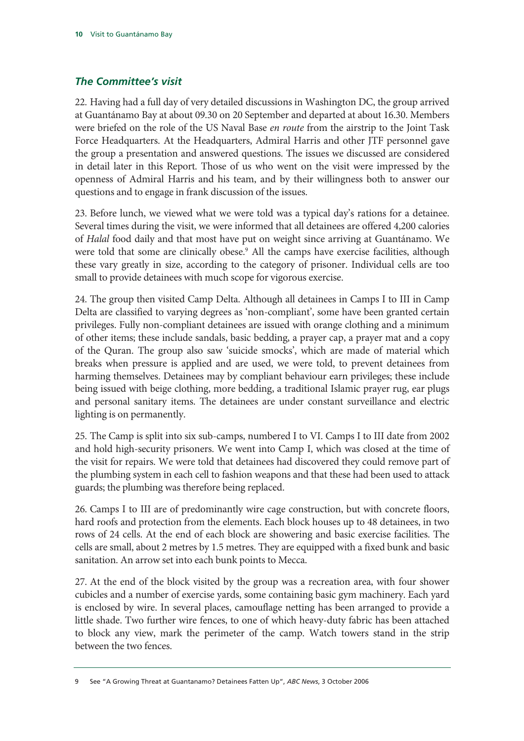### *The Committee's visit*

22. Having had a full day of very detailed discussions in Washington DC, the group arrived at Guantánamo Bay at about 09.30 on 20 September and departed at about 16.30. Members were briefed on the role of the US Naval Base *en route* from the airstrip to the Joint Task Force Headquarters. At the Headquarters, Admiral Harris and other JTF personnel gave the group a presentation and answered questions. The issues we discussed are considered in detail later in this Report. Those of us who went on the visit were impressed by the openness of Admiral Harris and his team, and by their willingness both to answer our questions and to engage in frank discussion of the issues.

23. Before lunch, we viewed what we were told was a typical day's rations for a detainee. Several times during the visit, we were informed that all detainees are offered 4,200 calories of *Halal* food daily and that most have put on weight since arriving at Guantánamo. We were told that some are clinically obese.[9] All the camps have exercise facilities, although these vary greatly in size, according to the category of prisoner. Individual cells are too small to provide detainees with much scope for vigorous exercise.

24. The group then visited Camp Delta. Although all detainees in Camps I to III in Camp Delta are classified to varying degrees as 'non-compliant', some have been granted certain privileges. Fully non-compliant detainees are issued with orange clothing and a minimum of other items; these include sandals, basic bedding, a prayer cap, a prayer mat and a copy of the Quran. The group also saw 'suicide smocks', which are made of material which breaks when pressure is applied and are used, we were told, to prevent detainees from harming themselves. Detainees may by compliant behaviour earn privileges; these include being issued with beige clothing, more bedding, a traditional Islamic prayer rug, ear plugs and personal sanitary items. The detainees are under constant surveillance and electric lighting is on permanently.

25. The Camp is split into six sub-camps, numbered I to VI. Camps I to III date from 2002 and hold high-security prisoners. We went into Camp I, which was closed at the time of the visit for repairs. We were told that detainees had discovered they could remove part of the plumbing system in each cell to fashion weapons and that these had been used to attack guards; the plumbing was therefore being replaced.

26. Camps I to III are of predominantly wire cage construction, but with concrete floors, hard roofs and protection from the elements. Each block houses up to 48 detainees, in two rows of 24 cells. At the end of each block are showering and basic exercise facilities. The cells are small, about 2 metres by 1.5 metres. They are equipped with a fixed bunk and basic sanitation. An arrow set into each bunk points to Mecca.

27. At the end of the block visited by the group was a recreation area, with four shower cubicles and a number of exercise yards, some containing basic gym machinery. Each yard is enclosed by wire. In several places, camouflage netting has been arranged to provide a little shade. Two further wire fences, to one of which heavy-duty fabric has been attached to block any view, mark the perimeter of the camp. Watch towers stand in the strip between the two fences.

---

9 See "A Growing Threat at Guantanamo? Detainees Fatten Up", *ABC News*, 3 October 2006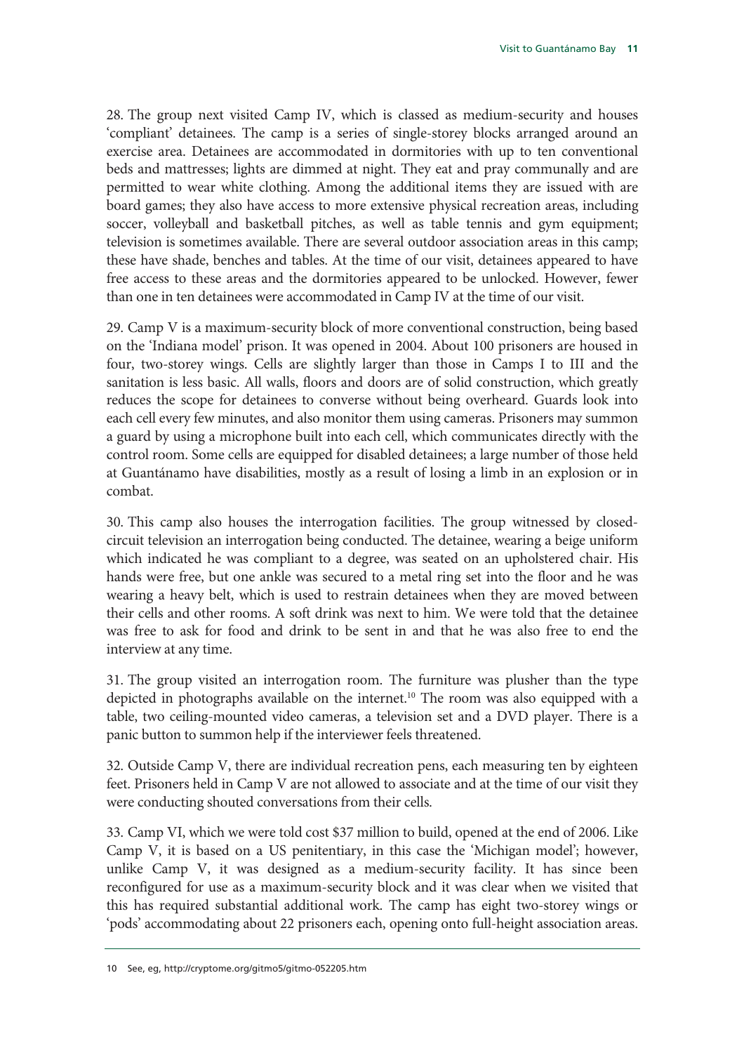28. The group next visited Camp IV, which is classed as medium-security and houses 'compliant' detainees. The camp is a series of single-storey blocks arranged around an exercise area. Detainees are accommodated in dormitories with up to ten conventional beds and mattresses; lights are dimmed at night. They eat and pray communally and are permitted to wear white clothing. Among the additional items they are issued with are board games; they also have access to more extensive physical recreation areas, including soccer, volleyball and basketball pitches, as well as table tennis and gym equipment; television is sometimes available. There are several outdoor association areas in this camp; these have shade, benches and tables. At the time of our visit, detainees appeared to have free access to these areas and the dormitories appeared to be unlocked. However, fewer than one in ten detainees were accommodated in Camp IV at the time of our visit.

29. Camp V is a maximum-security block of more conventional construction, being based on the 'Indiana model' prison. It was opened in 2004. About 100 prisoners are housed in four, two-storey wings. Cells are slightly larger than those in Camps I to III and the sanitation is less basic. All walls, floors and doors are of solid construction, which greatly reduces the scope for detainees to converse without being overheard. Guards look into each cell every few minutes, and also monitor them using cameras. Prisoners may summon a guard by using a microphone built into each cell, which communicates directly with the control room. Some cells are equipped for disabled detainees; a large number of those held at Guantánamo have disabilities, mostly as a result of losing a limb in an explosion or in combat.

30. This camp also houses the interrogation facilities. The group witnessed by closed-circuit television an interrogation being conducted. The detainee, wearing a beige uniform which indicated he was compliant to a degree, was seated on an upholstered chair. His hands were free, but one ankle was secured to a metal ring set into the floor and he was wearing a heavy belt, which is used to restrain detainees when they are moved between their cells and other rooms. A soft drink was next to him. We were told that the detainee was free to ask for food and drink to be sent in and that he was also free to end the interview at any time.

31. The group visited an interrogation room. The furniture was plusher than the type depicted in photographs available on the internet.[10] The room was also equipped with a table, two ceiling-mounted video cameras, a television set and a DVD player. There is a panic button to summon help if the interviewer feels threatened.

32. Outside Camp V, there are individual recreation pens, each measuring ten by eighteen feet. Prisoners held in Camp V are not allowed to associate and at the time of our visit they were conducting shouted conversations from their cells.

33. Camp VI, which we were told cost $37 million to build, opened at the end of 2006. Like Camp V, it is based on a US penitentiary, in this case the 'Michigan model'; however, unlike Camp V, it was designed as a medium-security facility. It has since been reconfigured for use as a maximum-security block and it was clear when we visited that this has required substantial additional work. The camp has eight two-storey wings or 'pods' accommodating about 22 prisoners each, opening onto full-height association areas.

10 See, eg, http://cryptome.org/gitmo5/gitmo-052205.htm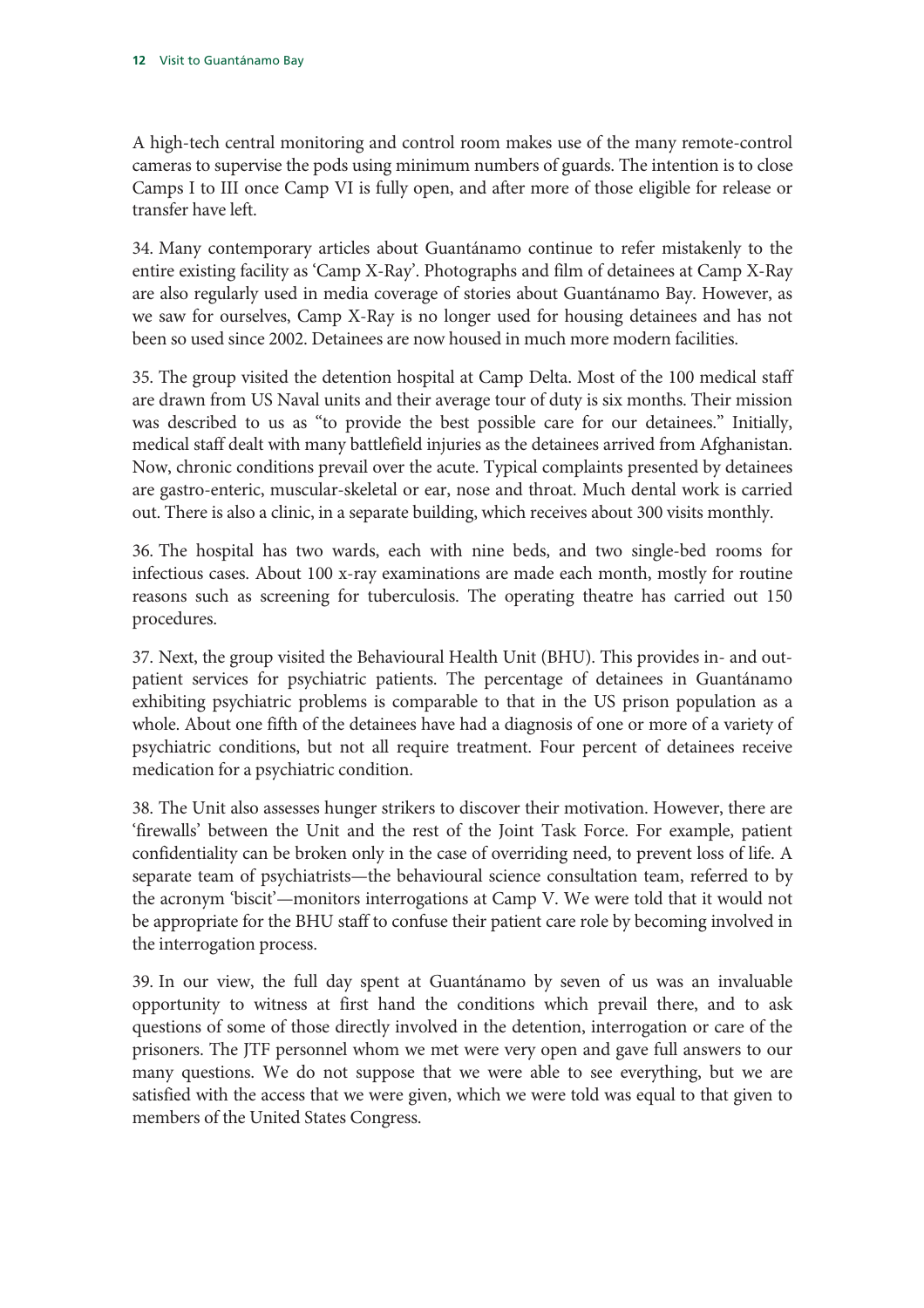A high-tech central monitoring and control room makes use of the many remote-control cameras to supervise the pods using minimum numbers of guards. The intention is to close Camps I to III once Camp VI is fully open, and after more of those eligible for release or transfer have left.

34. Many contemporary articles about Guantánamo continue to refer mistakenly to the entire existing facility as 'Camp X-Ray'. Photographs and film of detainees at Camp X-Ray are also regularly used in media coverage of stories about Guantánamo Bay. However, as we saw for ourselves, Camp X-Ray is no longer used for housing detainees and has not been so used since 2002. Detainees are now housed in much more modern facilities.

35. The group visited the detention hospital at Camp Delta. Most of the 100 medical staff are drawn from US Naval units and their average tour of duty is six months. Their mission was described to us as "to provide the best possible care for our detainees." Initially, medical staff dealt with many battlefield injuries as the detainees arrived from Afghanistan. Now, chronic conditions prevail over the acute. Typical complaints presented by detainees are gastro-enteric, muscular-skeletal or ear, nose and throat. Much dental work is carried out. There is also a clinic, in a separate building, which receives about 300 visits monthly.

36. The hospital has two wards, each with nine beds, and two single-bed rooms for infectious cases. About 100 x-ray examinations are made each month, mostly for routine reasons such as screening for tuberculosis. The operating theatre has carried out 150 procedures.

37. Next, the group visited the Behavioural Health Unit (BHU). This provides in- and out-patient services for psychiatric patients. The percentage of detainees in Guantánamo exhibiting psychiatric problems is comparable to that in the US prison population as a whole. About one fifth of the detainees have had a diagnosis of one or more of a variety of psychiatric conditions, but not all require treatment. Four percent of detainees receive medication for a psychiatric condition.

38. The Unit also assesses hunger strikers to discover their motivation. However, there are 'firewalls' between the Unit and the rest of the Joint Task Force. For example, patient confidentiality can be broken only in the case of overriding need, to prevent loss of life. A separate team of psychiatrists—the behavioural science consultation team, referred to by the acronym 'biscit'—monitors interrogations at Camp V. We were told that it would not be appropriate for the BHU staff to confuse their patient care role by becoming involved in the interrogation process.

39. In our view, the full day spent at Guantánamo by seven of us was an invaluable opportunity to witness at first hand the conditions which prevail there, and to ask questions of some of those directly involved in the detention, interrogation or care of the prisoners. The JTF personnel whom we met were very open and gave full answers to our many questions. We do not suppose that we were able to see everything, but we are satisfied with the access that we were given, which we were told was equal to that given to members of the United States Congress.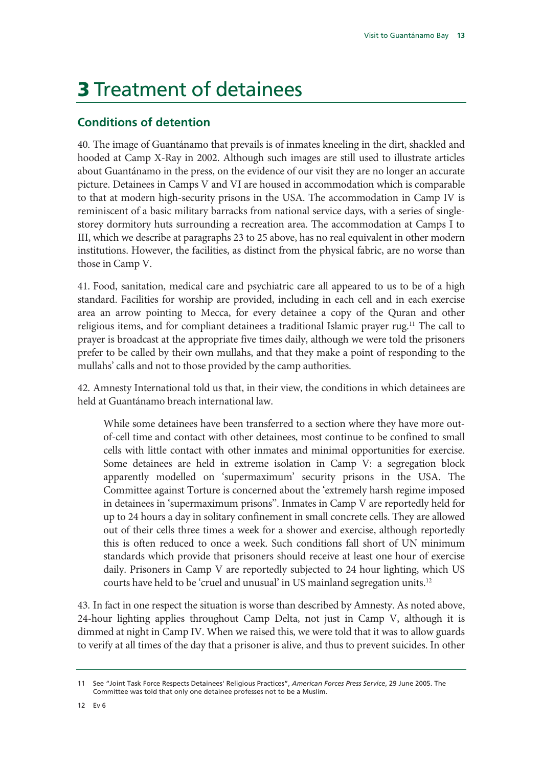# 3 Treatment of detainees

## Conditions of detention

40. The image of Guantánamo that prevails is of inmates kneeling in the dirt, shackled and hooded at Camp X-Ray in 2002. Although such images are still used to illustrate articles about Guantánamo in the press, on the evidence of our visit they are no longer an accurate picture. Detainees in Camps V and VI are housed in accommodation which is comparable to that at modern high-security prisons in the USA. The accommodation in Camp IV is reminiscent of a basic military barracks from national service days, with a series of single-storey dormitory huts surrounding a recreation area. The accommodation at Camps I to III, which we describe at paragraphs 23 to 25 above, has no real equivalent in other modern institutions. However, the facilities, as distinct from the physical fabric, are no worse than those in Camp V.

41. Food, sanitation, medical care and psychiatric care all appeared to us to be of a high standard. Facilities for worship are provided, including in each cell and in each exercise area an arrow pointing to Mecca, for every detainee a copy of the Quran and other religious items, and for compliant detainees a traditional Islamic prayer rug.[11] The call to prayer is broadcast at the appropriate five times daily, although we were told the prisoners prefer to be called by their own mullahs, and that they make a point of responding to the mullahs' calls and not to those provided by the camp authorities.

42. Amnesty International told us that, in their view, the conditions in which detainees are held at Guantánamo breach international law.

> While some detainees have been transferred to a section where they have more out-of-cell time and contact with other detainees, most continue to be confined to small cells with little contact with other inmates and minimal opportunities for exercise. Some detainees are held in extreme isolation in Camp V: a segregation block apparently modelled on 'supermaximum' security prisons in the USA. The Committee against Torture is concerned about the 'extremely harsh regime imposed in detainees in 'supermaximum prisons''. Inmates in Camp V are reportedly held for up to 24 hours a day in solitary confinement in small concrete cells. They are allowed out of their cells three times a week for a shower and exercise, although reportedly this is often reduced to once a week. Such conditions fall short of UN minimum standards which provide that prisoners should receive at least one hour of exercise daily. Prisoners in Camp V are reportedly subjected to 24 hour lighting, which US courts have held to be 'cruel and unusual' in US mainland segregation units.[12]

43. In fact in one respect the situation is worse than described by Amnesty. As noted above, 24-hour lighting applies throughout Camp Delta, not just in Camp V, although it is dimmed at night in Camp IV. When we raised this, we were told that it was to allow guards to verify at all times of the day that a prisoner is alive, and thus to prevent suicides. In other

---

11 See "Joint Task Force Respects Detainees' Religious Practices", *American Forces Press Service*, 29 June 2005. The Committee was told that only one detainee professes not to be a Muslim.

12 Ev 6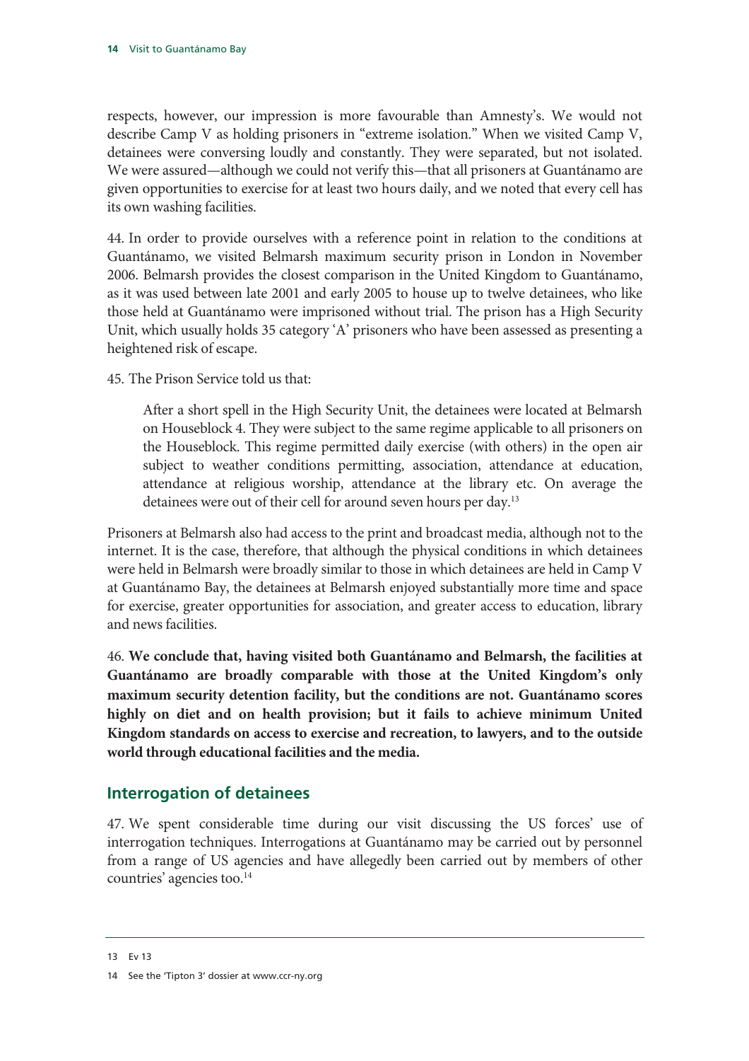respects, however, our impression is more favourable than Amnesty's. We would not describe Camp V as holding prisoners in "extreme isolation." When we visited Camp V, detainees were conversing loudly and constantly. They were separated, but not isolated. We were assured—although we could not verify this—that all prisoners at Guantánamo are given opportunities to exercise for at least two hours daily, and we noted that every cell has its own washing facilities.

44. In order to provide ourselves with a reference point in relation to the conditions at Guantánamo, we visited Belmarsh maximum security prison in London in November 2006. Belmarsh provides the closest comparison in the United Kingdom to Guantánamo, as it was used between late 2001 and early 2005 to house up to twelve detainees, who like those held at Guantánamo were imprisoned without trial. The prison has a High Security Unit, which usually holds 35 category 'A' prisoners who have been assessed as presenting a heightened risk of escape.

45. The Prison Service told us that:

> After a short spell in the High Security Unit, the detainees were located at Belmarsh on Houseblock 4. They were subject to the same regime applicable to all prisoners on the Houseblock. This regime permitted daily exercise (with others) in the open air subject to weather conditions permitting, association, attendance at education, attendance at religious worship, attendance at the library etc. On average the detainees were out of their cell for around seven hours per day.[13]

Prisoners at Belmarsh also had access to the print and broadcast media, although not to the internet. It is the case, therefore, that although the physical conditions in which detainees were held in Belmarsh were broadly similar to those in which detainees are held in Camp V at Guantánamo Bay, the detainees at Belmarsh enjoyed substantially more time and space for exercise, greater opportunities for association, and greater access to education, library and news facilities.

46. **We conclude that, having visited both Guantánamo and Belmarsh, the facilities at Guantánamo are broadly comparable with those at the United Kingdom's only maximum security detention facility, but the conditions are not. Guantánamo scores highly on diet and on health provision; but it fails to achieve minimum United Kingdom standards on access to exercise and recreation, to lawyers, and to the outside world through educational facilities and the media.**

## Interrogation of detainees

47. We spent considerable time during our visit discussing the US forces' use of interrogation techniques. Interrogations at Guantánamo may be carried out by personnel from a range of US agencies and have allegedly been carried out by members of other countries' agencies too.[14]

---

13 Ev 13

14 See the 'Tipton 3' dossier at www.ccr-ny.org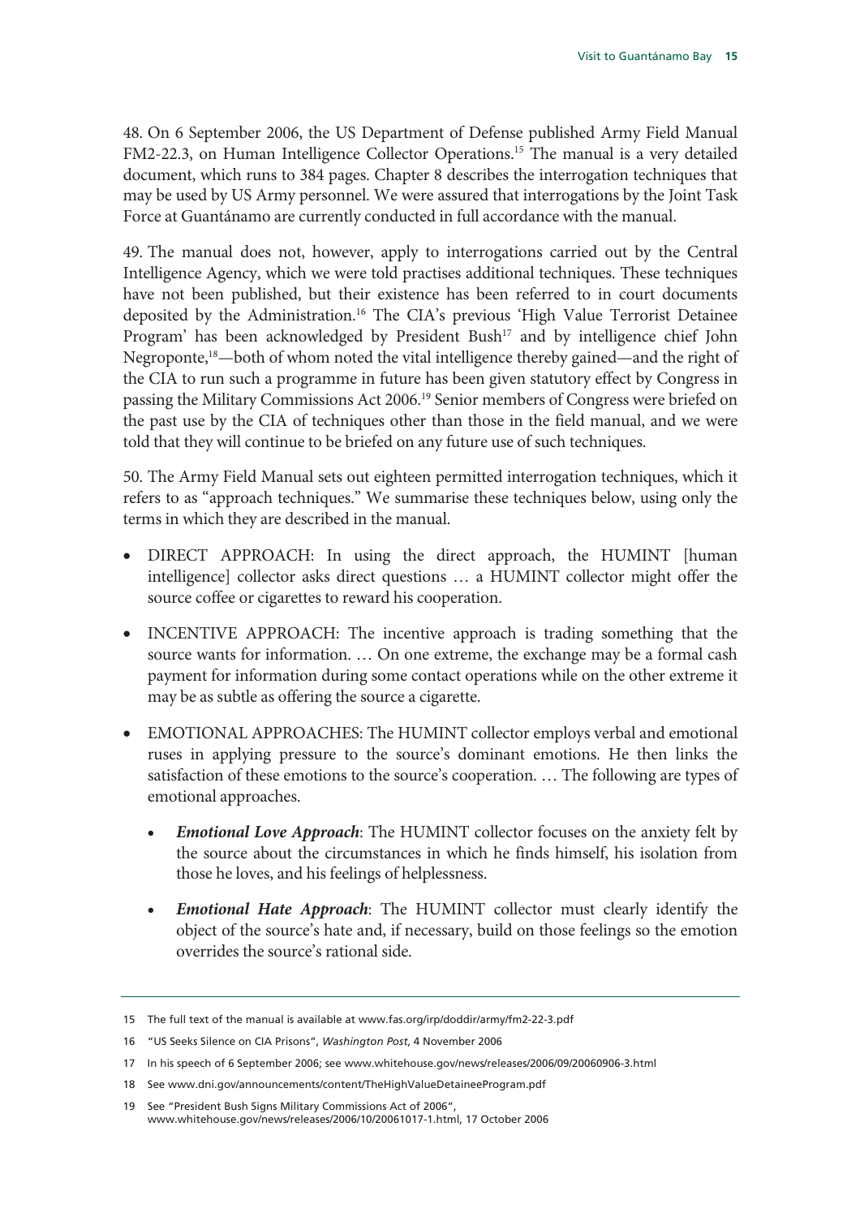48. On 6 September 2006, the US Department of Defense published Army Field Manual FM2-22.3, on Human Intelligence Collector Operations.[15] The manual is a very detailed document, which runs to 384 pages. Chapter 8 describes the interrogation techniques that may be used by US Army personnel. We were assured that interrogations by the Joint Task Force at Guantánamo are currently conducted in full accordance with the manual.

49. The manual does not, however, apply to interrogations carried out by the Central Intelligence Agency, which we were told practises additional techniques. These techniques have not been published, but their existence has been referred to in court documents deposited by the Administration.[16] The CIA's previous 'High Value Terrorist Detainee Program' has been acknowledged by President Bush[17] and by intelligence chief John Negroponte,[18]—both of whom noted the vital intelligence thereby gained—and the right of the CIA to run such a programme in future has been given statutory effect by Congress in passing the Military Commissions Act 2006.[19] Senior members of Congress were briefed on the past use by the CIA of techniques other than those in the field manual, and we were told that they will continue to be briefed on any future use of such techniques.

50. The Army Field Manual sets out eighteen permitted interrogation techniques, which it refers to as "approach techniques." We summarise these techniques below, using only the terms in which they are described in the manual.

- DIRECT APPROACH: In using the direct approach, the HUMINT [human intelligence] collector asks direct questions … a HUMINT collector might offer the source coffee or cigarettes to reward his cooperation.
- INCENTIVE APPROACH: The incentive approach is trading something that the source wants for information. … On one extreme, the exchange may be a formal cash payment for information during some contact operations while on the other extreme it may be as subtle as offering the source a cigarette.
- EMOTIONAL APPROACHES: The HUMINT collector employs verbal and emotional ruses in applying pressure to the source's dominant emotions. He then links the satisfaction of these emotions to the source's cooperation. … The following are types of emotional approaches.
  - ***Emotional Love Approach***: The HUMINT collector focuses on the anxiety felt by the source about the circumstances in which he finds himself, his isolation from those he loves, and his feelings of helplessness.
  - ***Emotional Hate Approach***: The HUMINT collector must clearly identify the object of the source's hate and, if necessary, build on those feelings so the emotion overrides the source's rational side.

15 The full text of the manual is available at www.fas.org/irp/doddir/army/fm2-22-3.pdf

16 "US Seeks Silence on CIA Prisons", *Washington Post*, 4 November 2006

17 In his speech of 6 September 2006; see www.whitehouse.gov/news/releases/2006/09/20060906-3.html

18 See www.dni.gov/announcements/content/TheHighValueDetaineeProgram.pdf

19 See "President Bush Signs Military Commissions Act of 2006", www.whitehouse.gov/news/releases/2006/10/20061017-1.html, 17 October 2006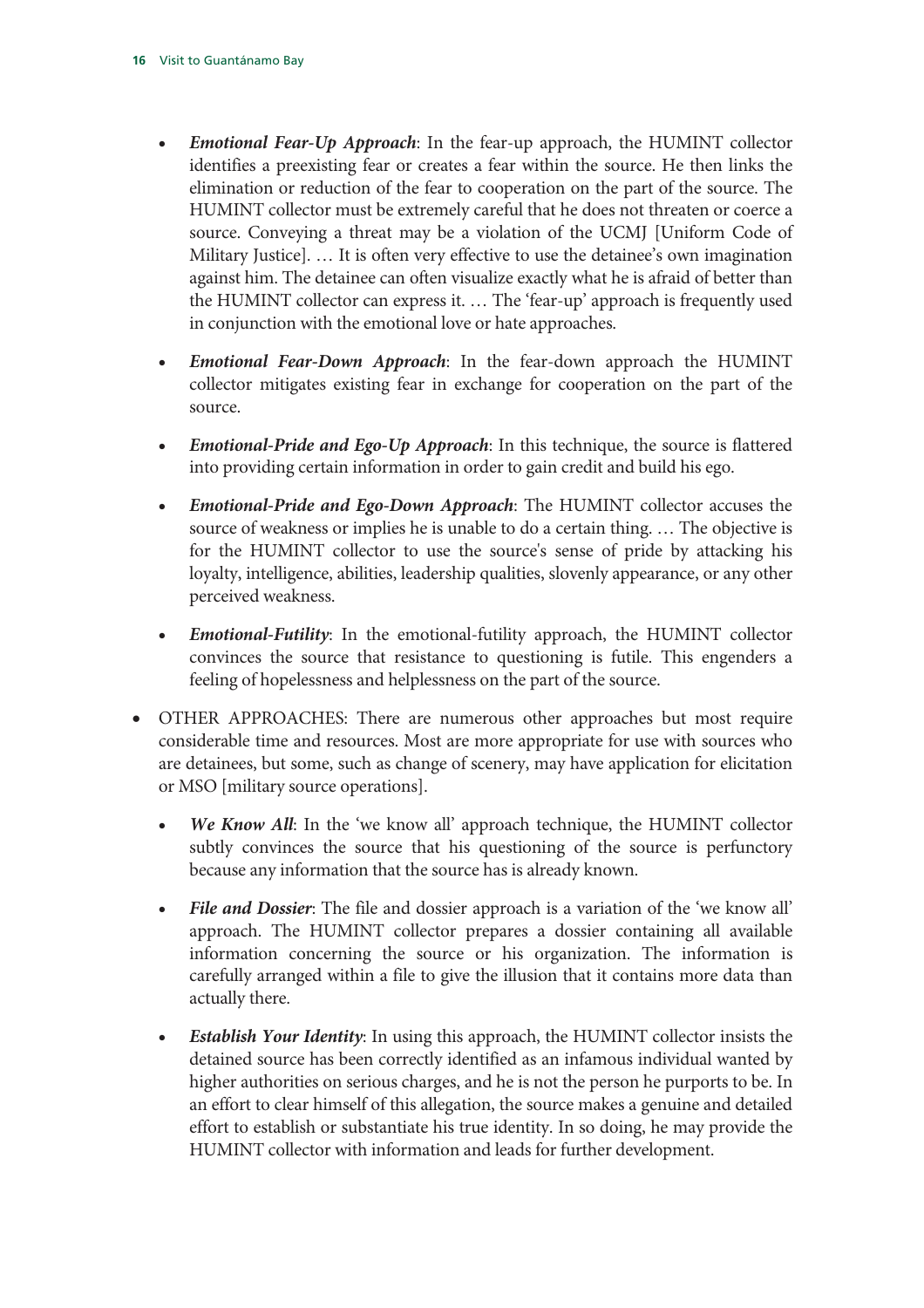- ***Emotional Fear-Up Approach***: In the fear-up approach, the HUMINT collector identifies a preexisting fear or creates a fear within the source. He then links the elimination or reduction of the fear to cooperation on the part of the source. The HUMINT collector must be extremely careful that he does not threaten or coerce a source. Conveying a threat may be a violation of the UCMJ [Uniform Code of Military Justice]. … It is often very effective to use the detainee's own imagination against him. The detainee can often visualize exactly what he is afraid of better than the HUMINT collector can express it. … The 'fear-up' approach is frequently used in conjunction with the emotional love or hate approaches.

- ***Emotional Fear-Down Approach***: In the fear-down approach the HUMINT collector mitigates existing fear in exchange for cooperation on the part of the source.

- ***Emotional-Pride and Ego-Up Approach***: In this technique, the source is flattered into providing certain information in order to gain credit and build his ego.

- ***Emotional-Pride and Ego-Down Approach***: The HUMINT collector accuses the source of weakness or implies he is unable to do a certain thing. … The objective is for the HUMINT collector to use the source's sense of pride by attacking his loyalty, intelligence, abilities, leadership qualities, slovenly appearance, or any other perceived weakness.

- ***Emotional-Futility***: In the emotional-futility approach, the HUMINT collector convinces the source that resistance to questioning is futile. This engenders a feeling of hopelessness and helplessness on the part of the source.

- OTHER APPROACHES: There are numerous other approaches but most require considerable time and resources. Most are more appropriate for use with sources who are detainees, but some, such as change of scenery, may have application for elicitation or MSO [military source operations].

  - ***We Know All***: In the 'we know all' approach technique, the HUMINT collector subtly convinces the source that his questioning of the source is perfunctory because any information that the source has is already known.

  - ***File and Dossier***: The file and dossier approach is a variation of the 'we know all' approach. The HUMINT collector prepares a dossier containing all available information concerning the source or his organization. The information is carefully arranged within a file to give the illusion that it contains more data than actually there.

  - ***Establish Your Identity***: In using this approach, the HUMINT collector insists the detained source has been correctly identified as an infamous individual wanted by higher authorities on serious charges, and he is not the person he purports to be. In an effort to clear himself of this allegation, the source makes a genuine and detailed effort to establish or substantiate his true identity. In so doing, he may provide the HUMINT collector with information and leads for further development.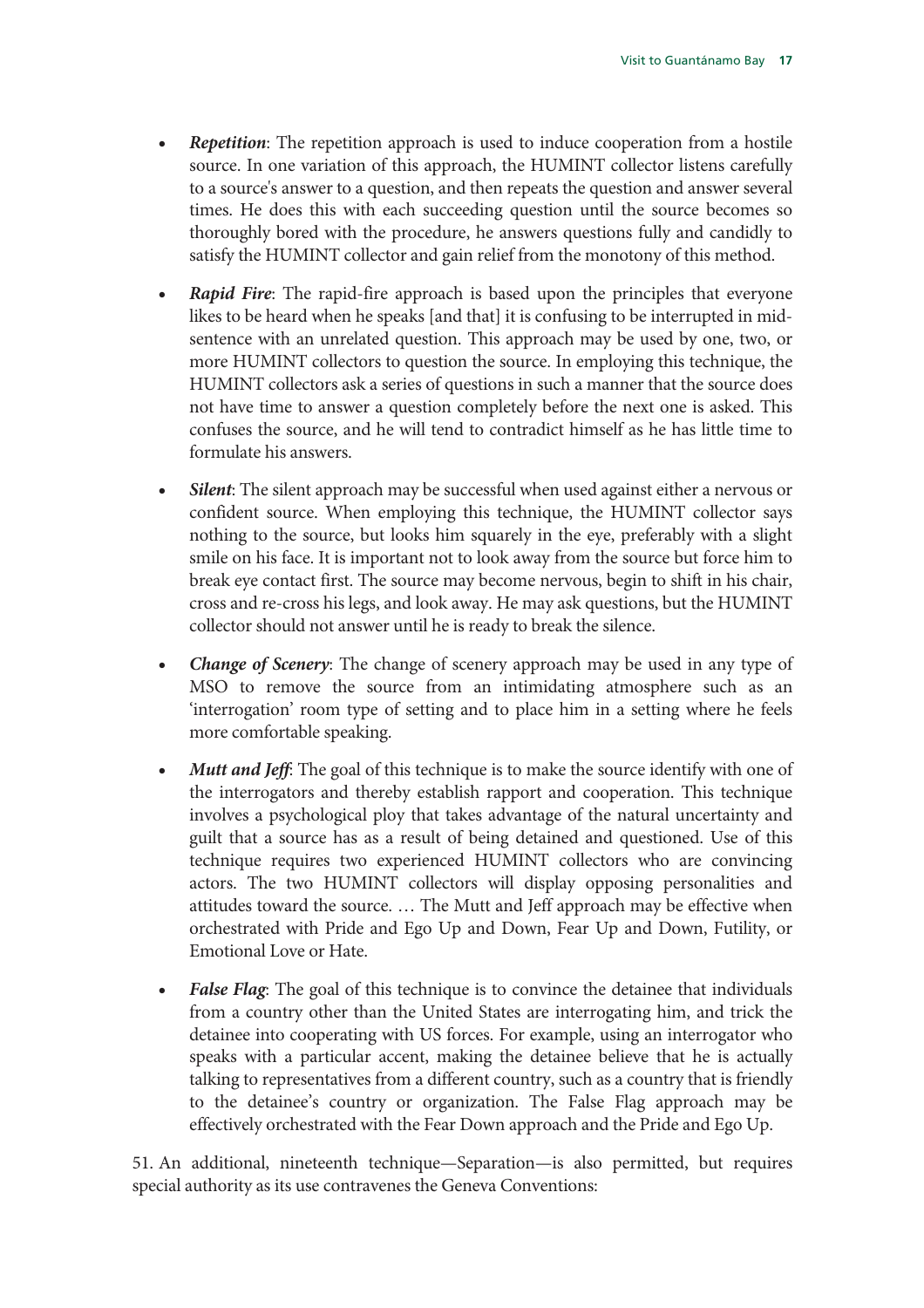- ***Repetition***: The repetition approach is used to induce cooperation from a hostile source. In one variation of this approach, the HUMINT collector listens carefully to a source's answer to a question, and then repeats the question and answer several times. He does this with each succeeding question until the source becomes so thoroughly bored with the procedure, he answers questions fully and candidly to satisfy the HUMINT collector and gain relief from the monotony of this method.

- ***Rapid Fire***: The rapid-fire approach is based upon the principles that everyone likes to be heard when he speaks [and that] it is confusing to be interrupted in mid-sentence with an unrelated question. This approach may be used by one, two, or more HUMINT collectors to question the source. In employing this technique, the HUMINT collectors ask a series of questions in such a manner that the source does not have time to answer a question completely before the next one is asked. This confuses the source, and he will tend to contradict himself as he has little time to formulate his answers.

- ***Silent***: The silent approach may be successful when used against either a nervous or confident source. When employing this technique, the HUMINT collector says nothing to the source, but looks him squarely in the eye, preferably with a slight smile on his face. It is important not to look away from the source but force him to break eye contact first. The source may become nervous, begin to shift in his chair, cross and re-cross his legs, and look away. He may ask questions, but the HUMINT collector should not answer until he is ready to break the silence.

- ***Change of Scenery***: The change of scenery approach may be used in any type of MSO to remove the source from an intimidating atmosphere such as an 'interrogation' room type of setting and to place him in a setting where he feels more comfortable speaking.

- ***Mutt and Jeff***: The goal of this technique is to make the source identify with one of the interrogators and thereby establish rapport and cooperation. This technique involves a psychological ploy that takes advantage of the natural uncertainty and guilt that a source has as a result of being detained and questioned. Use of this technique requires two experienced HUMINT collectors who are convincing actors. The two HUMINT collectors will display opposing personalities and attitudes toward the source. … The Mutt and Jeff approach may be effective when orchestrated with Pride and Ego Up and Down, Fear Up and Down, Futility, or Emotional Love or Hate.

- ***False Flag***: The goal of this technique is to convince the detainee that individuals from a country other than the United States are interrogating him, and trick the detainee into cooperating with US forces. For example, using an interrogator who speaks with a particular accent, making the detainee believe that he is actually talking to representatives from a different country, such as a country that is friendly to the detainee's country or organization. The False Flag approach may be effectively orchestrated with the Fear Down approach and the Pride and Ego Up.

51. An additional, nineteenth technique—Separation—is also permitted, but requires special authority as its use contravenes the Geneva Conventions: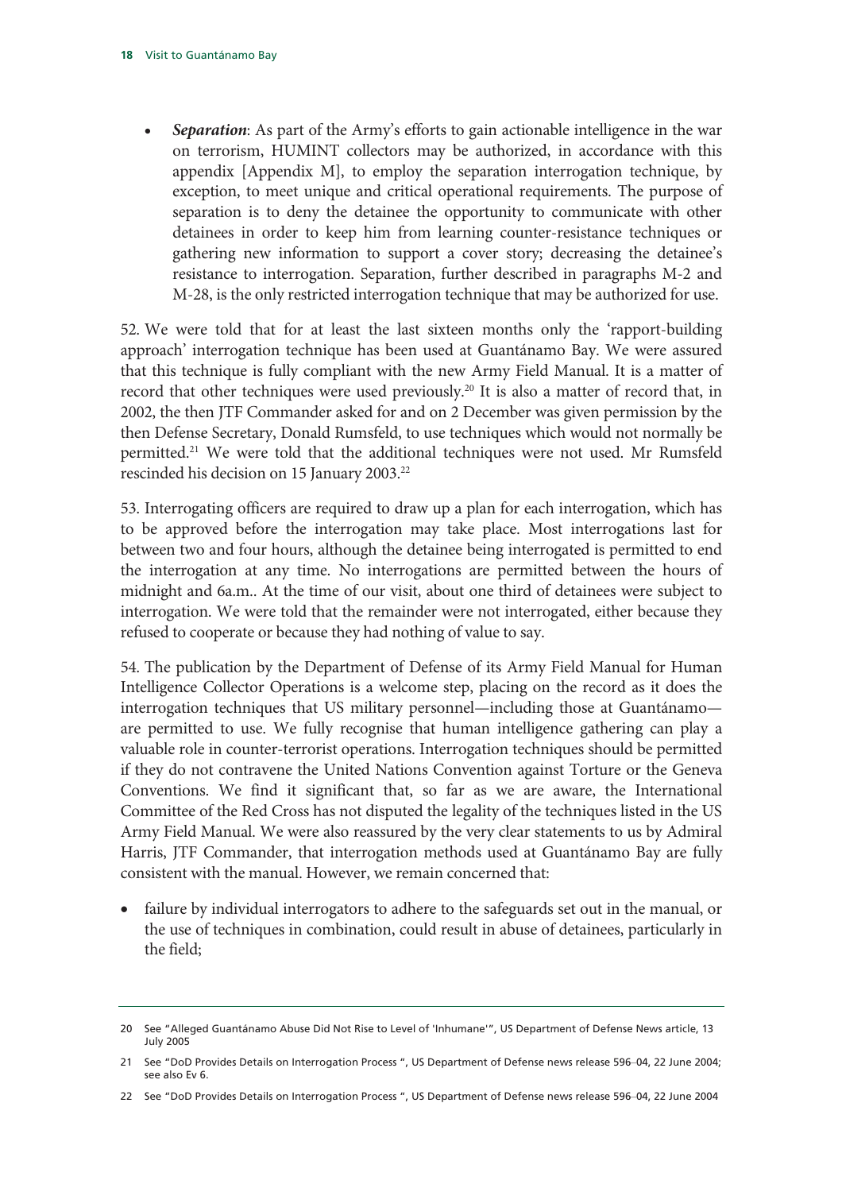- ***Separation***: As part of the Army's efforts to gain actionable intelligence in the war on terrorism, HUMINT collectors may be authorized, in accordance with this appendix [Appendix M], to employ the separation interrogation technique, by exception, to meet unique and critical operational requirements. The purpose of separation is to deny the detainee the opportunity to communicate with other detainees in order to keep him from learning counter-resistance techniques or gathering new information to support a cover story; decreasing the detainee's resistance to interrogation. Separation, further described in paragraphs M-2 and M-28, is the only restricted interrogation technique that may be authorized for use.

52. We were told that for at least the last sixteen months only the 'rapport-building approach' interrogation technique has been used at Guantánamo Bay. We were assured that this technique is fully compliant with the new Army Field Manual. It is a matter of record that other techniques were used previously.[20] It is also a matter of record that, in 2002, the then JTF Commander asked for and on 2 December was given permission by the then Defense Secretary, Donald Rumsfeld, to use techniques which would not normally be permitted.[21] We were told that the additional techniques were not used. Mr Rumsfeld rescinded his decision on 15 January 2003.[22]

53. Interrogating officers are required to draw up a plan for each interrogation, which has to be approved before the interrogation may take place. Most interrogations last for between two and four hours, although the detainee being interrogated is permitted to end the interrogation at any time. No interrogations are permitted between the hours of midnight and 6a.m.. At the time of our visit, about one third of detainees were subject to interrogation. We were told that the remainder were not interrogated, either because they refused to cooperate or because they had nothing of value to say.

54. The publication by the Department of Defense of its Army Field Manual for Human Intelligence Collector Operations is a welcome step, placing on the record as it does the interrogation techniques that US military personnel—including those at Guantánamo—are permitted to use. We fully recognise that human intelligence gathering can play a valuable role in counter-terrorist operations. Interrogation techniques should be permitted if they do not contravene the United Nations Convention against Torture or the Geneva Conventions. We find it significant that, so far as we are aware, the International Committee of the Red Cross has not disputed the legality of the techniques listed in the US Army Field Manual. We were also reassured by the very clear statements to us by Admiral Harris, JTF Commander, that interrogation methods used at Guantánamo Bay are fully consistent with the manual. However, we remain concerned that:

- failure by individual interrogators to adhere to the safeguards set out in the manual, or the use of techniques in combination, could result in abuse of detainees, particularly in the field;

---

20 See "Alleged Guantánamo Abuse Did Not Rise to Level of 'Inhumane'", US Department of Defense News article, 13 July 2005

21 See "DoD Provides Details on Interrogation Process ", US Department of Defense news release 596–04, 22 June 2004; see also Ev 6.

22 See "DoD Provides Details on Interrogation Process ", US Department of Defense news release 596–04, 22 June 2004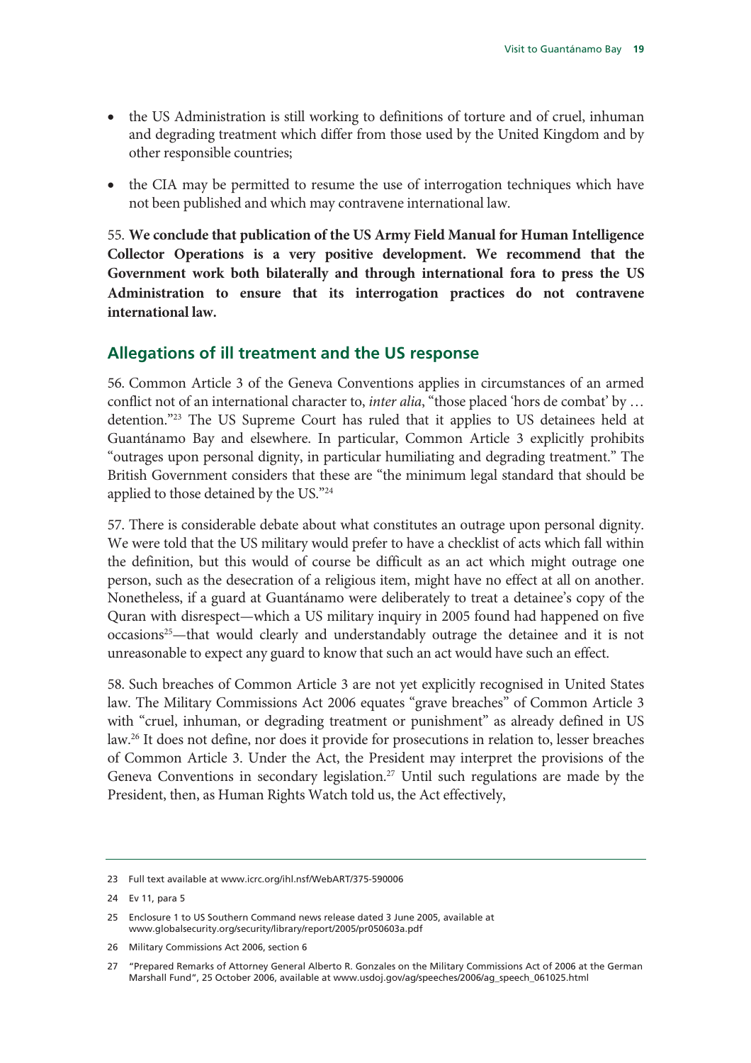- the US Administration is still working to definitions of torture and of cruel, inhuman and degrading treatment which differ from those used by the United Kingdom and by other responsible countries;
- the CIA may be permitted to resume the use of interrogation techniques which have not been published and which may contravene international law.

55. **We conclude that publication of the US Army Field Manual for Human Intelligence Collector Operations is a very positive development. We recommend that the Government work both bilaterally and through international fora to press the US Administration to ensure that its interrogation practices do not contravene international law.**

## Allegations of ill treatment and the US response

56. Common Article 3 of the Geneva Conventions applies in circumstances of an armed conflict not of an international character to, *inter alia*, "those placed 'hors de combat' by … detention."[23] The US Supreme Court has ruled that it applies to US detainees held at Guantánamo Bay and elsewhere. In particular, Common Article 3 explicitly prohibits "outrages upon personal dignity, in particular humiliating and degrading treatment." The British Government considers that these are "the minimum legal standard that should be applied to those detained by the US."[24]

57. There is considerable debate about what constitutes an outrage upon personal dignity. We were told that the US military would prefer to have a checklist of acts which fall within the definition, but this would of course be difficult as an act which might outrage one person, such as the desecration of a religious item, might have no effect at all on another. Nonetheless, if a guard at Guantánamo were deliberately to treat a detainee's copy of the Quran with disrespect—which a US military inquiry in 2005 found had happened on five occasions[25]—that would clearly and understandably outrage the detainee and it is not unreasonable to expect any guard to know that such an act would have such an effect.

58. Such breaches of Common Article 3 are not yet explicitly recognised in United States law. The Military Commissions Act 2006 equates "grave breaches" of Common Article 3 with "cruel, inhuman, or degrading treatment or punishment" as already defined in US law.[26] It does not define, nor does it provide for prosecutions in relation to, lesser breaches of Common Article 3. Under the Act, the President may interpret the provisions of the Geneva Conventions in secondary legislation.[27] Until such regulations are made by the President, then, as Human Rights Watch told us, the Act effectively,

---

23 Full text available at www.icrc.org/ihl.nsf/WebART/375-590006

24 Ev 11, para 5

25 Enclosure 1 to US Southern Command news release dated 3 June 2005, available at www.globalsecurity.org/security/library/report/2005/pr050603a.pdf

26 Military Commissions Act 2006, section 6

27 "Prepared Remarks of Attorney General Alberto R. Gonzales on the Military Commissions Act of 2006 at the German Marshall Fund", 25 October 2006, available at www.usdoj.gov/ag/speeches/2006/ag_speech_061025.html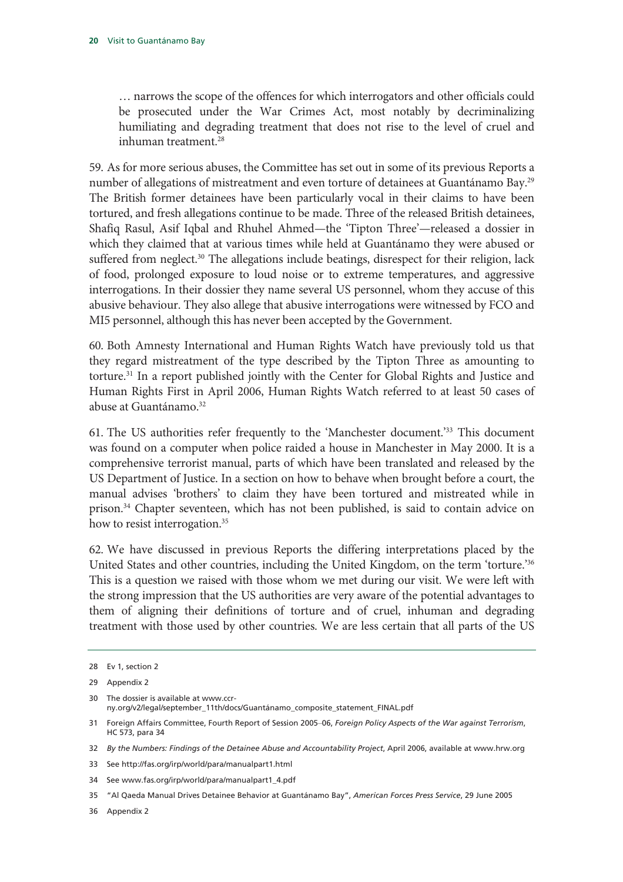> … narrows the scope of the offences for which interrogators and other officials could be prosecuted under the War Crimes Act, most notably by decriminalizing humiliating and degrading treatment that does not rise to the level of cruel and inhuman treatment.[28]

59. As for more serious abuses, the Committee has set out in some of its previous Reports a number of allegations of mistreatment and even torture of detainees at Guantánamo Bay.[29] The British former detainees have been particularly vocal in their claims to have been tortured, and fresh allegations continue to be made. Three of the released British detainees, Shafiq Rasul, Asif Iqbal and Rhuhel Ahmed—the 'Tipton Three'—released a dossier in which they claimed that at various times while held at Guantánamo they were abused or suffered from neglect.[30] The allegations include beatings, disrespect for their religion, lack of food, prolonged exposure to loud noise or to extreme temperatures, and aggressive interrogations. In their dossier they name several US personnel, whom they accuse of this abusive behaviour. They also allege that abusive interrogations were witnessed by FCO and MI5 personnel, although this has never been accepted by the Government.

60. Both Amnesty International and Human Rights Watch have previously told us that they regard mistreatment of the type described by the Tipton Three as amounting to torture.[31] In a report published jointly with the Center for Global Rights and Justice and Human Rights First in April 2006, Human Rights Watch referred to at least 50 cases of abuse at Guantánamo.[32]

61. The US authorities refer frequently to the 'Manchester document.'[33] This document was found on a computer when police raided a house in Manchester in May 2000. It is a comprehensive terrorist manual, parts of which have been translated and released by the US Department of Justice. In a section on how to behave when brought before a court, the manual advises 'brothers' to claim they have been tortured and mistreated while in prison.[34] Chapter seventeen, which has not been published, is said to contain advice on how to resist interrogation.[35]

62. We have discussed in previous Reports the differing interpretations placed by the United States and other countries, including the United Kingdom, on the term 'torture.'[36] This is a question we raised with those whom we met during our visit. We were left with the strong impression that the US authorities are very aware of the potential advantages to them of aligning their definitions of torture and of cruel, inhuman and degrading treatment with those used by other countries. We are less certain that all parts of the US

---

28 Ev 1, section 2

29 Appendix 2

30 The dossier is available at www.ccr-ny.org/v2/legal/september_11th/docs/Guantánamo_composite_statement_FINAL.pdf

31 Foreign Affairs Committee, Fourth Report of Session 2005–06, *Foreign Policy Aspects of the War against Terrorism*, HC 573, para 34

32 *By the Numbers: Findings of the Detainee Abuse and Accountability Project*, April 2006, available at www.hrw.org

33 See http://fas.org/irp/world/para/manualpart1.html

34 See www.fas.org/irp/world/para/manualpart1_4.pdf

35 "Al Qaeda Manual Drives Detainee Behavior at Guantánamo Bay", *American Forces Press Service*, 29 June 2005

36 Appendix 2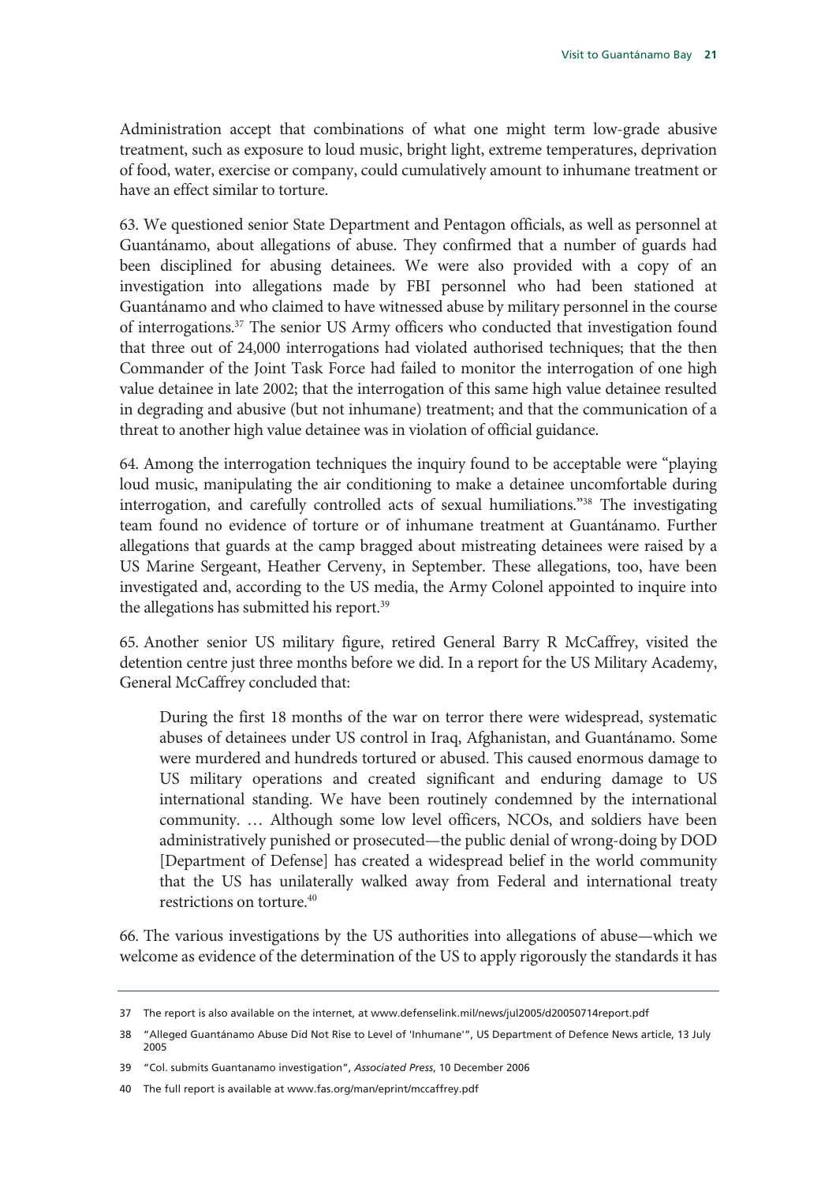Administration accept that combinations of what one might term low-grade abusive treatment, such as exposure to loud music, bright light, extreme temperatures, deprivation of food, water, exercise or company, could cumulatively amount to inhumane treatment or have an effect similar to torture.

63. We questioned senior State Department and Pentagon officials, as well as personnel at Guantánamo, about allegations of abuse. They confirmed that a number of guards had been disciplined for abusing detainees. We were also provided with a copy of an investigation into allegations made by FBI personnel who had been stationed at Guantánamo and who claimed to have witnessed abuse by military personnel in the course of interrogations.[37] The senior US Army officers who conducted that investigation found that three out of 24,000 interrogations had violated authorised techniques; that the then Commander of the Joint Task Force had failed to monitor the interrogation of one high value detainee in late 2002; that the interrogation of this same high value detainee resulted in degrading and abusive (but not inhumane) treatment; and that the communication of a threat to another high value detainee was in violation of official guidance.

64. Among the interrogation techniques the inquiry found to be acceptable were "playing loud music, manipulating the air conditioning to make a detainee uncomfortable during interrogation, and carefully controlled acts of sexual humiliations."[38] The investigating team found no evidence of torture or of inhumane treatment at Guantánamo. Further allegations that guards at the camp bragged about mistreating detainees were raised by a US Marine Sergeant, Heather Cerveny, in September. These allegations, too, have been investigated and, according to the US media, the Army Colonel appointed to inquire into the allegations has submitted his report.[39]

65. Another senior US military figure, retired General Barry R McCaffrey, visited the detention centre just three months before we did. In a report for the US Military Academy, General McCaffrey concluded that:

> During the first 18 months of the war on terror there were widespread, systematic abuses of detainees under US control in Iraq, Afghanistan, and Guantánamo. Some were murdered and hundreds tortured or abused. This caused enormous damage to US military operations and created significant and enduring damage to US international standing. We have been routinely condemned by the international community. … Although some low level officers, NCOs, and soldiers have been administratively punished or prosecuted—the public denial of wrong-doing by DOD [Department of Defense] has created a widespread belief in the world community that the US has unilaterally walked away from Federal and international treaty restrictions on torture.[40]

66. The various investigations by the US authorities into allegations of abuse—which we welcome as evidence of the determination of the US to apply rigorously the standards it has

---

37 The report is also available on the internet, at www.defenselink.mil/news/jul2005/d20050714report.pdf

38 "Alleged Guantánamo Abuse Did Not Rise to Level of 'Inhumane'", US Department of Defence News article, 13 July 2005

39 "Col. submits Guantanamo investigation", *Associated Press*, 10 December 2006

40 The full report is available at www.fas.org/man/eprint/mccaffrey.pdf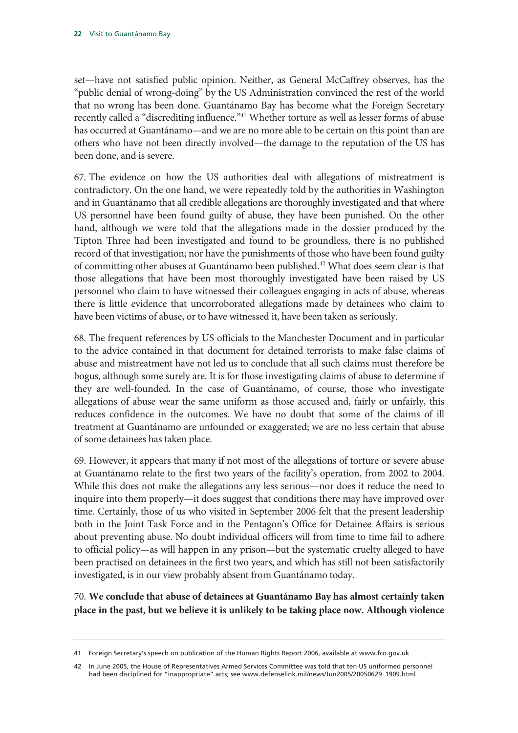set—have not satisfied public opinion. Neither, as General McCaffrey observes, has the "public denial of wrong-doing" by the US Administration convinced the rest of the world that no wrong has been done. Guantánamo Bay has become what the Foreign Secretary recently called a "discrediting influence."[41] Whether torture as well as lesser forms of abuse has occurred at Guantánamo—and we are no more able to be certain on this point than are others who have not been directly involved—the damage to the reputation of the US has been done, and is severe.

67. The evidence on how the US authorities deal with allegations of mistreatment is contradictory. On the one hand, we were repeatedly told by the authorities in Washington and in Guantánamo that all credible allegations are thoroughly investigated and that where US personnel have been found guilty of abuse, they have been punished. On the other hand, although we were told that the allegations made in the dossier produced by the Tipton Three had been investigated and found to be groundless, there is no published record of that investigation; nor have the punishments of those who have been found guilty of committing other abuses at Guantánamo been published.[42] What does seem clear is that those allegations that have been most thoroughly investigated have been raised by US personnel who claim to have witnessed their colleagues engaging in acts of abuse, whereas there is little evidence that uncorroborated allegations made by detainees who claim to have been victims of abuse, or to have witnessed it, have been taken as seriously.

68. The frequent references by US officials to the Manchester Document and in particular to the advice contained in that document for detained terrorists to make false claims of abuse and mistreatment have not led us to conclude that all such claims must therefore be bogus, although some surely are. It is for those investigating claims of abuse to determine if they are well-founded. In the case of Guantánamo, of course, those who investigate allegations of abuse wear the same uniform as those accused and, fairly or unfairly, this reduces confidence in the outcomes. We have no doubt that some of the claims of ill treatment at Guantánamo are unfounded or exaggerated; we are no less certain that abuse of some detainees has taken place.

69. However, it appears that many if not most of the allegations of torture or severe abuse at Guantánamo relate to the first two years of the facility's operation, from 2002 to 2004. While this does not make the allegations any less serious—nor does it reduce the need to inquire into them properly—it does suggest that conditions there may have improved over time. Certainly, those of us who visited in September 2006 felt that the present leadership both in the Joint Task Force and in the Pentagon's Office for Detainee Affairs is serious about preventing abuse. No doubt individual officers will from time to time fail to adhere to official policy—as will happen in any prison—but the systematic cruelty alleged to have been practised on detainees in the first two years, and which has still not been satisfactorily investigated, is in our view probably absent from Guantánamo today.

70. **We conclude that abuse of detainees at Guantánamo Bay has almost certainly taken place in the past, but we believe it is unlikely to be taking place now. Although violence**

41 Foreign Secretary's speech on publication of the Human Rights Report 2006, available at www.fco.gov.uk

42 In June 2005, the House of Representatives Armed Services Committee was told that ten US uniformed personnel had been disciplined for "inappropriate" acts; see www.defenselink.mil/news/Jun2005/20050629_1909.html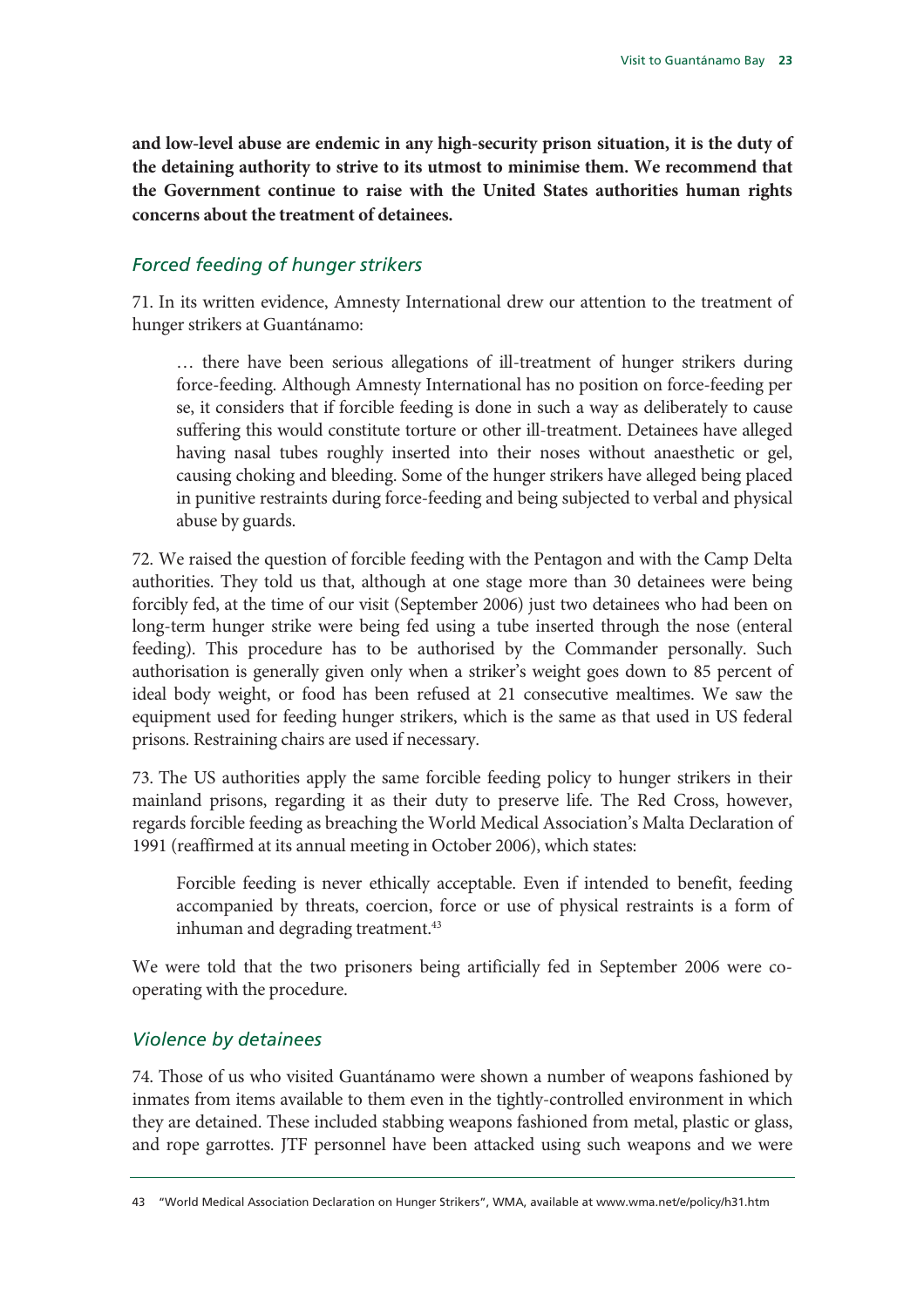**and low-level abuse are endemic in any high-security prison situation, it is the duty of the detaining authority to strive to its utmost to minimise them. We recommend that the Government continue to raise with the United States authorities human rights concerns about the treatment of detainees.**

### *Forced feeding of hunger strikers*

71. In its written evidence, Amnesty International drew our attention to the treatment of hunger strikers at Guantánamo:

> … there have been serious allegations of ill-treatment of hunger strikers during force-feeding. Although Amnesty International has no position on force-feeding per se, it considers that if forcible feeding is done in such a way as deliberately to cause suffering this would constitute torture or other ill-treatment. Detainees have alleged having nasal tubes roughly inserted into their noses without anaesthetic or gel, causing choking and bleeding. Some of the hunger strikers have alleged being placed in punitive restraints during force-feeding and being subjected to verbal and physical abuse by guards.

72. We raised the question of forcible feeding with the Pentagon and with the Camp Delta authorities. They told us that, although at one stage more than 30 detainees were being forcibly fed, at the time of our visit (September 2006) just two detainees who had been on long-term hunger strike were being fed using a tube inserted through the nose (enteral feeding). This procedure has to be authorised by the Commander personally. Such authorisation is generally given only when a striker's weight goes down to 85 percent of ideal body weight, or food has been refused at 21 consecutive mealtimes. We saw the equipment used for feeding hunger strikers, which is the same as that used in US federal prisons. Restraining chairs are used if necessary.

73. The US authorities apply the same forcible feeding policy to hunger strikers in their mainland prisons, regarding it as their duty to preserve life. The Red Cross, however, regards forcible feeding as breaching the World Medical Association's Malta Declaration of 1991 (reaffirmed at its annual meeting in October 2006), which states:

> Forcible feeding is never ethically acceptable. Even if intended to benefit, feeding accompanied by threats, coercion, force or use of physical restraints is a form of inhuman and degrading treatment.[43]

We were told that the two prisoners being artificially fed in September 2006 were co-operating with the procedure.

### *Violence by detainees*

74. Those of us who visited Guantánamo were shown a number of weapons fashioned by inmates from items available to them even in the tightly-controlled environment in which they are detained. These included stabbing weapons fashioned from metal, plastic or glass, and rope garrottes. JTF personnel have been attacked using such weapons and we were

43 "World Medical Association Declaration on Hunger Strikers", WMA, available at www.wma.net/e/policy/h31.htm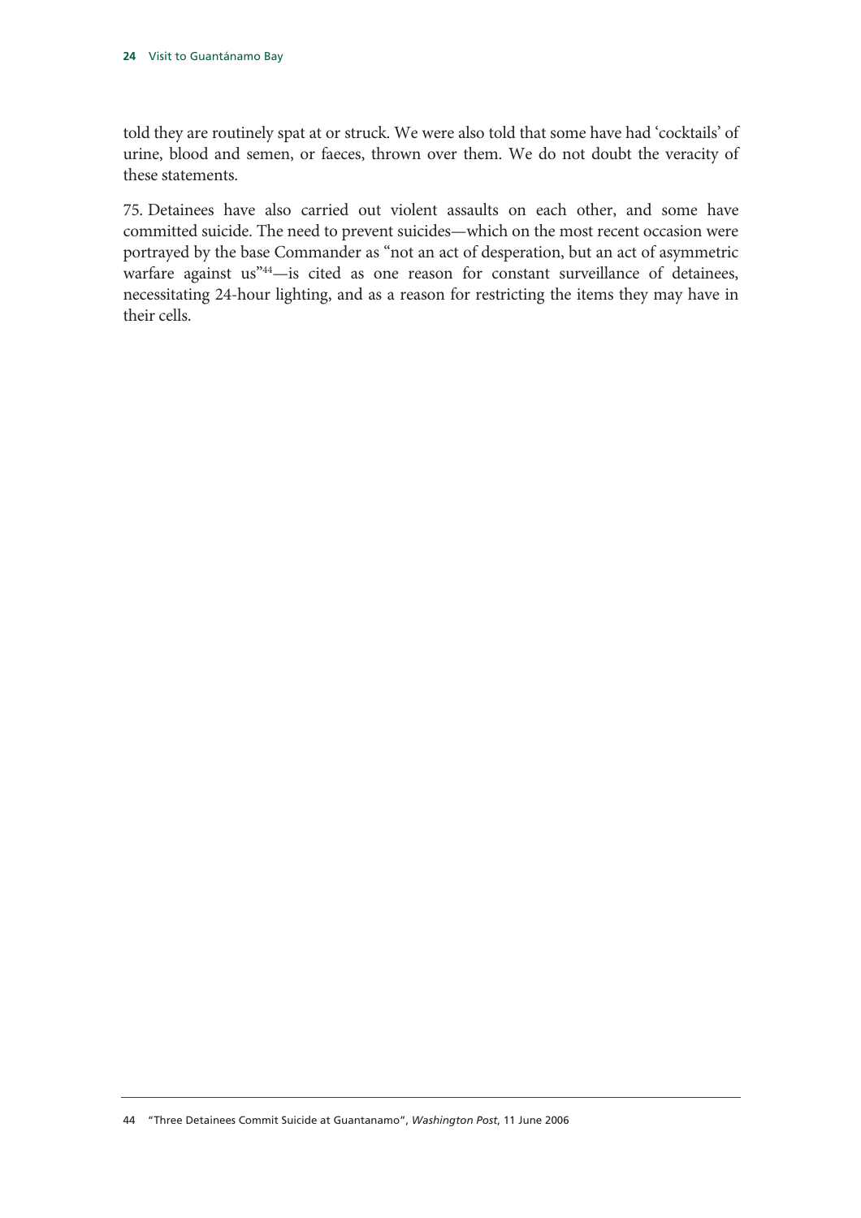told they are routinely spat at or struck. We were also told that some have had 'cocktails' of urine, blood and semen, or faeces, thrown over them. We do not doubt the veracity of these statements.

75. Detainees have also carried out violent assaults on each other, and some have committed suicide. The need to prevent suicides—which on the most recent occasion were portrayed by the base Commander as "not an act of desperation, but an act of asymmetric warfare against us"[44]—is cited as one reason for constant surveillance of detainees, necessitating 24-hour lighting, and as a reason for restricting the items they may have in their cells.

44 "Three Detainees Commit Suicide at Guantanamo", *Washington Post*, 11 June 2006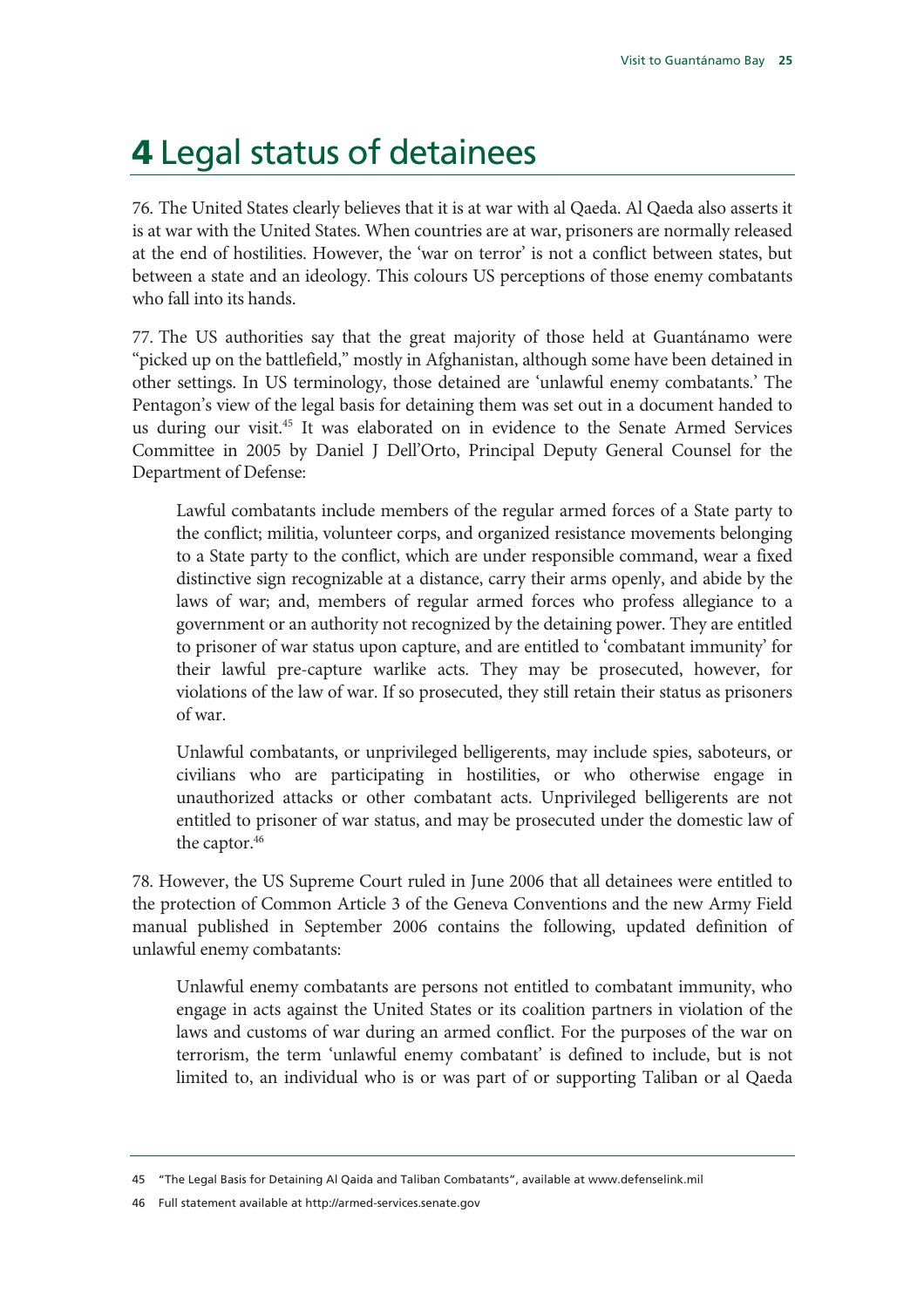# 4 Legal status of detainees

76. The United States clearly believes that it is at war with al Qaeda. Al Qaeda also asserts it is at war with the United States. When countries are at war, prisoners are normally released at the end of hostilities. However, the 'war on terror' is not a conflict between states, but between a state and an ideology. This colours US perceptions of those enemy combatants who fall into its hands.

77. The US authorities say that the great majority of those held at Guantánamo were "picked up on the battlefield," mostly in Afghanistan, although some have been detained in other settings. In US terminology, those detained are 'unlawful enemy combatants.' The Pentagon's view of the legal basis for detaining them was set out in a document handed to us during our visit.[45] It was elaborated on in evidence to the Senate Armed Services Committee in 2005 by Daniel J Dell'Orto, Principal Deputy General Counsel for the Department of Defense:

> Lawful combatants include members of the regular armed forces of a State party to the conflict; militia, volunteer corps, and organized resistance movements belonging to a State party to the conflict, which are under responsible command, wear a fixed distinctive sign recognizable at a distance, carry their arms openly, and abide by the laws of war; and, members of regular armed forces who profess allegiance to a government or an authority not recognized by the detaining power. They are entitled to prisoner of war status upon capture, and are entitled to 'combatant immunity' for their lawful pre-capture warlike acts. They may be prosecuted, however, for violations of the law of war. If so prosecuted, they still retain their status as prisoners of war.
>
> Unlawful combatants, or unprivileged belligerents, may include spies, saboteurs, or civilians who are participating in hostilities, or who otherwise engage in unauthorized attacks or other combatant acts. Unprivileged belligerents are not entitled to prisoner of war status, and may be prosecuted under the domestic law of the captor.[46]

78. However, the US Supreme Court ruled in June 2006 that all detainees were entitled to the protection of Common Article 3 of the Geneva Conventions and the new Army Field manual published in September 2006 contains the following, updated definition of unlawful enemy combatants:

> Unlawful enemy combatants are persons not entitled to combatant immunity, who engage in acts against the United States or its coalition partners in violation of the laws and customs of war during an armed conflict. For the purposes of the war on terrorism, the term 'unlawful enemy combatant' is defined to include, but is not limited to, an individual who is or was part of or supporting Taliban or al Qaeda

---

45 "The Legal Basis for Detaining Al Qaida and Taliban Combatants", available at www.defenselink.mil

46 Full statement available at http://armed-services.senate.gov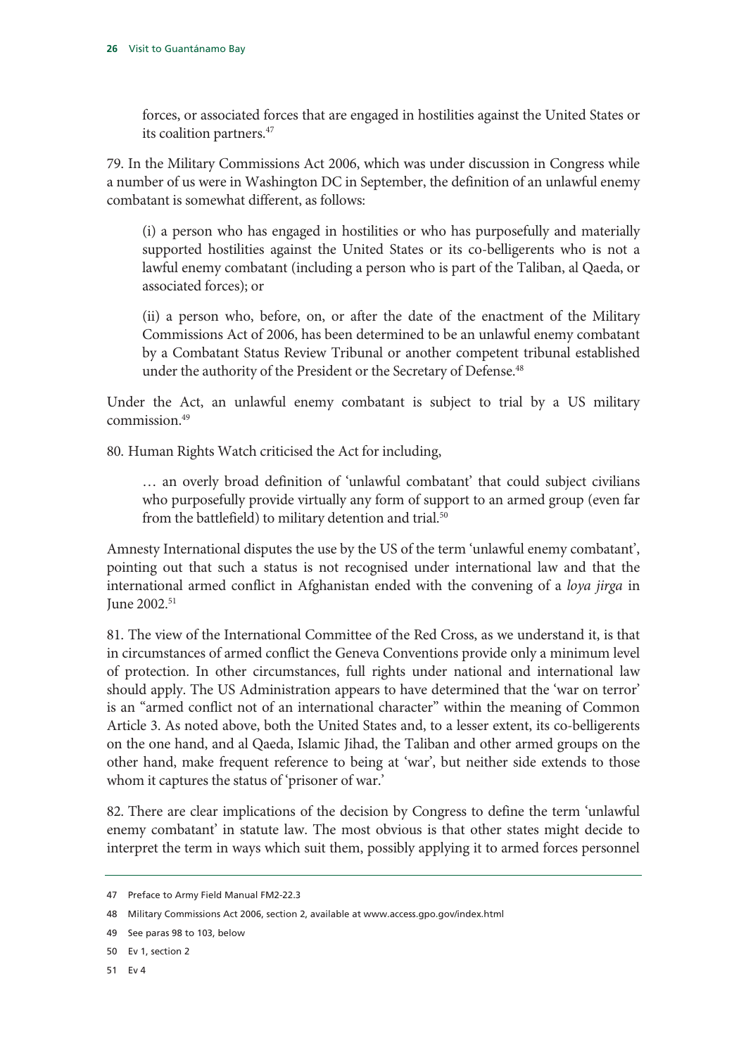forces, or associated forces that are engaged in hostilities against the United States or its coalition partners.[47]

79. In the Military Commissions Act 2006, which was under discussion in Congress while a number of us were in Washington DC in September, the definition of an unlawful enemy combatant is somewhat different, as follows:

> (i) a person who has engaged in hostilities or who has purposefully and materially supported hostilities against the United States or its co-belligerents who is not a lawful enemy combatant (including a person who is part of the Taliban, al Qaeda, or associated forces); or
>
> (ii) a person who, before, on, or after the date of the enactment of the Military Commissions Act of 2006, has been determined to be an unlawful enemy combatant by a Combatant Status Review Tribunal or another competent tribunal established under the authority of the President or the Secretary of Defense.[48]

Under the Act, an unlawful enemy combatant is subject to trial by a US military commission.[49]

80. Human Rights Watch criticised the Act for including,

> … an overly broad definition of 'unlawful combatant' that could subject civilians who purposefully provide virtually any form of support to an armed group (even far from the battlefield) to military detention and trial.[50]

Amnesty International disputes the use by the US of the term 'unlawful enemy combatant', pointing out that such a status is not recognised under international law and that the international armed conflict in Afghanistan ended with the convening of a *loya jirga* in June 2002.[51]

81. The view of the International Committee of the Red Cross, as we understand it, is that in circumstances of armed conflict the Geneva Conventions provide only a minimum level of protection. In other circumstances, full rights under national and international law should apply. The US Administration appears to have determined that the 'war on terror' is an "armed conflict not of an international character" within the meaning of Common Article 3. As noted above, both the United States and, to a lesser extent, its co-belligerents on the one hand, and al Qaeda, Islamic Jihad, the Taliban and other armed groups on the other hand, make frequent reference to being at 'war', but neither side extends to those whom it captures the status of 'prisoner of war.'

82. There are clear implications of the decision by Congress to define the term 'unlawful enemy combatant' in statute law. The most obvious is that other states might decide to interpret the term in ways which suit them, possibly applying it to armed forces personnel

---

47 Preface to Army Field Manual FM2-22.3

48 Military Commissions Act 2006, section 2, available at www.access.gpo.gov/index.html

49 See paras 98 to 103, below

50 Ev 1, section 2

51 Ev 4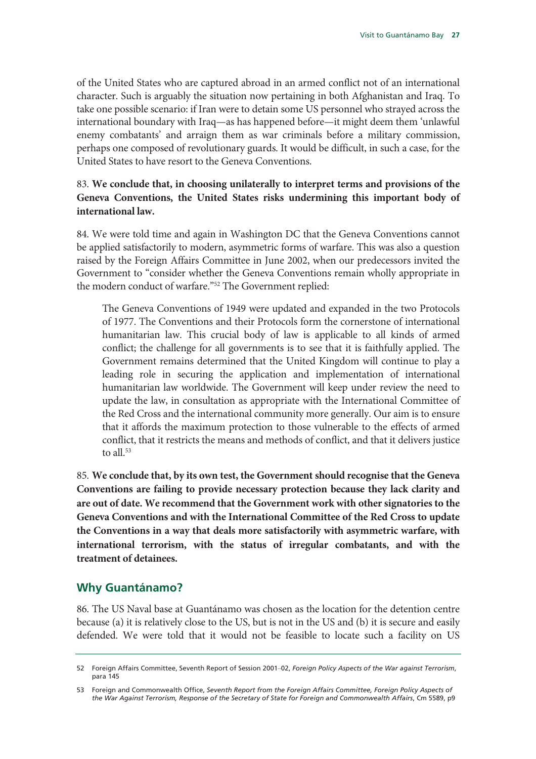of the United States who are captured abroad in an armed conflict not of an international character. Such is arguably the situation now pertaining in both Afghanistan and Iraq. To take one possible scenario: if Iran were to detain some US personnel who strayed across the international boundary with Iraq—as has happened before—it might deem them 'unlawful enemy combatants' and arraign them as war criminals before a military commission, perhaps one composed of revolutionary guards. It would be difficult, in such a case, for the United States to have resort to the Geneva Conventions.

83. **We conclude that, in choosing unilaterally to interpret terms and provisions of the Geneva Conventions, the United States risks undermining this important body of international law.**

84. We were told time and again in Washington DC that the Geneva Conventions cannot be applied satisfactorily to modern, asymmetric forms of warfare. This was also a question raised by the Foreign Affairs Committee in June 2002, when our predecessors invited the Government to "consider whether the Geneva Conventions remain wholly appropriate in the modern conduct of warfare."[52] The Government replied:

> The Geneva Conventions of 1949 were updated and expanded in the two Protocols of 1977. The Conventions and their Protocols form the cornerstone of international humanitarian law. This crucial body of law is applicable to all kinds of armed conflict; the challenge for all governments is to see that it is faithfully applied. The Government remains determined that the United Kingdom will continue to play a leading role in securing the application and implementation of international humanitarian law worldwide. The Government will keep under review the need to update the law, in consultation as appropriate with the International Committee of the Red Cross and the international community more generally. Our aim is to ensure that it affords the maximum protection to those vulnerable to the effects of armed conflict, that it restricts the means and methods of conflict, and that it delivers justice to all.[53]

85. **We conclude that, by its own test, the Government should recognise that the Geneva Conventions are failing to provide necessary protection because they lack clarity and are out of date. We recommend that the Government work with other signatories to the Geneva Conventions and with the International Committee of the Red Cross to update the Conventions in a way that deals more satisfactorily with asymmetric warfare, with international terrorism, with the status of irregular combatants, and with the treatment of detainees.**

## Why Guantánamo?

86. The US Naval base at Guantánamo was chosen as the location for the detention centre because (a) it is relatively close to the US, but is not in the US and (b) it is secure and easily defended. We were told that it would not be feasible to locate such a facility on US

---

52 Foreign Affairs Committee, Seventh Report of Session 2001–02, *Foreign Policy Aspects of the War against Terrorism*, para 145

53 Foreign and Commonwealth Office, *Seventh Report from the Foreign Affairs Committee, Foreign Policy Aspects of the War Against Terrorism, Response of the Secretary of State for Foreign and Commonwealth Affairs*, Cm 5589, p9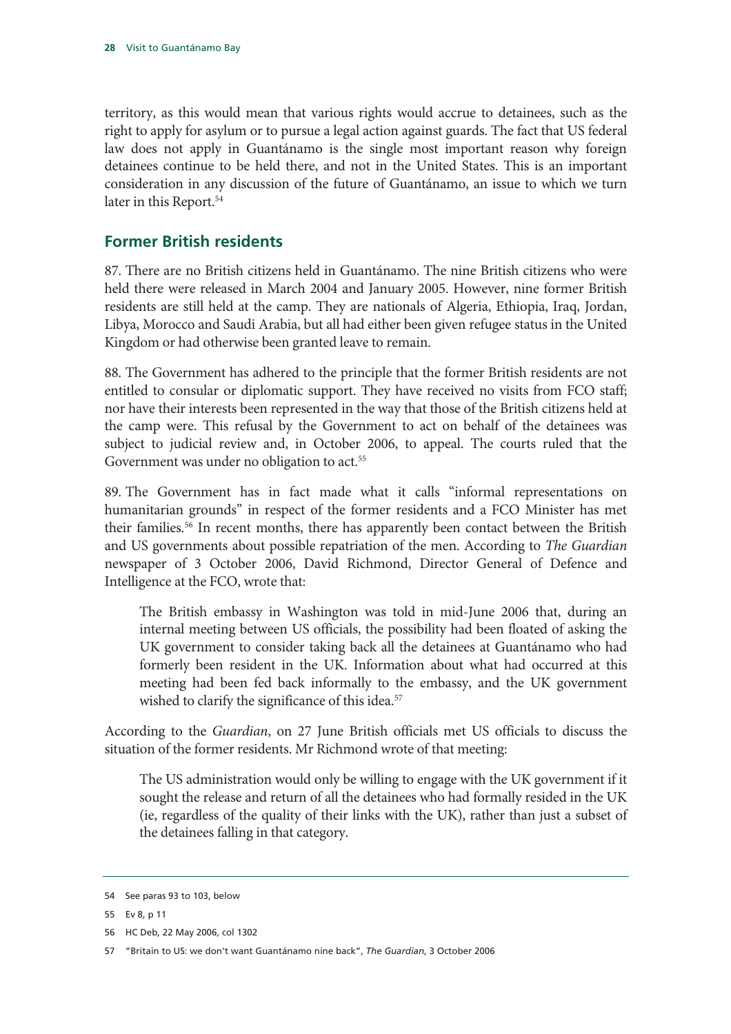territory, as this would mean that various rights would accrue to detainees, such as the right to apply for asylum or to pursue a legal action against guards. The fact that US federal law does not apply in Guantánamo is the single most important reason why foreign detainees continue to be held there, and not in the United States. This is an important consideration in any discussion of the future of Guantánamo, an issue to which we turn later in this Report.[54]

## Former British residents

87. There are no British citizens held in Guantánamo. The nine British citizens who were held there were released in March 2004 and January 2005. However, nine former British residents are still held at the camp. They are nationals of Algeria, Ethiopia, Iraq, Jordan, Libya, Morocco and Saudi Arabia, but all had either been given refugee status in the United Kingdom or had otherwise been granted leave to remain.

88. The Government has adhered to the principle that the former British residents are not entitled to consular or diplomatic support. They have received no visits from FCO staff; nor have their interests been represented in the way that those of the British citizens held at the camp were. This refusal by the Government to act on behalf of the detainees was subject to judicial review and, in October 2006, to appeal. The courts ruled that the Government was under no obligation to act.[55]

89. The Government has in fact made what it calls "informal representations on humanitarian grounds" in respect of the former residents and a FCO Minister has met their families.[56] In recent months, there has apparently been contact between the British and US governments about possible repatriation of the men. According to *The Guardian* newspaper of 3 October 2006, David Richmond, Director General of Defence and Intelligence at the FCO, wrote that:

> The British embassy in Washington was told in mid-June 2006 that, during an internal meeting between US officials, the possibility had been floated of asking the UK government to consider taking back all the detainees at Guantánamo who had formerly been resident in the UK. Information about what had occurred at this meeting had been fed back informally to the embassy, and the UK government wished to clarify the significance of this idea.[57]

According to the *Guardian*, on 27 June British officials met US officials to discuss the situation of the former residents. Mr Richmond wrote of that meeting:

> The US administration would only be willing to engage with the UK government if it sought the release and return of all the detainees who had formally resided in the UK (ie, regardless of the quality of their links with the UK), rather than just a subset of the detainees falling in that category.

---

54 See paras 93 to 103, below

55 Ev 8, p 11

56 HC Deb, 22 May 2006, col 1302

57 "Britain to US: we don't want Guantánamo nine back", *The Guardian*, 3 October 2006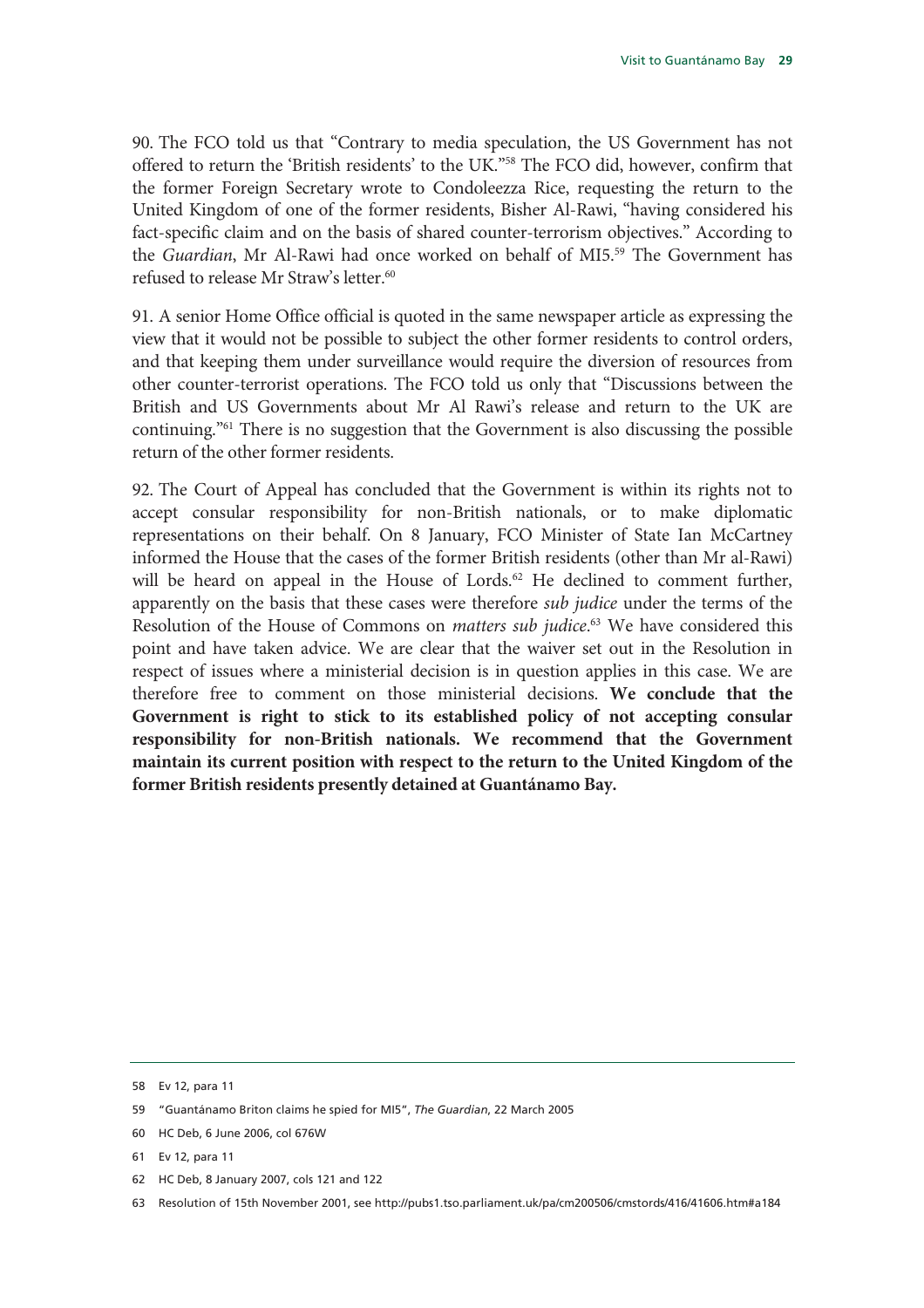90. The FCO told us that "Contrary to media speculation, the US Government has not offered to return the 'British residents' to the UK."[58] The FCO did, however, confirm that the former Foreign Secretary wrote to Condoleezza Rice, requesting the return to the United Kingdom of one of the former residents, Bisher Al-Rawi, "having considered his fact-specific claim and on the basis of shared counter-terrorism objectives." According to the *Guardian*, Mr Al-Rawi had once worked on behalf of MI5.[59] The Government has refused to release Mr Straw's letter.[60]

91. A senior Home Office official is quoted in the same newspaper article as expressing the view that it would not be possible to subject the other former residents to control orders, and that keeping them under surveillance would require the diversion of resources from other counter-terrorist operations. The FCO told us only that "Discussions between the British and US Governments about Mr Al Rawi's release and return to the UK are continuing."[61] There is no suggestion that the Government is also discussing the possible return of the other former residents.

92. The Court of Appeal has concluded that the Government is within its rights not to accept consular responsibility for non-British nationals, or to make diplomatic representations on their behalf. On 8 January, FCO Minister of State Ian McCartney informed the House that the cases of the former British residents (other than Mr al-Rawi) will be heard on appeal in the House of Lords.[62] He declined to comment further, apparently on the basis that these cases were therefore *sub judice* under the terms of the Resolution of the House of Commons on *matters sub judice*.[63] We have considered this point and have taken advice. We are clear that the waiver set out in the Resolution in respect of issues where a ministerial decision is in question applies in this case. We are therefore free to comment on those ministerial decisions. **We conclude that the Government is right to stick to its established policy of not accepting consular responsibility for non-British nationals. We recommend that the Government maintain its current position with respect to the return to the United Kingdom of the former British residents presently detained at Guantánamo Bay.**

58 Ev 12, para 11

59 "Guantánamo Briton claims he spied for MI5", *The Guardian*, 22 March 2005

60 HC Deb, 6 June 2006, col 676W

61 Ev 12, para 11

62 HC Deb, 8 January 2007, cols 121 and 122

63 Resolution of 15th November 2001, see http://pubs1.tso.parliament.uk/pa/cm200506/cmstords/416/41606.htm#a184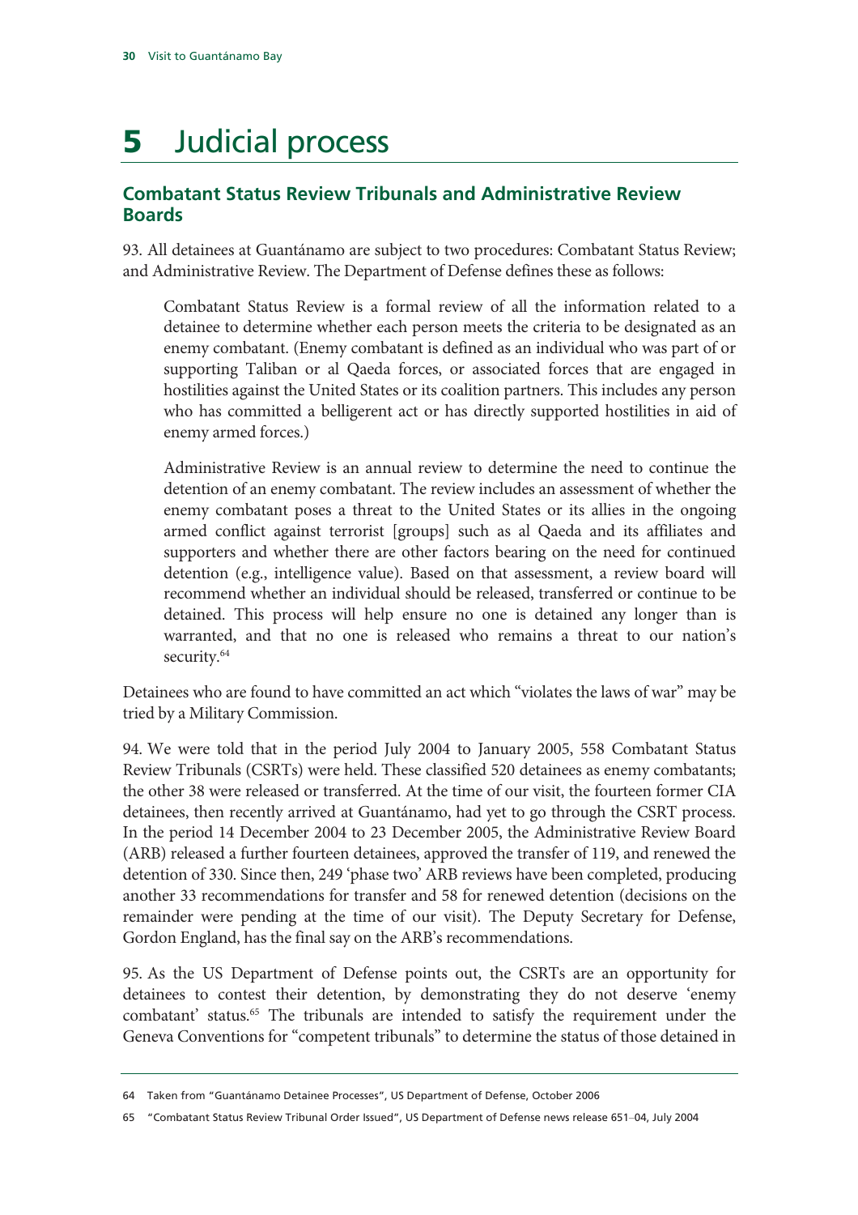# 5 Judicial process

## Combatant Status Review Tribunals and Administrative Review Boards

93. All detainees at Guantánamo are subject to two procedures: Combatant Status Review; and Administrative Review. The Department of Defense defines these as follows:

> Combatant Status Review is a formal review of all the information related to a detainee to determine whether each person meets the criteria to be designated as an enemy combatant. (Enemy combatant is defined as an individual who was part of or supporting Taliban or al Qaeda forces, or associated forces that are engaged in hostilities against the United States or its coalition partners. This includes any person who has committed a belligerent act or has directly supported hostilities in aid of enemy armed forces.)
>
> Administrative Review is an annual review to determine the need to continue the detention of an enemy combatant. The review includes an assessment of whether the enemy combatant poses a threat to the United States or its allies in the ongoing armed conflict against terrorist [groups] such as al Qaeda and its affiliates and supporters and whether there are other factors bearing on the need for continued detention (e.g., intelligence value). Based on that assessment, a review board will recommend whether an individual should be released, transferred or continue to be detained. This process will help ensure no one is detained any longer than is warranted, and that no one is released who remains a threat to our nation's security.[64]

Detainees who are found to have committed an act which "violates the laws of war" may be tried by a Military Commission.

94. We were told that in the period July 2004 to January 2005, 558 Combatant Status Review Tribunals (CSRTs) were held. These classified 520 detainees as enemy combatants; the other 38 were released or transferred. At the time of our visit, the fourteen former CIA detainees, then recently arrived at Guantánamo, had yet to go through the CSRT process. In the period 14 December 2004 to 23 December 2005, the Administrative Review Board (ARB) released a further fourteen detainees, approved the transfer of 119, and renewed the detention of 330. Since then, 249 'phase two' ARB reviews have been completed, producing another 33 recommendations for transfer and 58 for renewed detention (decisions on the remainder were pending at the time of our visit). The Deputy Secretary for Defense, Gordon England, has the final say on the ARB's recommendations.

95. As the US Department of Defense points out, the CSRTs are an opportunity for detainees to contest their detention, by demonstrating they do not deserve 'enemy combatant' status.[65] The tribunals are intended to satisfy the requirement under the Geneva Conventions for "competent tribunals" to determine the status of those detained in

---

64 Taken from "Guantánamo Detainee Processes", US Department of Defense, October 2006

65 "Combatant Status Review Tribunal Order Issued", US Department of Defense news release 651–04, July 2004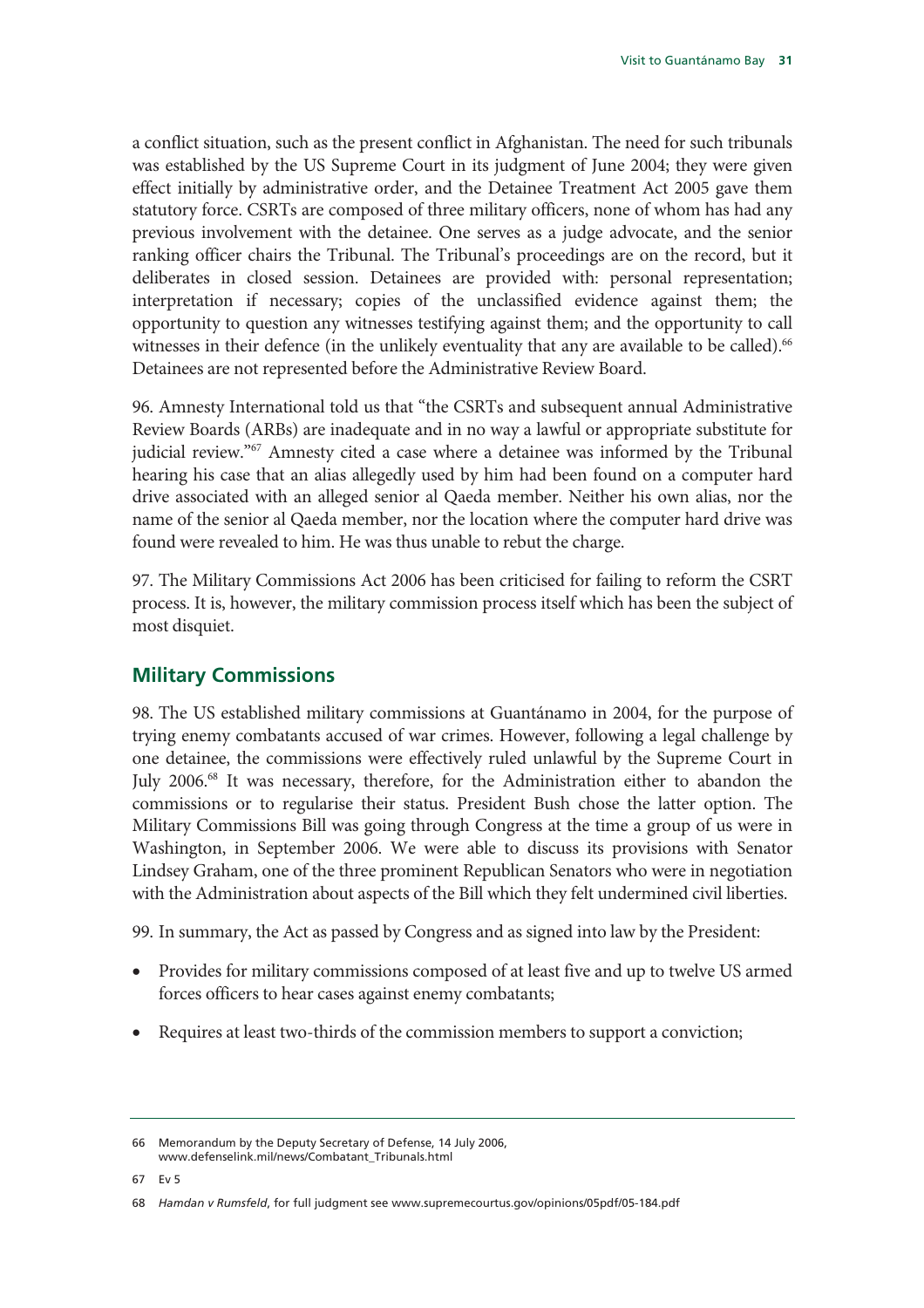a conflict situation, such as the present conflict in Afghanistan. The need for such tribunals was established by the US Supreme Court in its judgment of June 2004; they were given effect initially by administrative order, and the Detainee Treatment Act 2005 gave them statutory force. CSRTs are composed of three military officers, none of whom has had any previous involvement with the detainee. One serves as a judge advocate, and the senior ranking officer chairs the Tribunal. The Tribunal's proceedings are on the record, but it deliberates in closed session. Detainees are provided with: personal representation; interpretation if necessary; copies of the unclassified evidence against them; the opportunity to question any witnesses testifying against them; and the opportunity to call witnesses in their defence (in the unlikely eventuality that any are available to be called).[66] Detainees are not represented before the Administrative Review Board.

96. Amnesty International told us that "the CSRTs and subsequent annual Administrative Review Boards (ARBs) are inadequate and in no way a lawful or appropriate substitute for judicial review."[67] Amnesty cited a case where a detainee was informed by the Tribunal hearing his case that an alias allegedly used by him had been found on a computer hard drive associated with an alleged senior al Qaeda member. Neither his own alias, nor the name of the senior al Qaeda member, nor the location where the computer hard drive was found were revealed to him. He was thus unable to rebut the charge.

97. The Military Commissions Act 2006 has been criticised for failing to reform the CSRT process. It is, however, the military commission process itself which has been the subject of most disquiet.

## Military Commissions

98. The US established military commissions at Guantánamo in 2004, for the purpose of trying enemy combatants accused of war crimes. However, following a legal challenge by one detainee, the commissions were effectively ruled unlawful by the Supreme Court in July 2006.[68] It was necessary, therefore, for the Administration either to abandon the commissions or to regularise their status. President Bush chose the latter option. The Military Commissions Bill was going through Congress at the time a group of us were in Washington, in September 2006. We were able to discuss its provisions with Senator Lindsey Graham, one of the three prominent Republican Senators who were in negotiation with the Administration about aspects of the Bill which they felt undermined civil liberties.

99. In summary, the Act as passed by Congress and as signed into law by the President:

- Provides for military commissions composed of at least five and up to twelve US armed forces officers to hear cases against enemy combatants;
- Requires at least two-thirds of the commission members to support a conviction;

---

66 Memorandum by the Deputy Secretary of Defense, 14 July 2006, www.defenselink.mil/news/Combatant_Tribunals.html

67 Ev 5

68 *Hamdan v Rumsfeld*, for full judgment see www.supremecourtus.gov/opinions/05pdf/05-184.pdf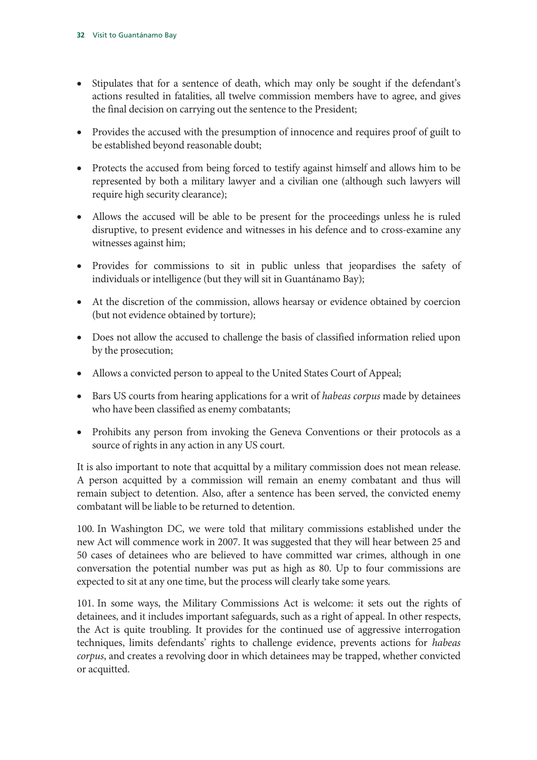- Stipulates that for a sentence of death, which may only be sought if the defendant's actions resulted in fatalities, all twelve commission members have to agree, and gives the final decision on carrying out the sentence to the President;
- Provides the accused with the presumption of innocence and requires proof of guilt to be established beyond reasonable doubt;
- Protects the accused from being forced to testify against himself and allows him to be represented by both a military lawyer and a civilian one (although such lawyers will require high security clearance);
- Allows the accused will be able to be present for the proceedings unless he is ruled disruptive, to present evidence and witnesses in his defence and to cross-examine any witnesses against him;
- Provides for commissions to sit in public unless that jeopardises the safety of individuals or intelligence (but they will sit in Guantánamo Bay);
- At the discretion of the commission, allows hearsay or evidence obtained by coercion (but not evidence obtained by torture);
- Does not allow the accused to challenge the basis of classified information relied upon by the prosecution;
- Allows a convicted person to appeal to the United States Court of Appeal;
- Bars US courts from hearing applications for a writ of *habeas corpus* made by detainees who have been classified as enemy combatants;
- Prohibits any person from invoking the Geneva Conventions or their protocols as a source of rights in any action in any US court.

It is also important to note that acquittal by a military commission does not mean release. A person acquitted by a commission will remain an enemy combatant and thus will remain subject to detention. Also, after a sentence has been served, the convicted enemy combatant will be liable to be returned to detention.

100. In Washington DC, we were told that military commissions established under the new Act will commence work in 2007. It was suggested that they will hear between 25 and 50 cases of detainees who are believed to have committed war crimes, although in one conversation the potential number was put as high as 80. Up to four commissions are expected to sit at any one time, but the process will clearly take some years.

101. In some ways, the Military Commissions Act is welcome: it sets out the rights of detainees, and it includes important safeguards, such as a right of appeal. In other respects, the Act is quite troubling. It provides for the continued use of aggressive interrogation techniques, limits defendants' rights to challenge evidence, prevents actions for *habeas corpus*, and creates a revolving door in which detainees may be trapped, whether convicted or acquitted.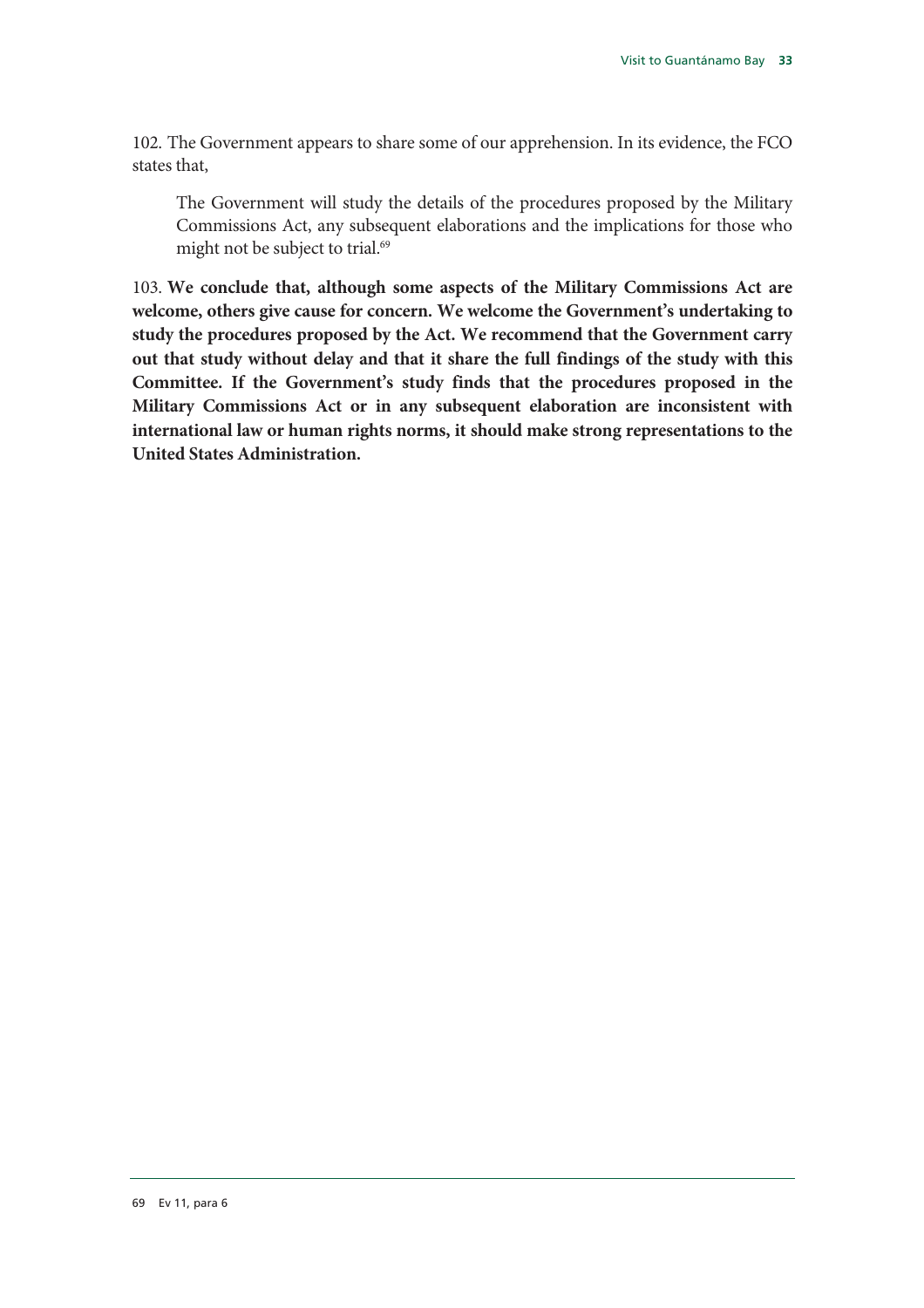102. The Government appears to share some of our apprehension. In its evidence, the FCO states that,

> The Government will study the details of the procedures proposed by the Military Commissions Act, any subsequent elaborations and the implications for those who might not be subject to trial.[69]

103. **We conclude that, although some aspects of the Military Commissions Act are welcome, others give cause for concern. We welcome the Government's undertaking to study the procedures proposed by the Act. We recommend that the Government carry out that study without delay and that it share the full findings of the study with this Committee. If the Government's study finds that the procedures proposed in the Military Commissions Act or in any subsequent elaboration are inconsistent with international law or human rights norms, it should make strong representations to the United States Administration.**

---

69 Ev 11, para 6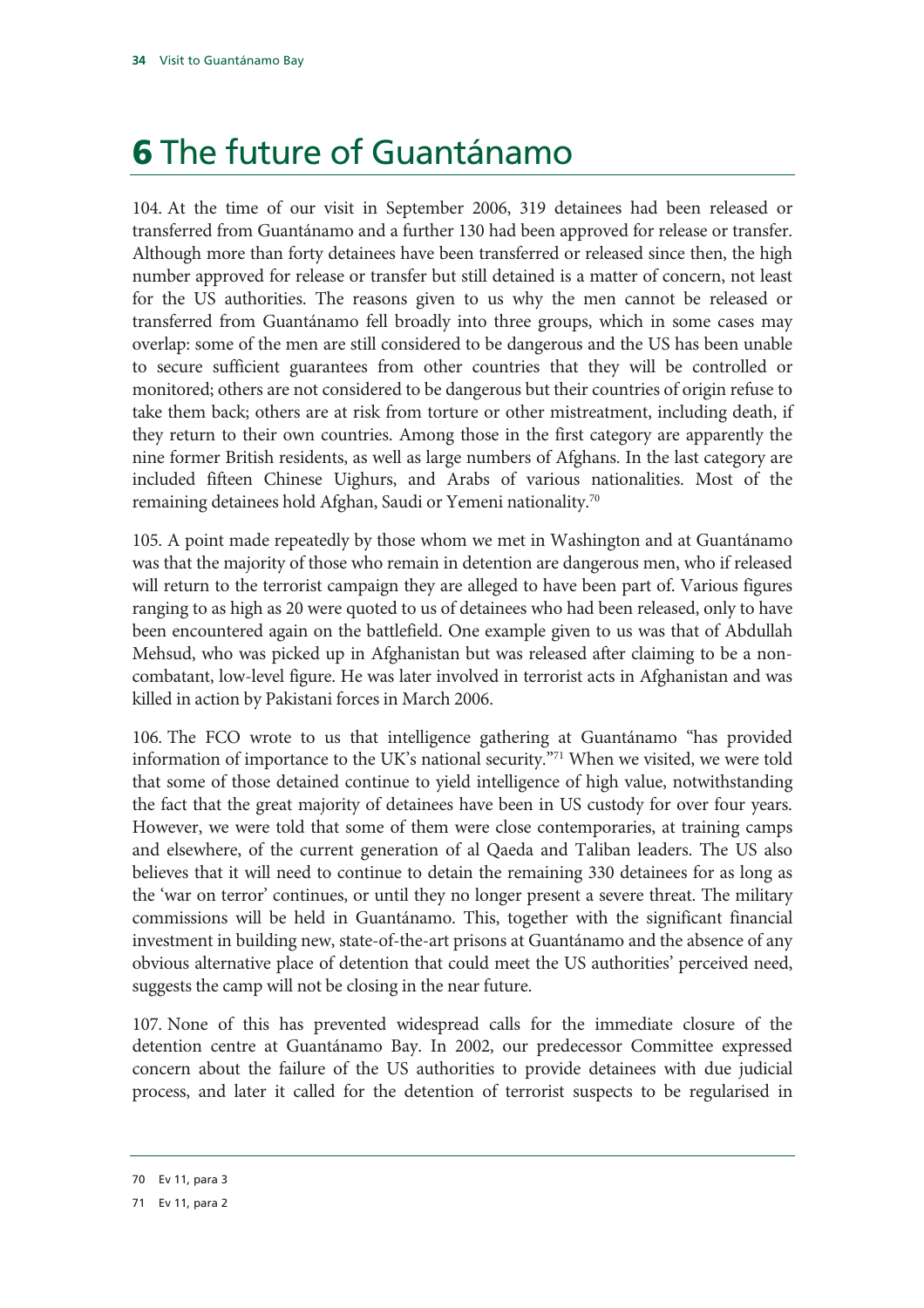# 6 The future of Guantánamo

104. At the time of our visit in September 2006, 319 detainees had been released or transferred from Guantánamo and a further 130 had been approved for release or transfer. Although more than forty detainees have been transferred or released since then, the high number approved for release or transfer but still detained is a matter of concern, not least for the US authorities. The reasons given to us why the men cannot be released or transferred from Guantánamo fell broadly into three groups, which in some cases may overlap: some of the men are still considered to be dangerous and the US has been unable to secure sufficient guarantees from other countries that they will be controlled or monitored; others are not considered to be dangerous but their countries of origin refuse to take them back; others are at risk from torture or other mistreatment, including death, if they return to their own countries. Among those in the first category are apparently the nine former British residents, as well as large numbers of Afghans. In the last category are included fifteen Chinese Uighurs, and Arabs of various nationalities. Most of the remaining detainees hold Afghan, Saudi or Yemeni nationality.[70]

105. A point made repeatedly by those whom we met in Washington and at Guantánamo was that the majority of those who remain in detention are dangerous men, who if released will return to the terrorist campaign they are alleged to have been part of. Various figures ranging to as high as 20 were quoted to us of detainees who had been released, only to have been encountered again on the battlefield. One example given to us was that of Abdullah Mehsud, who was picked up in Afghanistan but was released after claiming to be a non-combatant, low-level figure. He was later involved in terrorist acts in Afghanistan and was killed in action by Pakistani forces in March 2006.

106. The FCO wrote to us that intelligence gathering at Guantánamo "has provided information of importance to the UK's national security."[71] When we visited, we were told that some of those detained continue to yield intelligence of high value, notwithstanding the fact that the great majority of detainees have been in US custody for over four years. However, we were told that some of them were close contemporaries, at training camps and elsewhere, of the current generation of al Qaeda and Taliban leaders. The US also believes that it will need to continue to detain the remaining 330 detainees for as long as the 'war on terror' continues, or until they no longer present a severe threat. The military commissions will be held in Guantánamo. This, together with the significant financial investment in building new, state-of-the-art prisons at Guantánamo and the absence of any obvious alternative place of detention that could meet the US authorities' perceived need, suggests the camp will not be closing in the near future.

107. None of this has prevented widespread calls for the immediate closure of the detention centre at Guantánamo Bay. In 2002, our predecessor Committee expressed concern about the failure of the US authorities to provide detainees with due judicial process, and later it called for the detention of terrorist suspects to be regularised in

70 Ev 11, para 3

71 Ev 11, para 2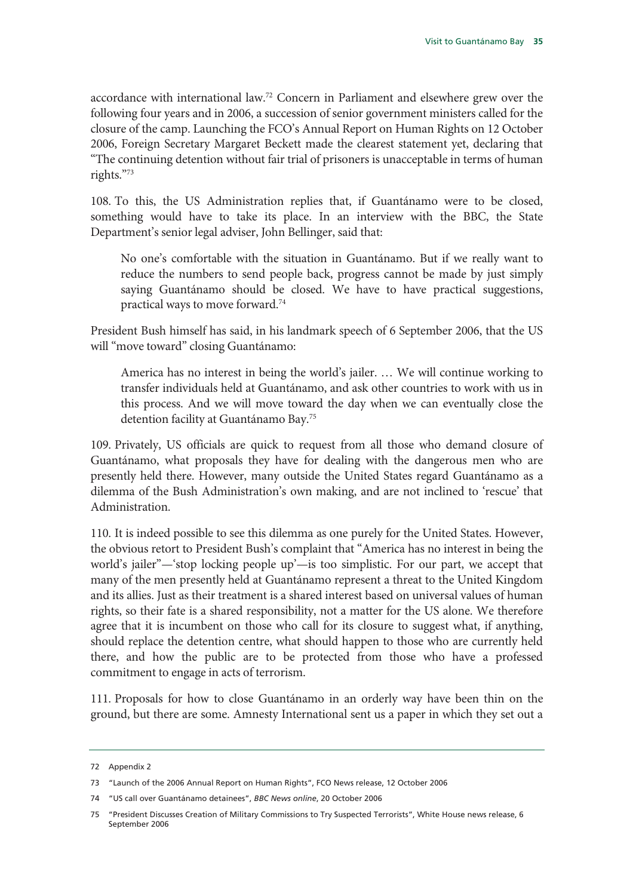accordance with international law.[72] Concern in Parliament and elsewhere grew over the following four years and in 2006, a succession of senior government ministers called for the closure of the camp. Launching the FCO's Annual Report on Human Rights on 12 October 2006, Foreign Secretary Margaret Beckett made the clearest statement yet, declaring that "The continuing detention without fair trial of prisoners is unacceptable in terms of human rights."[73]

108. To this, the US Administration replies that, if Guantánamo were to be closed, something would have to take its place. In an interview with the BBC, the State Department's senior legal adviser, John Bellinger, said that:

> No one's comfortable with the situation in Guantánamo. But if we really want to reduce the numbers to send people back, progress cannot be made by just simply saying Guantánamo should be closed. We have to have practical suggestions, practical ways to move forward.[74]

President Bush himself has said, in his landmark speech of 6 September 2006, that the US will "move toward" closing Guantánamo:

> America has no interest in being the world's jailer. … We will continue working to transfer individuals held at Guantánamo, and ask other countries to work with us in this process. And we will move toward the day when we can eventually close the detention facility at Guantánamo Bay.[75]

109. Privately, US officials are quick to request from all those who demand closure of Guantánamo, what proposals they have for dealing with the dangerous men who are presently held there. However, many outside the United States regard Guantánamo as a dilemma of the Bush Administration's own making, and are not inclined to 'rescue' that Administration.

110. It is indeed possible to see this dilemma as one purely for the United States. However, the obvious retort to President Bush's complaint that "America has no interest in being the world's jailer"—'stop locking people up'—is too simplistic. For our part, we accept that many of the men presently held at Guantánamo represent a threat to the United Kingdom and its allies. Just as their treatment is a shared interest based on universal values of human rights, so their fate is a shared responsibility, not a matter for the US alone. We therefore agree that it is incumbent on those who call for its closure to suggest what, if anything, should replace the detention centre, what should happen to those who are currently held there, and how the public are to be protected from those who have a professed commitment to engage in acts of terrorism.

111. Proposals for how to close Guantánamo in an orderly way have been thin on the ground, but there are some. Amnesty International sent us a paper in which they set out a

---

72 Appendix 2

73 "Launch of the 2006 Annual Report on Human Rights", FCO News release, 12 October 2006

74 "US call over Guantánamo detainees", *BBC News online*, 20 October 2006

75 "President Discusses Creation of Military Commissions to Try Suspected Terrorists", White House news release, 6 September 2006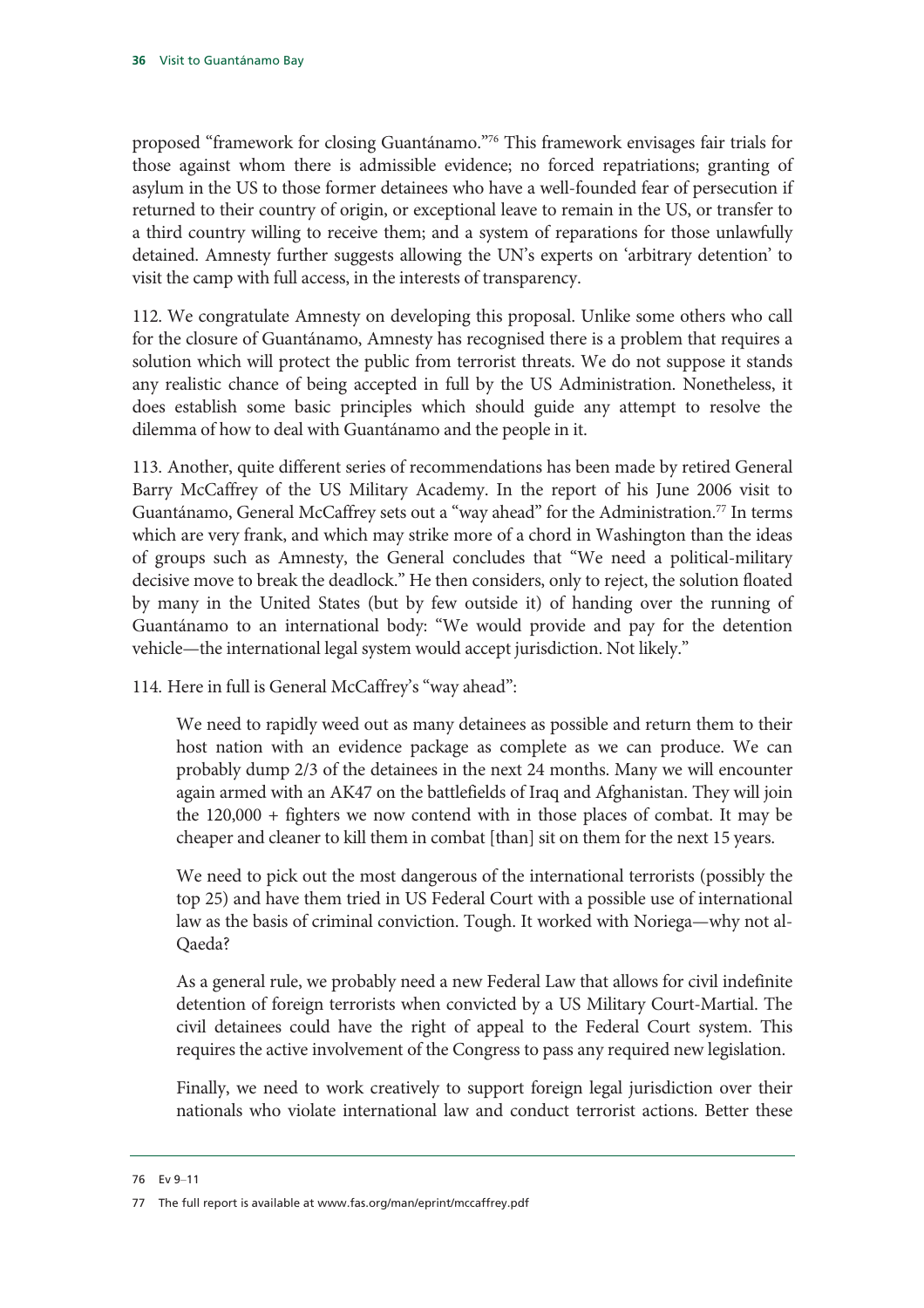proposed "framework for closing Guantánamo."[76] This framework envisages fair trials for those against whom there is admissible evidence; no forced repatriations; granting of asylum in the US to those former detainees who have a well-founded fear of persecution if returned to their country of origin, or exceptional leave to remain in the US, or transfer to a third country willing to receive them; and a system of reparations for those unlawfully detained. Amnesty further suggests allowing the UN's experts on 'arbitrary detention' to visit the camp with full access, in the interests of transparency.

112. We congratulate Amnesty on developing this proposal. Unlike some others who call for the closure of Guantánamo, Amnesty has recognised there is a problem that requires a solution which will protect the public from terrorist threats. We do not suppose it stands any realistic chance of being accepted in full by the US Administration. Nonetheless, it does establish some basic principles which should guide any attempt to resolve the dilemma of how to deal with Guantánamo and the people in it.

113. Another, quite different series of recommendations has been made by retired General Barry McCaffrey of the US Military Academy. In the report of his June 2006 visit to Guantánamo, General McCaffrey sets out a "way ahead" for the Administration.[77] In terms which are very frank, and which may strike more of a chord in Washington than the ideas of groups such as Amnesty, the General concludes that "We need a political-military decisive move to break the deadlock." He then considers, only to reject, the solution floated by many in the United States (but by few outside it) of handing over the running of Guantánamo to an international body: "We would provide and pay for the detention vehicle—the international legal system would accept jurisdiction. Not likely."

114. Here in full is General McCaffrey's "way ahead":

> We need to rapidly weed out as many detainees as possible and return them to their host nation with an evidence package as complete as we can produce. We can probably dump 2/3 of the detainees in the next 24 months. Many we will encounter again armed with an AK47 on the battlefields of Iraq and Afghanistan. They will join the 120,000 + fighters we now contend with in those places of combat. It may be cheaper and cleaner to kill them in combat [than] sit on them for the next 15 years.
>
> We need to pick out the most dangerous of the international terrorists (possibly the top 25) and have them tried in US Federal Court with a possible use of international law as the basis of criminal conviction. Tough. It worked with Noriega—why not al-Qaeda?
>
> As a general rule, we probably need a new Federal Law that allows for civil indefinite detention of foreign terrorists when convicted by a US Military Court-Martial. The civil detainees could have the right of appeal to the Federal Court system. This requires the active involvement of the Congress to pass any required new legislation.
>
> Finally, we need to work creatively to support foreign legal jurisdiction over their nationals who violate international law and conduct terrorist actions. Better these

76 Ev 9–11

77 The full report is available at www.fas.org/man/eprint/mccaffrey.pdf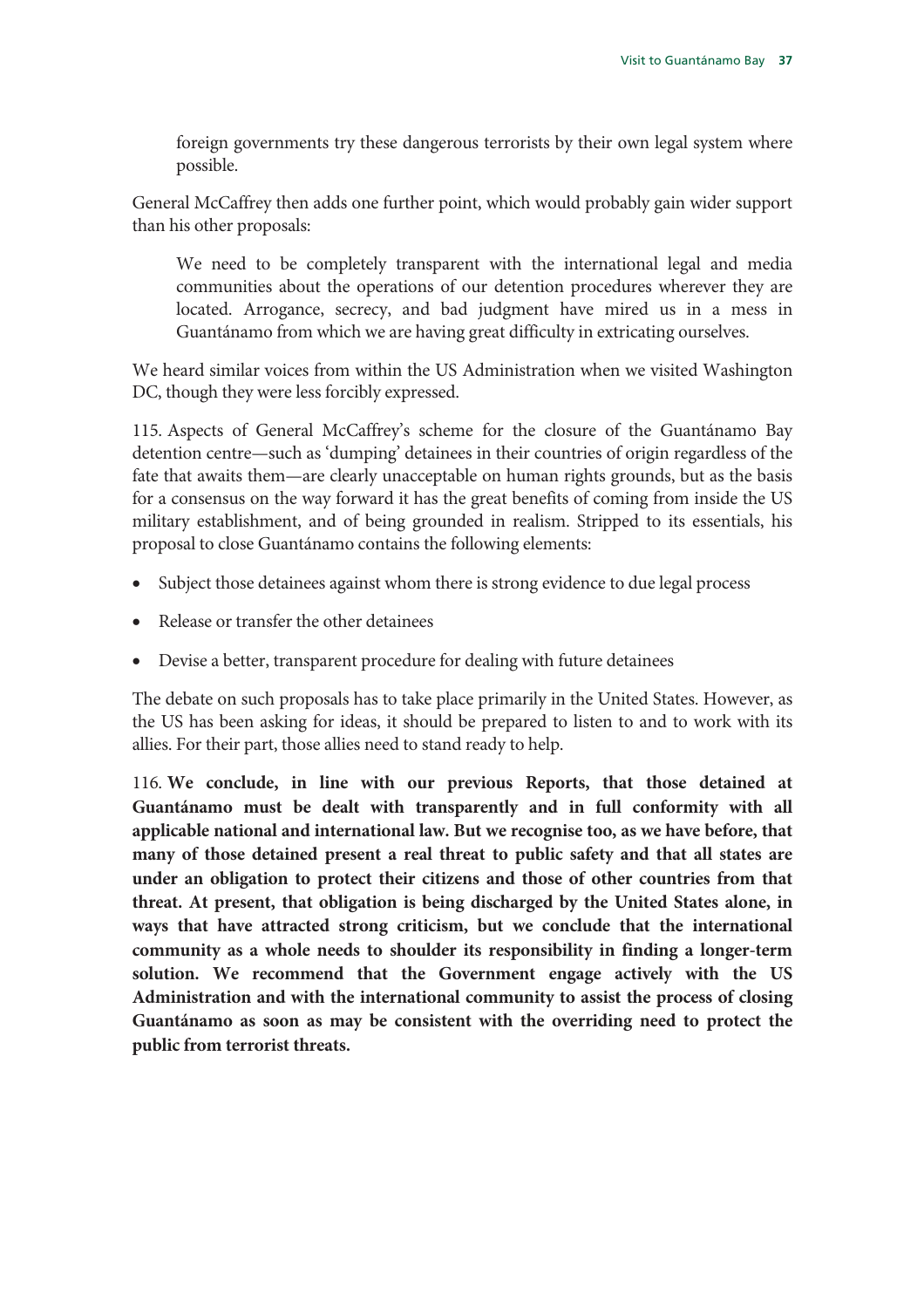> foreign governments try these dangerous terrorists by their own legal system where possible.

General McCaffrey then adds one further point, which would probably gain wider support than his other proposals:

> We need to be completely transparent with the international legal and media communities about the operations of our detention procedures wherever they are located. Arrogance, secrecy, and bad judgment have mired us in a mess in Guantánamo from which we are having great difficulty in extricating ourselves.

We heard similar voices from within the US Administration when we visited Washington DC, though they were less forcibly expressed.

115. Aspects of General McCaffrey's scheme for the closure of the Guantánamo Bay detention centre—such as 'dumping' detainees in their countries of origin regardless of the fate that awaits them—are clearly unacceptable on human rights grounds, but as the basis for a consensus on the way forward it has the great benefits of coming from inside the US military establishment, and of being grounded in realism. Stripped to its essentials, his proposal to close Guantánamo contains the following elements:

- Subject those detainees against whom there is strong evidence to due legal process
- Release or transfer the other detainees
- Devise a better, transparent procedure for dealing with future detainees

The debate on such proposals has to take place primarily in the United States. However, as the US has been asking for ideas, it should be prepared to listen to and to work with its allies. For their part, those allies need to stand ready to help.

116. **We conclude, in line with our previous Reports, that those detained at Guantánamo must be dealt with transparently and in full conformity with all applicable national and international law. But we recognise too, as we have before, that many of those detained present a real threat to public safety and that all states are under an obligation to protect their citizens and those of other countries from that threat. At present, that obligation is being discharged by the United States alone, in ways that have attracted strong criticism, but we conclude that the international community as a whole needs to shoulder its responsibility in finding a longer-term solution. We recommend that the Government engage actively with the US Administration and with the international community to assist the process of closing Guantánamo as soon as may be consistent with the overriding need to protect the public from terrorist threats.**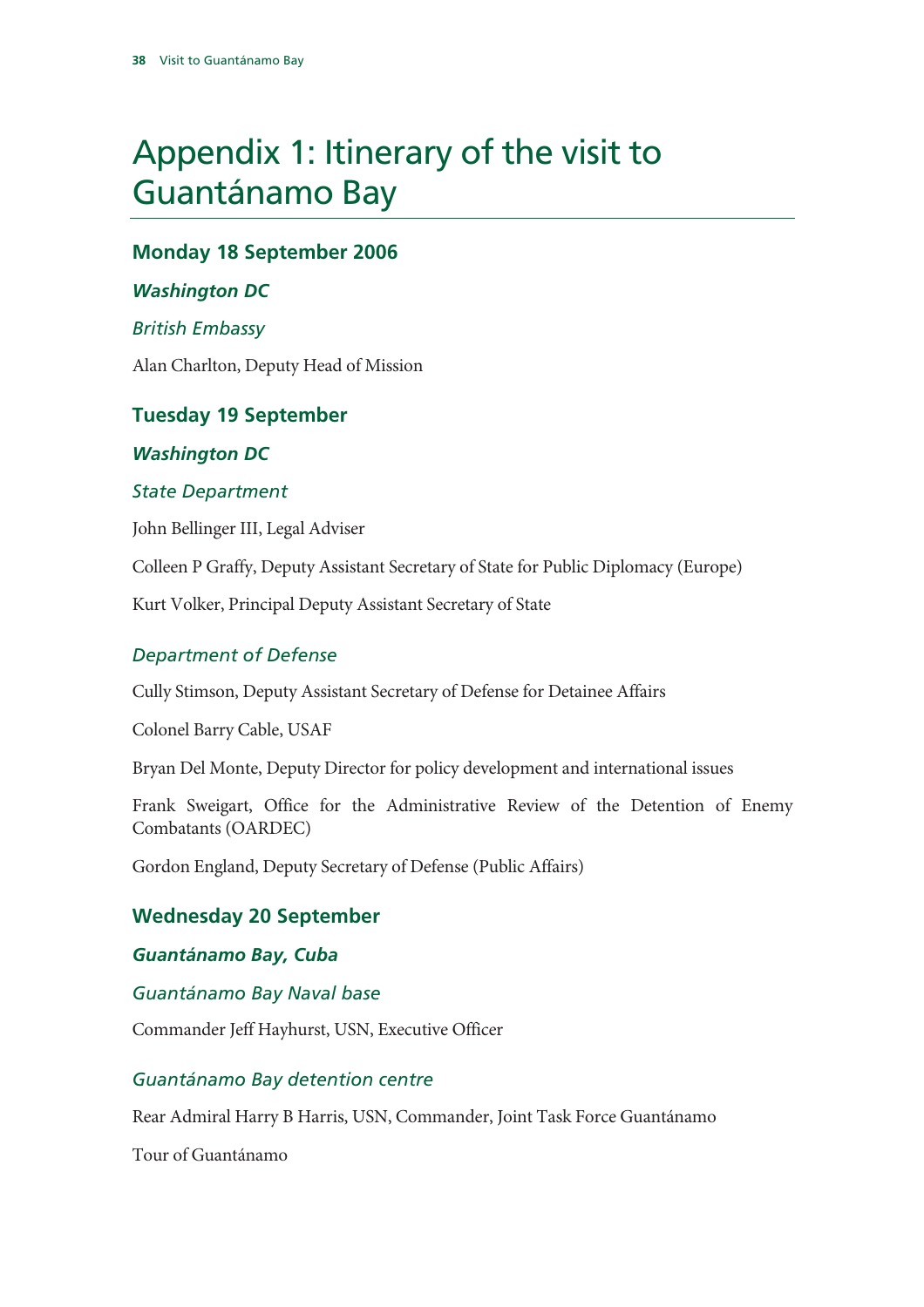# Appendix 1: Itinerary of the visit to Guantánamo Bay

## Monday 18 September 2006

### *Washington DC*

#### *British Embassy*

Alan Charlton, Deputy Head of Mission

## Tuesday 19 September

### *Washington DC*

#### *State Department*

John Bellinger III, Legal Adviser

Colleen P Graffy, Deputy Assistant Secretary of State for Public Diplomacy (Europe)

Kurt Volker, Principal Deputy Assistant Secretary of State

#### *Department of Defense*

Cully Stimson, Deputy Assistant Secretary of Defense for Detainee Affairs

Colonel Barry Cable, USAF

Bryan Del Monte, Deputy Director for policy development and international issues

Frank Sweigart, Office for the Administrative Review of the Detention of Enemy Combatants (OARDEC)

Gordon England, Deputy Secretary of Defense (Public Affairs)

## Wednesday 20 September

### *Guantánamo Bay, Cuba*

#### *Guantánamo Bay Naval base*

Commander Jeff Hayhurst, USN, Executive Officer

#### *Guantánamo Bay detention centre*

Rear Admiral Harry B Harris, USN, Commander, Joint Task Force Guantánamo

Tour of Guantánamo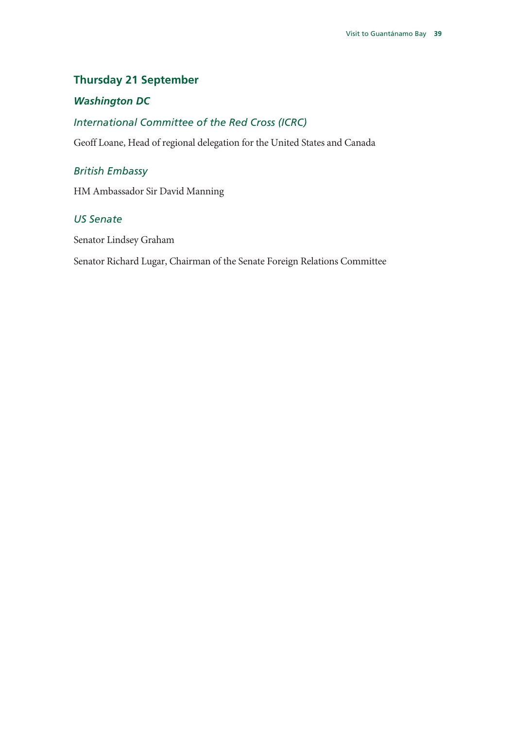## Thursday 21 September

### *Washington DC*

#### *International Committee of the Red Cross (ICRC)*

Geoff Loane, Head of regional delegation for the United States and Canada

#### *British Embassy*

HM Ambassador Sir David Manning

#### *US Senate*

Senator Lindsey Graham

Senator Richard Lugar, Chairman of the Senate Foreign Relations Committee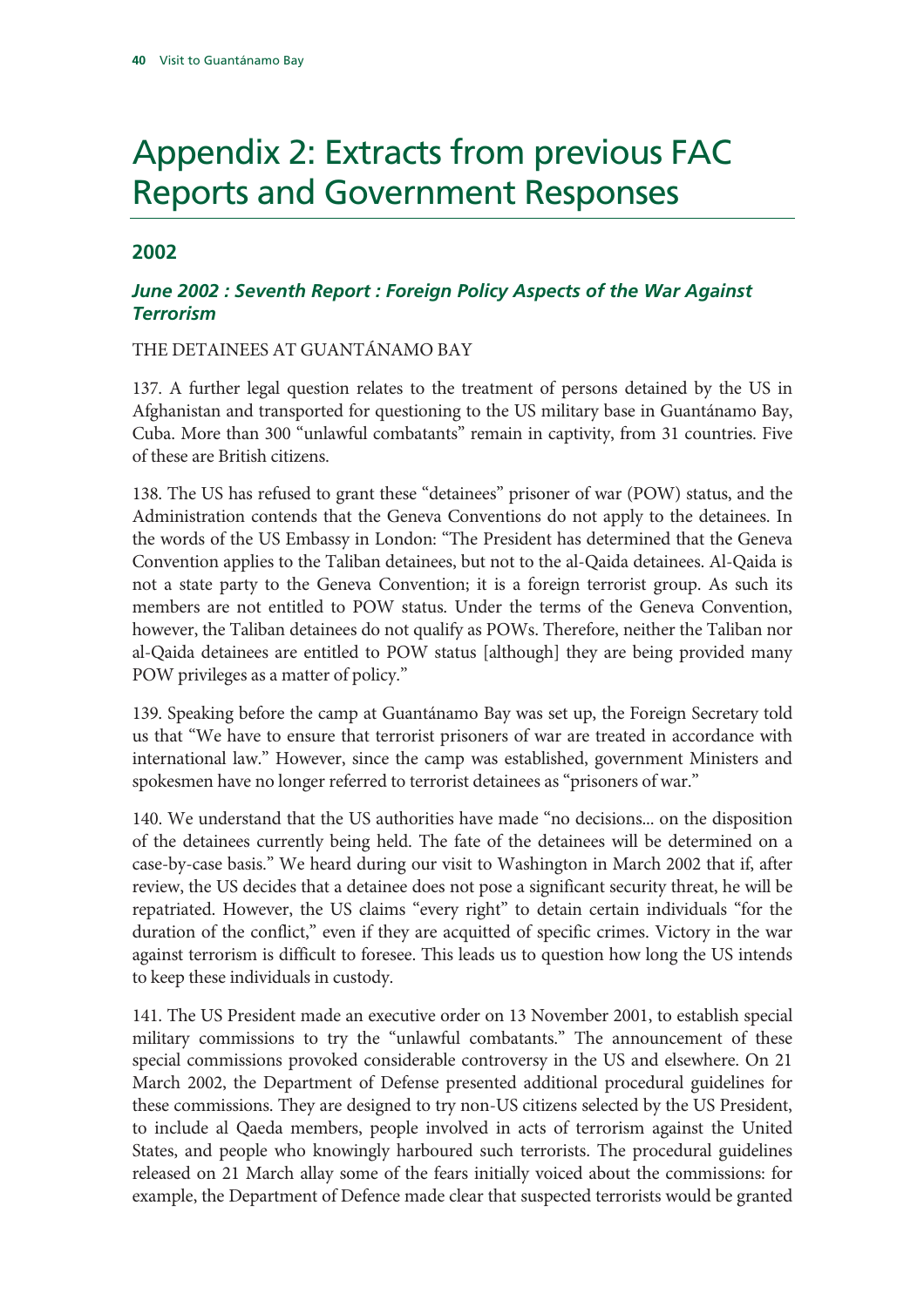# Appendix 2: Extracts from previous FAC Reports and Government Responses

## 2002

### *June 2002 : Seventh Report : Foreign Policy Aspects of the War Against Terrorism*

THE DETAINEES AT GUANTÁNAMO BAY

137. A further legal question relates to the treatment of persons detained by the US in Afghanistan and transported for questioning to the US military base in Guantánamo Bay, Cuba. More than 300 "unlawful combatants" remain in captivity, from 31 countries. Five of these are British citizens.

138. The US has refused to grant these "detainees" prisoner of war (POW) status, and the Administration contends that the Geneva Conventions do not apply to the detainees. In the words of the US Embassy in London: "The President has determined that the Geneva Convention applies to the Taliban detainees, but not to the al-Qaida detainees. Al-Qaida is not a state party to the Geneva Convention; it is a foreign terrorist group. As such its members are not entitled to POW status. Under the terms of the Geneva Convention, however, the Taliban detainees do not qualify as POWs. Therefore, neither the Taliban nor al-Qaida detainees are entitled to POW status [although] they are being provided many POW privileges as a matter of policy."

139. Speaking before the camp at Guantánamo Bay was set up, the Foreign Secretary told us that "We have to ensure that terrorist prisoners of war are treated in accordance with international law." However, since the camp was established, government Ministers and spokesmen have no longer referred to terrorist detainees as "prisoners of war."

140. We understand that the US authorities have made "no decisions... on the disposition of the detainees currently being held. The fate of the detainees will be determined on a case-by-case basis." We heard during our visit to Washington in March 2002 that if, after review, the US decides that a detainee does not pose a significant security threat, he will be repatriated. However, the US claims "every right" to detain certain individuals "for the duration of the conflict," even if they are acquitted of specific crimes. Victory in the war against terrorism is difficult to foresee. This leads us to question how long the US intends to keep these individuals in custody.

141. The US President made an executive order on 13 November 2001, to establish special military commissions to try the "unlawful combatants." The announcement of these special commissions provoked considerable controversy in the US and elsewhere. On 21 March 2002, the Department of Defense presented additional procedural guidelines for these commissions. They are designed to try non-US citizens selected by the US President, to include al Qaeda members, people involved in acts of terrorism against the United States, and people who knowingly harboured such terrorists. The procedural guidelines released on 21 March allay some of the fears initially voiced about the commissions: for example, the Department of Defence made clear that suspected terrorists would be granted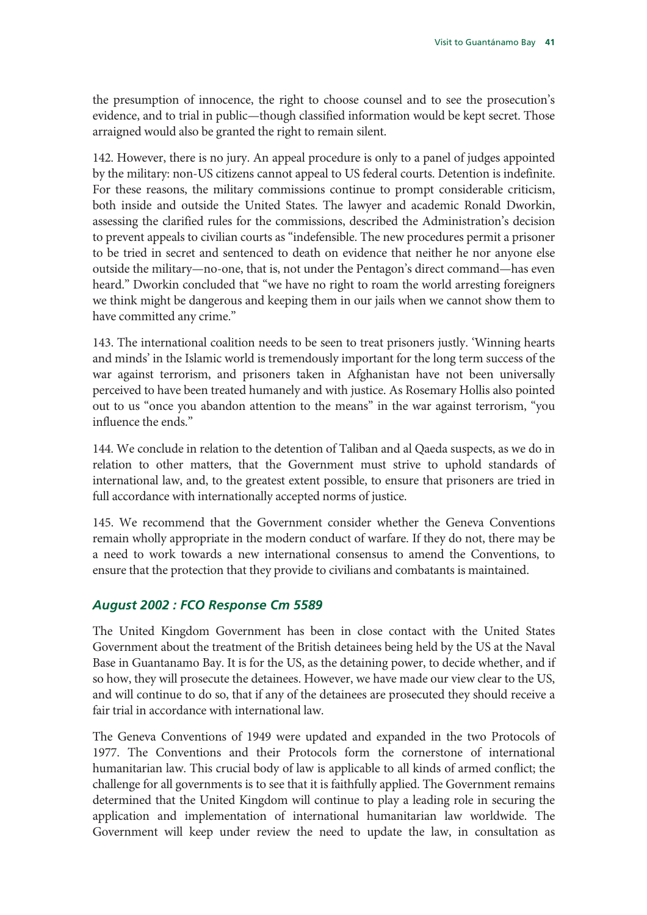the presumption of innocence, the right to choose counsel and to see the prosecution's evidence, and to trial in public—though classified information would be kept secret. Those arraigned would also be granted the right to remain silent.

142. However, there is no jury. An appeal procedure is only to a panel of judges appointed by the military: non-US citizens cannot appeal to US federal courts. Detention is indefinite. For these reasons, the military commissions continue to prompt considerable criticism, both inside and outside the United States. The lawyer and academic Ronald Dworkin, assessing the clarified rules for the commissions, described the Administration's decision to prevent appeals to civilian courts as "indefensible. The new procedures permit a prisoner to be tried in secret and sentenced to death on evidence that neither he nor anyone else outside the military—no-one, that is, not under the Pentagon's direct command—has even heard." Dworkin concluded that "we have no right to roam the world arresting foreigners we think might be dangerous and keeping them in our jails when we cannot show them to have committed any crime."

143. The international coalition needs to be seen to treat prisoners justly. 'Winning hearts and minds' in the Islamic world is tremendously important for the long term success of the war against terrorism, and prisoners taken in Afghanistan have not been universally perceived to have been treated humanely and with justice. As Rosemary Hollis also pointed out to us "once you abandon attention to the means" in the war against terrorism, "you influence the ends."

144. We conclude in relation to the detention of Taliban and al Qaeda suspects, as we do in relation to other matters, that the Government must strive to uphold standards of international law, and, to the greatest extent possible, to ensure that prisoners are tried in full accordance with internationally accepted norms of justice.

145. We recommend that the Government consider whether the Geneva Conventions remain wholly appropriate in the modern conduct of warfare. If they do not, there may be a need to work towards a new international consensus to amend the Conventions, to ensure that the protection that they provide to civilians and combatants is maintained.

### *August 2002 : FCO Response Cm 5589*

The United Kingdom Government has been in close contact with the United States Government about the treatment of the British detainees being held by the US at the Naval Base in Guantanamo Bay. It is for the US, as the detaining power, to decide whether, and if so how, they will prosecute the detainees. However, we have made our view clear to the US, and will continue to do so, that if any of the detainees are prosecuted they should receive a fair trial in accordance with international law.

The Geneva Conventions of 1949 were updated and expanded in the two Protocols of 1977. The Conventions and their Protocols form the cornerstone of international humanitarian law. This crucial body of law is applicable to all kinds of armed conflict; the challenge for all governments is to see that it is faithfully applied. The Government remains determined that the United Kingdom will continue to play a leading role in securing the application and implementation of international humanitarian law worldwide. The Government will keep under review the need to update the law, in consultation as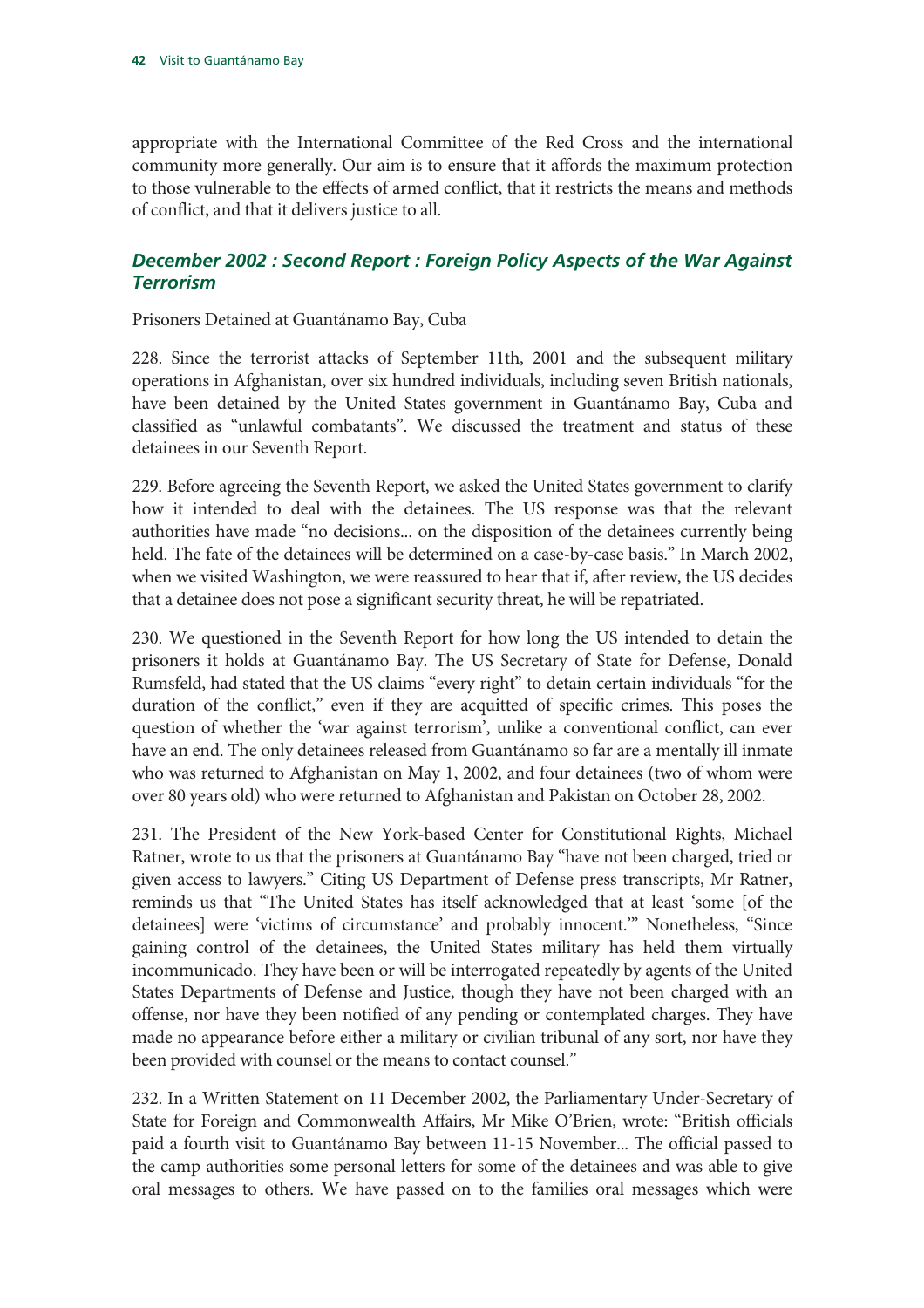appropriate with the International Committee of the Red Cross and the international community more generally. Our aim is to ensure that it affords the maximum protection to those vulnerable to the effects of armed conflict, that it restricts the means and methods of conflict, and that it delivers justice to all.

### *December 2002 : Second Report : Foreign Policy Aspects of the War Against Terrorism*

Prisoners Detained at Guantánamo Bay, Cuba

228. Since the terrorist attacks of September 11th, 2001 and the subsequent military operations in Afghanistan, over six hundred individuals, including seven British nationals, have been detained by the United States government in Guantánamo Bay, Cuba and classified as "unlawful combatants". We discussed the treatment and status of these detainees in our Seventh Report.

229. Before agreeing the Seventh Report, we asked the United States government to clarify how it intended to deal with the detainees. The US response was that the relevant authorities have made "no decisions... on the disposition of the detainees currently being held. The fate of the detainees will be determined on a case-by-case basis." In March 2002, when we visited Washington, we were reassured to hear that if, after review, the US decides that a detainee does not pose a significant security threat, he will be repatriated.

230. We questioned in the Seventh Report for how long the US intended to detain the prisoners it holds at Guantánamo Bay. The US Secretary of State for Defense, Donald Rumsfeld, had stated that the US claims "every right" to detain certain individuals "for the duration of the conflict," even if they are acquitted of specific crimes. This poses the question of whether the 'war against terrorism', unlike a conventional conflict, can ever have an end. The only detainees released from Guantánamo so far are a mentally ill inmate who was returned to Afghanistan on May 1, 2002, and four detainees (two of whom were over 80 years old) who were returned to Afghanistan and Pakistan on October 28, 2002.

231. The President of the New York-based Center for Constitutional Rights, Michael Ratner, wrote to us that the prisoners at Guantánamo Bay "have not been charged, tried or given access to lawyers." Citing US Department of Defense press transcripts, Mr Ratner, reminds us that "The United States has itself acknowledged that at least 'some [of the detainees] were 'victims of circumstance' and probably innocent.'" Nonetheless, "Since gaining control of the detainees, the United States military has held them virtually incommunicado. They have been or will be interrogated repeatedly by agents of the United States Departments of Defense and Justice, though they have not been charged with an offense, nor have they been notified of any pending or contemplated charges. They have made no appearance before either a military or civilian tribunal of any sort, nor have they been provided with counsel or the means to contact counsel."

232. In a Written Statement on 11 December 2002, the Parliamentary Under-Secretary of State for Foreign and Commonwealth Affairs, Mr Mike O'Brien, wrote: "British officials paid a fourth visit to Guantánamo Bay between 11-15 November... The official passed to the camp authorities some personal letters for some of the detainees and was able to give oral messages to others. We have passed on to the families oral messages which were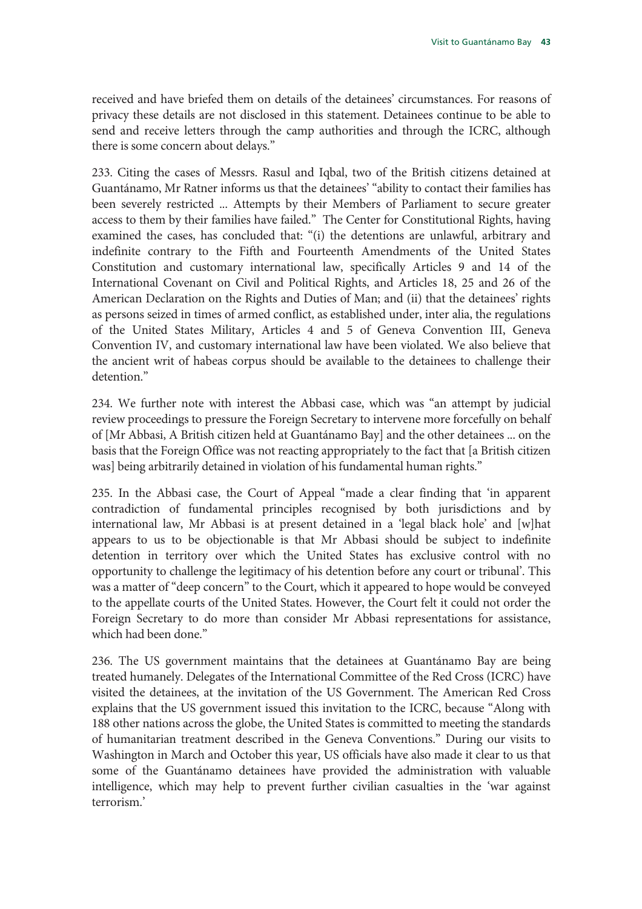received and have briefed them on details of the detainees' circumstances. For reasons of privacy these details are not disclosed in this statement. Detainees continue to be able to send and receive letters through the camp authorities and through the ICRC, although there is some concern about delays."

233. Citing the cases of Messrs. Rasul and Iqbal, two of the British citizens detained at Guantánamo, Mr Ratner informs us that the detainees' "ability to contact their families has been severely restricted ... Attempts by their Members of Parliament to secure greater access to them by their families have failed." The Center for Constitutional Rights, having examined the cases, has concluded that: "(i) the detentions are unlawful, arbitrary and indefinite contrary to the Fifth and Fourteenth Amendments of the United States Constitution and customary international law, specifically Articles 9 and 14 of the International Covenant on Civil and Political Rights, and Articles 18, 25 and 26 of the American Declaration on the Rights and Duties of Man; and (ii) that the detainees' rights as persons seized in times of armed conflict, as established under, inter alia, the regulations of the United States Military, Articles 4 and 5 of Geneva Convention III, Geneva Convention IV, and customary international law have been violated. We also believe that the ancient writ of habeas corpus should be available to the detainees to challenge their detention."

234. We further note with interest the Abbasi case, which was "an attempt by judicial review proceedings to pressure the Foreign Secretary to intervene more forcefully on behalf of [Mr Abbasi, A British citizen held at Guantánamo Bay] and the other detainees ... on the basis that the Foreign Office was not reacting appropriately to the fact that [a British citizen was] being arbitrarily detained in violation of his fundamental human rights."

235. In the Abbasi case, the Court of Appeal "made a clear finding that 'in apparent contradiction of fundamental principles recognised by both jurisdictions and by international law, Mr Abbasi is at present detained in a 'legal black hole' and [w]hat appears to us to be objectionable is that Mr Abbasi should be subject to indefinite detention in territory over which the United States has exclusive control with no opportunity to challenge the legitimacy of his detention before any court or tribunal'. This was a matter of "deep concern" to the Court, which it appeared to hope would be conveyed to the appellate courts of the United States. However, the Court felt it could not order the Foreign Secretary to do more than consider Mr Abbasi representations for assistance, which had been done."

236. The US government maintains that the detainees at Guantánamo Bay are being treated humanely. Delegates of the International Committee of the Red Cross (ICRC) have visited the detainees, at the invitation of the US Government. The American Red Cross explains that the US government issued this invitation to the ICRC, because "Along with 188 other nations across the globe, the United States is committed to meeting the standards of humanitarian treatment described in the Geneva Conventions." During our visits to Washington in March and October this year, US officials have also made it clear to us that some of the Guantánamo detainees have provided the administration with valuable intelligence, which may help to prevent further civilian casualties in the 'war against terrorism.'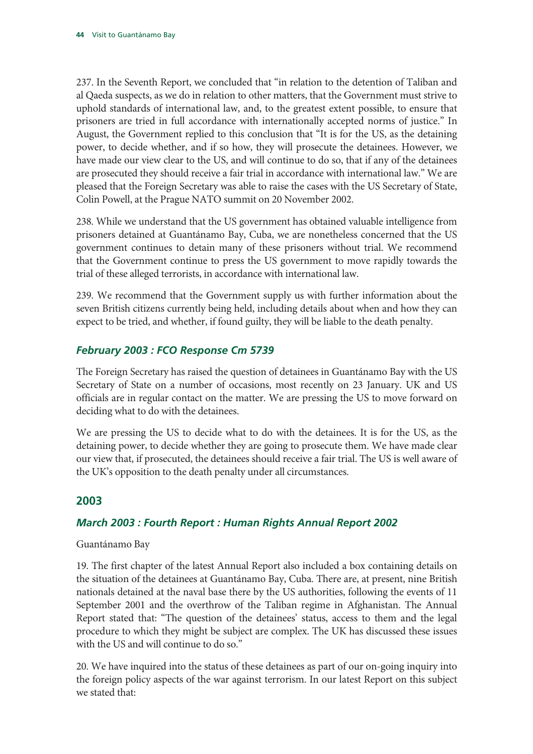237. In the Seventh Report, we concluded that "in relation to the detention of Taliban and al Qaeda suspects, as we do in relation to other matters, that the Government must strive to uphold standards of international law, and, to the greatest extent possible, to ensure that prisoners are tried in full accordance with internationally accepted norms of justice." In August, the Government replied to this conclusion that "It is for the US, as the detaining power, to decide whether, and if so how, they will prosecute the detainees. However, we have made our view clear to the US, and will continue to do so, that if any of the detainees are prosecuted they should receive a fair trial in accordance with international law." We are pleased that the Foreign Secretary was able to raise the cases with the US Secretary of State, Colin Powell, at the Prague NATO summit on 20 November 2002.

238. While we understand that the US government has obtained valuable intelligence from prisoners detained at Guantánamo Bay, Cuba, we are nonetheless concerned that the US government continues to detain many of these prisoners without trial. We recommend that the Government continue to press the US government to move rapidly towards the trial of these alleged terrorists, in accordance with international law.

239. We recommend that the Government supply us with further information about the seven British citizens currently being held, including details about when and how they can expect to be tried, and whether, if found guilty, they will be liable to the death penalty.

### *February 2003 : FCO Response Cm 5739*

The Foreign Secretary has raised the question of detainees in Guantánamo Bay with the US Secretary of State on a number of occasions, most recently on 23 January. UK and US officials are in regular contact on the matter. We are pressing the US to move forward on deciding what to do with the detainees.

We are pressing the US to decide what to do with the detainees. It is for the US, as the detaining power, to decide whether they are going to prosecute them. We have made clear our view that, if prosecuted, the detainees should receive a fair trial. The US is well aware of the UK's opposition to the death penalty under all circumstances.

## 2003

### *March 2003 : Fourth Report : Human Rights Annual Report 2002*

Guantánamo Bay

19. The first chapter of the latest Annual Report also included a box containing details on the situation of the detainees at Guantánamo Bay, Cuba. There are, at present, nine British nationals detained at the naval base there by the US authorities, following the events of 11 September 2001 and the overthrow of the Taliban regime in Afghanistan. The Annual Report stated that: "The question of the detainees' status, access to them and the legal procedure to which they might be subject are complex. The UK has discussed these issues with the US and will continue to do so."

20. We have inquired into the status of these detainees as part of our on-going inquiry into the foreign policy aspects of the war against terrorism. In our latest Report on this subject we stated that: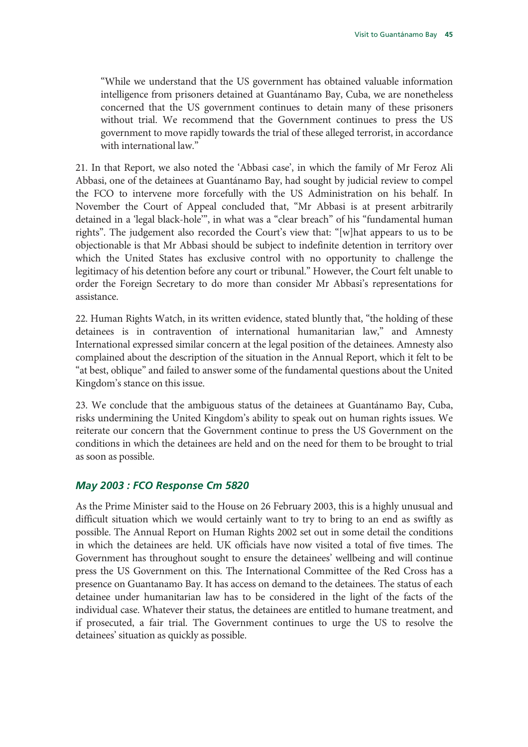"While we understand that the US government has obtained valuable information intelligence from prisoners detained at Guantánamo Bay, Cuba, we are nonetheless concerned that the US government continues to detain many of these prisoners without trial. We recommend that the Government continues to press the US government to move rapidly towards the trial of these alleged terrorist, in accordance with international law."

21. In that Report, we also noted the 'Abbasi case', in which the family of Mr Feroz Ali Abbasi, one of the detainees at Guantánamo Bay, had sought by judicial review to compel the FCO to intervene more forcefully with the US Administration on his behalf. In November the Court of Appeal concluded that, "Mr Abbasi is at present arbitrarily detained in a 'legal black-hole'", in what was a "clear breach" of his "fundamental human rights". The judgement also recorded the Court's view that: "[w]hat appears to us to be objectionable is that Mr Abbasi should be subject to indefinite detention in territory over which the United States has exclusive control with no opportunity to challenge the legitimacy of his detention before any court or tribunal." However, the Court felt unable to order the Foreign Secretary to do more than consider Mr Abbasi's representations for assistance.

22. Human Rights Watch, in its written evidence, stated bluntly that, "the holding of these detainees is in contravention of international humanitarian law," and Amnesty International expressed similar concern at the legal position of the detainees. Amnesty also complained about the description of the situation in the Annual Report, which it felt to be "at best, oblique" and failed to answer some of the fundamental questions about the United Kingdom's stance on this issue.

23. We conclude that the ambiguous status of the detainees at Guantánamo Bay, Cuba, risks undermining the United Kingdom's ability to speak out on human rights issues. We reiterate our concern that the Government continue to press the US Government on the conditions in which the detainees are held and on the need for them to be brought to trial as soon as possible.

### *May 2003 : FCO Response Cm 5820*

As the Prime Minister said to the House on 26 February 2003, this is a highly unusual and difficult situation which we would certainly want to try to bring to an end as swiftly as possible. The Annual Report on Human Rights 2002 set out in some detail the conditions in which the detainees are held. UK officials have now visited a total of five times. The Government has throughout sought to ensure the detainees' wellbeing and will continue press the US Government on this. The International Committee of the Red Cross has a presence on Guantanamo Bay. It has access on demand to the detainees. The status of each detainee under humanitarian law has to be considered in the light of the facts of the individual case. Whatever their status, the detainees are entitled to humane treatment, and if prosecuted, a fair trial. The Government continues to urge the US to resolve the detainees' situation as quickly as possible.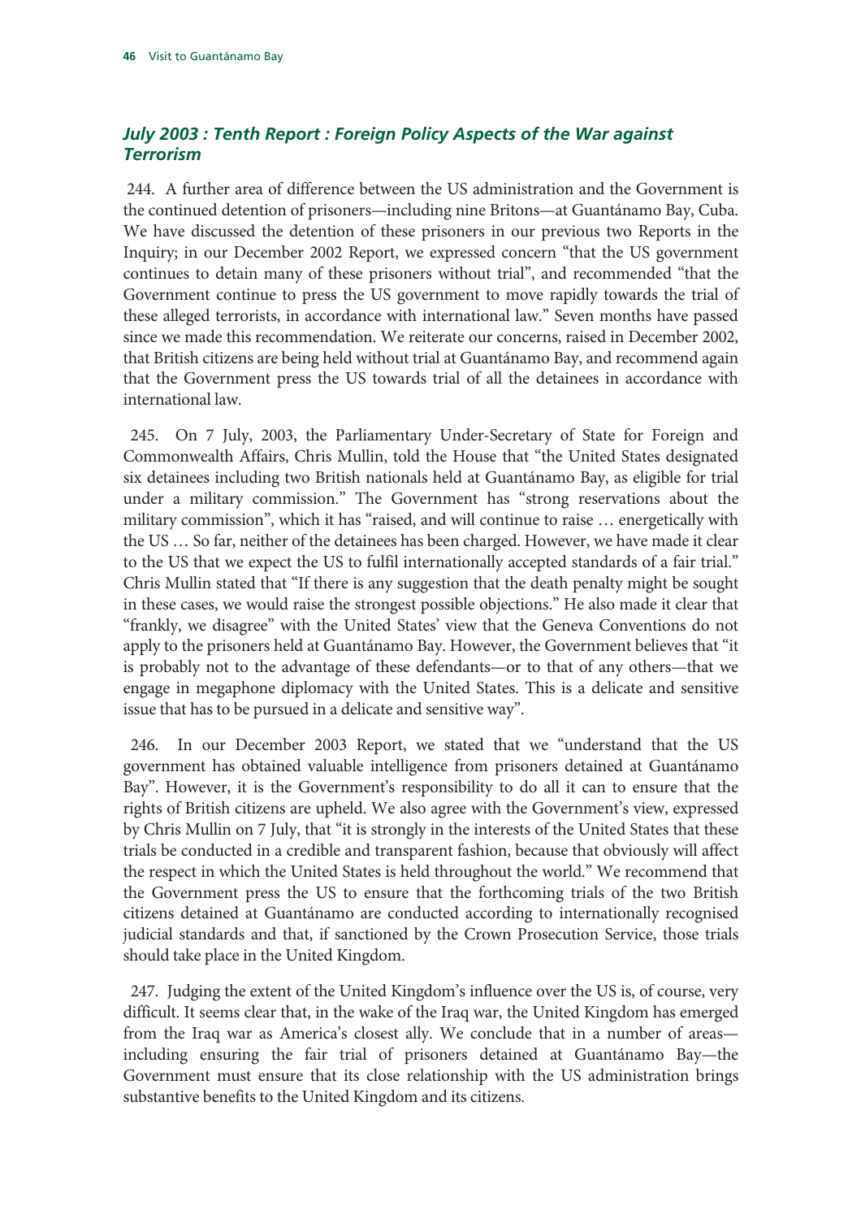## *July 2003 : Tenth Report : Foreign Policy Aspects of the War against Terrorism*

244. A further area of difference between the US administration and the Government is the continued detention of prisoners—including nine Britons—at Guantánamo Bay, Cuba. We have discussed the detention of these prisoners in our previous two Reports in the Inquiry; in our December 2002 Report, we expressed concern "that the US government continues to detain many of these prisoners without trial", and recommended "that the Government continue to press the US government to move rapidly towards the trial of these alleged terrorists, in accordance with international law." Seven months have passed since we made this recommendation. We reiterate our concerns, raised in December 2002, that British citizens are being held without trial at Guantánamo Bay, and recommend again that the Government press the US towards trial of all the detainees in accordance with international law.

245. On 7 July, 2003, the Parliamentary Under-Secretary of State for Foreign and Commonwealth Affairs, Chris Mullin, told the House that "the United States designated six detainees including two British nationals held at Guantánamo Bay, as eligible for trial under a military commission." The Government has "strong reservations about the military commission", which it has "raised, and will continue to raise … energetically with the US … So far, neither of the detainees has been charged. However, we have made it clear to the US that we expect the US to fulfil internationally accepted standards of a fair trial." Chris Mullin stated that "If there is any suggestion that the death penalty might be sought in these cases, we would raise the strongest possible objections." He also made it clear that "frankly, we disagree" with the United States' view that the Geneva Conventions do not apply to the prisoners held at Guantánamo Bay. However, the Government believes that "it is probably not to the advantage of these defendants—or to that of any others—that we engage in megaphone diplomacy with the United States. This is a delicate and sensitive issue that has to be pursued in a delicate and sensitive way".

246. In our December 2003 Report, we stated that we "understand that the US government has obtained valuable intelligence from prisoners detained at Guantánamo Bay". However, it is the Government's responsibility to do all it can to ensure that the rights of British citizens are upheld. We also agree with the Government's view, expressed by Chris Mullin on 7 July, that "it is strongly in the interests of the United States that these trials be conducted in a credible and transparent fashion, because that obviously will affect the respect in which the United States is held throughout the world." We recommend that the Government press the US to ensure that the forthcoming trials of the two British citizens detained at Guantánamo are conducted according to internationally recognised judicial standards and that, if sanctioned by the Crown Prosecution Service, those trials should take place in the United Kingdom.

247. Judging the extent of the United Kingdom's influence over the US is, of course, very difficult. It seems clear that, in the wake of the Iraq war, the United Kingdom has emerged from the Iraq war as America's closest ally. We conclude that in a number of areas—including ensuring the fair trial of prisoners detained at Guantánamo Bay—the Government must ensure that its close relationship with the US administration brings substantive benefits to the United Kingdom and its citizens.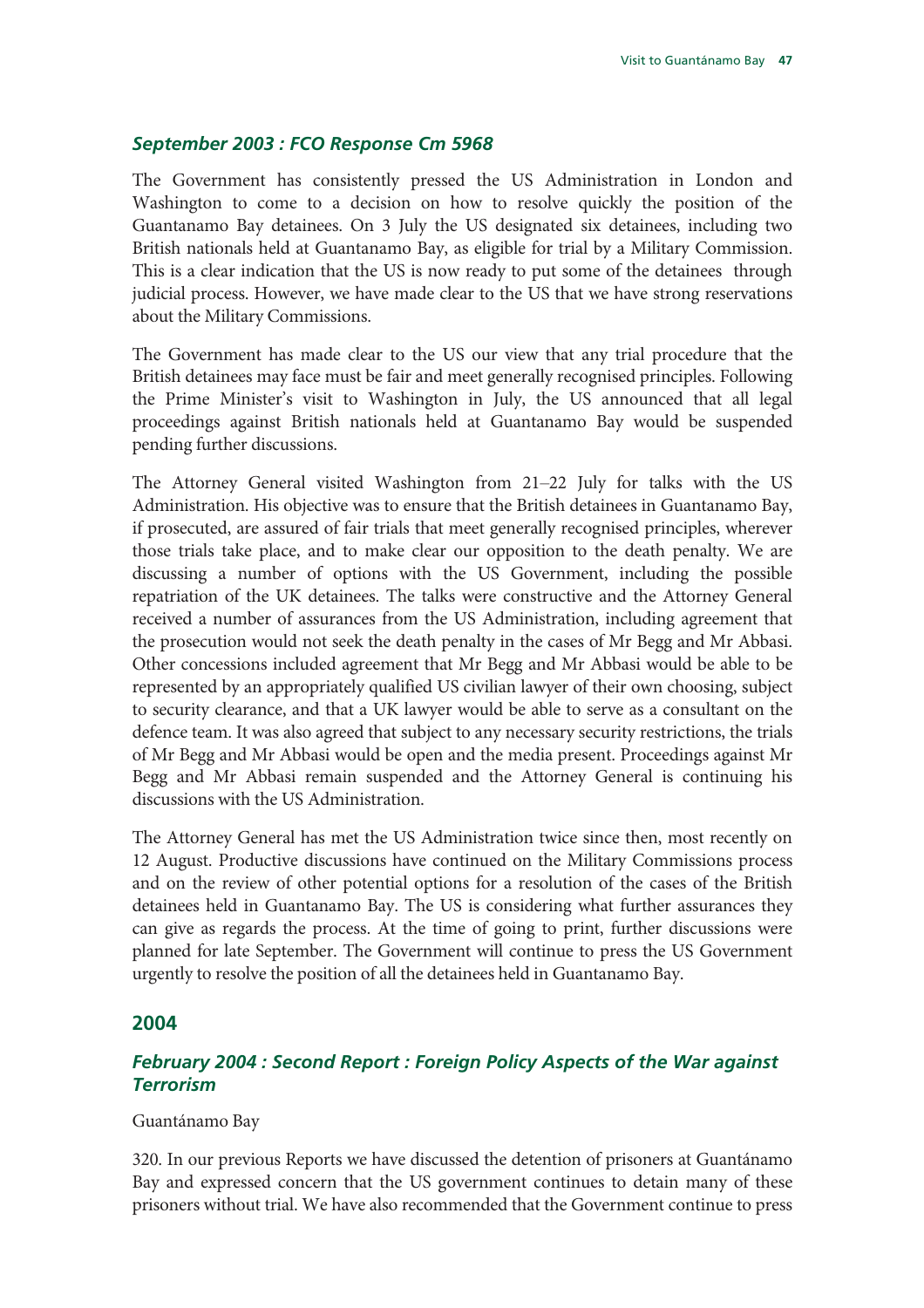### *September 2003 : FCO Response Cm 5968*

The Government has consistently pressed the US Administration in London and Washington to come to a decision on how to resolve quickly the position of the Guantanamo Bay detainees. On 3 July the US designated six detainees, including two British nationals held at Guantanamo Bay, as eligible for trial by a Military Commission. This is a clear indication that the US is now ready to put some of the detainees through judicial process. However, we have made clear to the US that we have strong reservations about the Military Commissions.

The Government has made clear to the US our view that any trial procedure that the British detainees may face must be fair and meet generally recognised principles. Following the Prime Minister's visit to Washington in July, the US announced that all legal proceedings against British nationals held at Guantanamo Bay would be suspended pending further discussions.

The Attorney General visited Washington from 21–22 July for talks with the US Administration. His objective was to ensure that the British detainees in Guantanamo Bay, if prosecuted, are assured of fair trials that meet generally recognised principles, wherever those trials take place, and to make clear our opposition to the death penalty. We are discussing a number of options with the US Government, including the possible repatriation of the UK detainees. The talks were constructive and the Attorney General received a number of assurances from the US Administration, including agreement that the prosecution would not seek the death penalty in the cases of Mr Begg and Mr Abbasi. Other concessions included agreement that Mr Begg and Mr Abbasi would be able to be represented by an appropriately qualified US civilian lawyer of their own choosing, subject to security clearance, and that a UK lawyer would be able to serve as a consultant on the defence team. It was also agreed that subject to any necessary security restrictions, the trials of Mr Begg and Mr Abbasi would be open and the media present. Proceedings against Mr Begg and Mr Abbasi remain suspended and the Attorney General is continuing his discussions with the US Administration.

The Attorney General has met the US Administration twice since then, most recently on 12 August. Productive discussions have continued on the Military Commissions process and on the review of other potential options for a resolution of the cases of the British detainees held in Guantanamo Bay. The US is considering what further assurances they can give as regards the process. At the time of going to print, further discussions were planned for late September. The Government will continue to press the US Government urgently to resolve the position of all the detainees held in Guantanamo Bay.

## 2004

### *February 2004 : Second Report : Foreign Policy Aspects of the War against Terrorism*

Guantánamo Bay

320. In our previous Reports we have discussed the detention of prisoners at Guantánamo Bay and expressed concern that the US government continues to detain many of these prisoners without trial. We have also recommended that the Government continue to press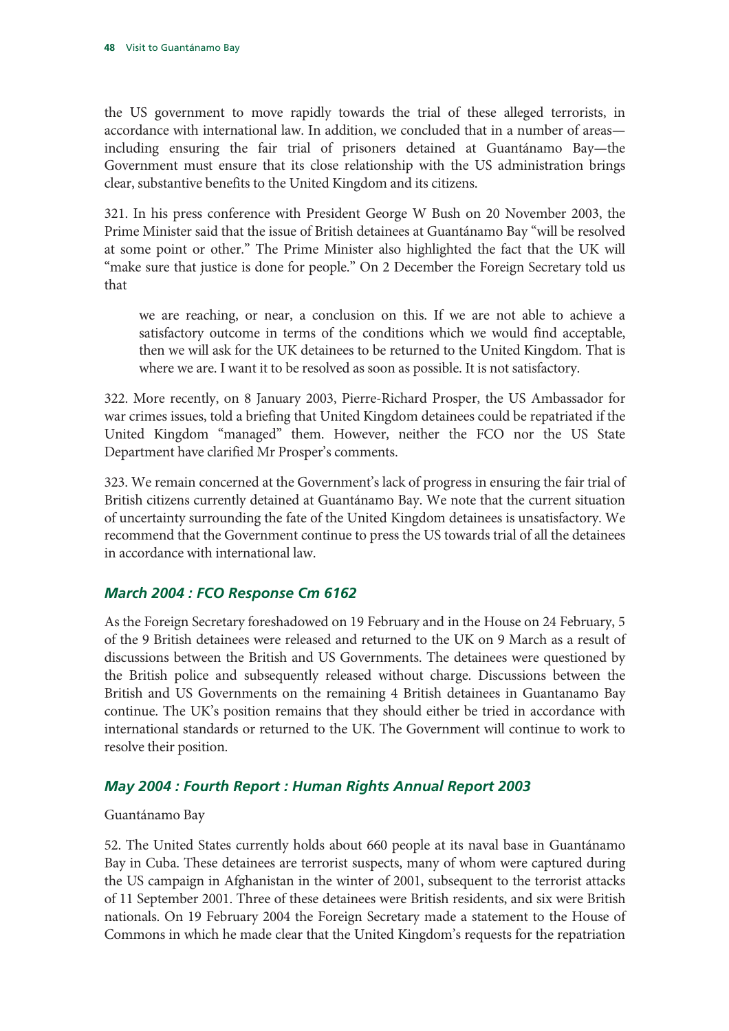the US government to move rapidly towards the trial of these alleged terrorists, in accordance with international law. In addition, we concluded that in a number of areas—including ensuring the fair trial of prisoners detained at Guantánamo Bay—the Government must ensure that its close relationship with the US administration brings clear, substantive benefits to the United Kingdom and its citizens.

321. In his press conference with President George W Bush on 20 November 2003, the Prime Minister said that the issue of British detainees at Guantánamo Bay "will be resolved at some point or other." The Prime Minister also highlighted the fact that the UK will "make sure that justice is done for people." On 2 December the Foreign Secretary told us that

> we are reaching, or near, a conclusion on this. If we are not able to achieve a satisfactory outcome in terms of the conditions which we would find acceptable, then we will ask for the UK detainees to be returned to the United Kingdom. That is where we are. I want it to be resolved as soon as possible. It is not satisfactory.

322. More recently, on 8 January 2003, Pierre-Richard Prosper, the US Ambassador for war crimes issues, told a briefing that United Kingdom detainees could be repatriated if the United Kingdom "managed" them. However, neither the FCO nor the US State Department have clarified Mr Prosper's comments.

323. We remain concerned at the Government's lack of progress in ensuring the fair trial of British citizens currently detained at Guantánamo Bay. We note that the current situation of uncertainty surrounding the fate of the United Kingdom detainees is unsatisfactory. We recommend that the Government continue to press the US towards trial of all the detainees in accordance with international law.

### *March 2004 : FCO Response Cm 6162*

As the Foreign Secretary foreshadowed on 19 February and in the House on 24 February, 5 of the 9 British detainees were released and returned to the UK on 9 March as a result of discussions between the British and US Governments. The detainees were questioned by the British police and subsequently released without charge. Discussions between the British and US Governments on the remaining 4 British detainees in Guantanamo Bay continue. The UK's position remains that they should either be tried in accordance with international standards or returned to the UK. The Government will continue to work to resolve their position.

### *May 2004 : Fourth Report : Human Rights Annual Report 2003*

Guantánamo Bay

52. The United States currently holds about 660 people at its naval base in Guantánamo Bay in Cuba. These detainees are terrorist suspects, many of whom were captured during the US campaign in Afghanistan in the winter of 2001, subsequent to the terrorist attacks of 11 September 2001. Three of these detainees were British residents, and six were British nationals. On 19 February 2004 the Foreign Secretary made a statement to the House of Commons in which he made clear that the United Kingdom's requests for the repatriation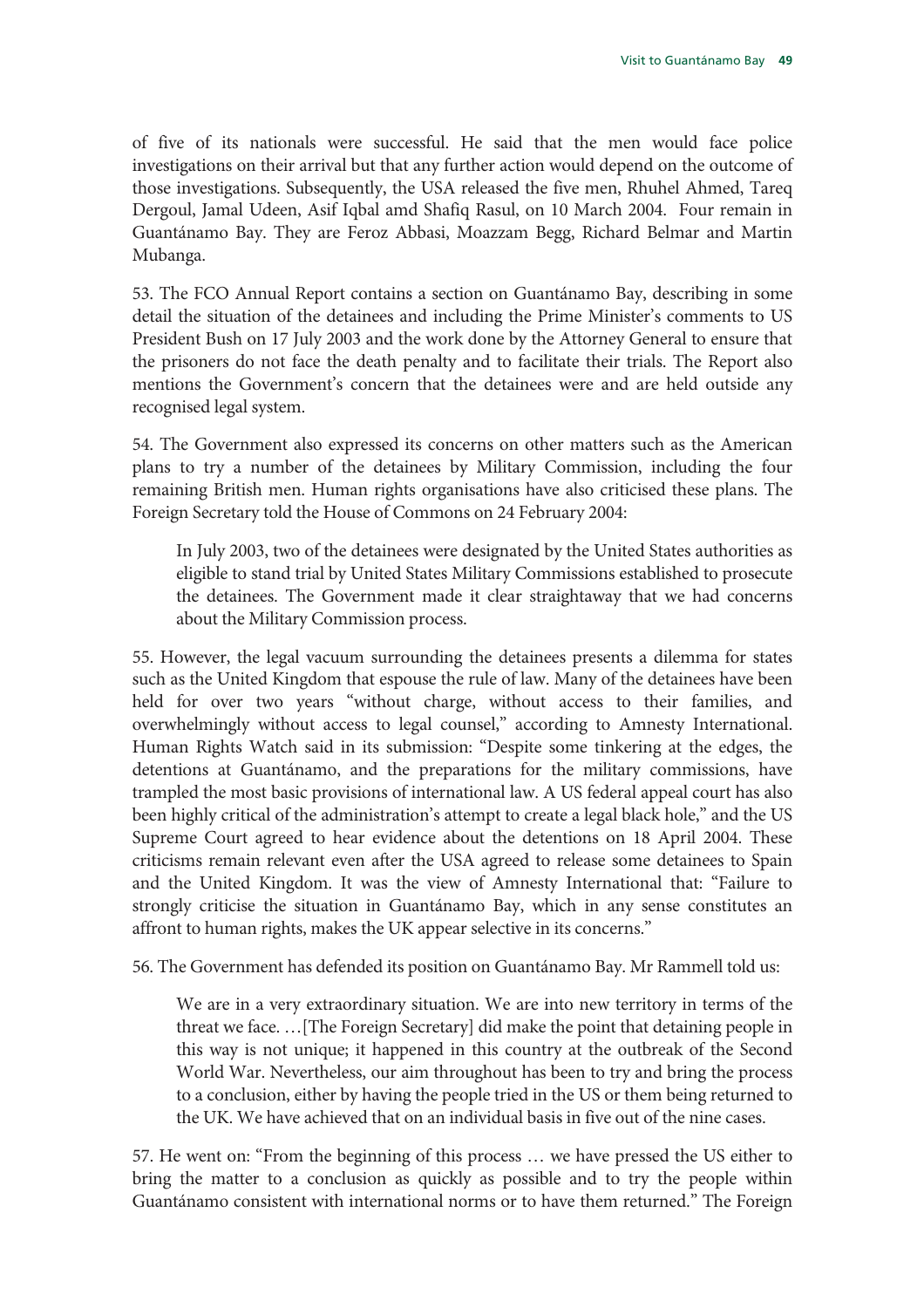of five of its nationals were successful. He said that the men would face police investigations on their arrival but that any further action would depend on the outcome of those investigations. Subsequently, the USA released the five men, Rhuhel Ahmed, Tareq Dergoul, Jamal Udeen, Asif Iqbal amd Shafiq Rasul, on 10 March 2004. Four remain in Guantánamo Bay. They are Feroz Abbasi, Moazzam Begg, Richard Belmar and Martin Mubanga.

53. The FCO Annual Report contains a section on Guantánamo Bay, describing in some detail the situation of the detainees and including the Prime Minister's comments to US President Bush on 17 July 2003 and the work done by the Attorney General to ensure that the prisoners do not face the death penalty and to facilitate their trials. The Report also mentions the Government's concern that the detainees were and are held outside any recognised legal system.

54. The Government also expressed its concerns on other matters such as the American plans to try a number of the detainees by Military Commission, including the four remaining British men. Human rights organisations have also criticised these plans. The Foreign Secretary told the House of Commons on 24 February 2004:

> In July 2003, two of the detainees were designated by the United States authorities as eligible to stand trial by United States Military Commissions established to prosecute the detainees. The Government made it clear straightaway that we had concerns about the Military Commission process.

55. However, the legal vacuum surrounding the detainees presents a dilemma for states such as the United Kingdom that espouse the rule of law. Many of the detainees have been held for over two years "without charge, without access to their families, and overwhelmingly without access to legal counsel," according to Amnesty International. Human Rights Watch said in its submission: "Despite some tinkering at the edges, the detentions at Guantánamo, and the preparations for the military commissions, have trampled the most basic provisions of international law. A US federal appeal court has also been highly critical of the administration's attempt to create a legal black hole," and the US Supreme Court agreed to hear evidence about the detentions on 18 April 2004. These criticisms remain relevant even after the USA agreed to release some detainees to Spain and the United Kingdom. It was the view of Amnesty International that: "Failure to strongly criticise the situation in Guantánamo Bay, which in any sense constitutes an affront to human rights, makes the UK appear selective in its concerns."

56. The Government has defended its position on Guantánamo Bay. Mr Rammell told us:

> We are in a very extraordinary situation. We are into new territory in terms of the threat we face. …[The Foreign Secretary] did make the point that detaining people in this way is not unique; it happened in this country at the outbreak of the Second World War. Nevertheless, our aim throughout has been to try and bring the process to a conclusion, either by having the people tried in the US or them being returned to the UK. We have achieved that on an individual basis in five out of the nine cases.

57. He went on: "From the beginning of this process … we have pressed the US either to bring the matter to a conclusion as quickly as possible and to try the people within Guantánamo consistent with international norms or to have them returned." The Foreign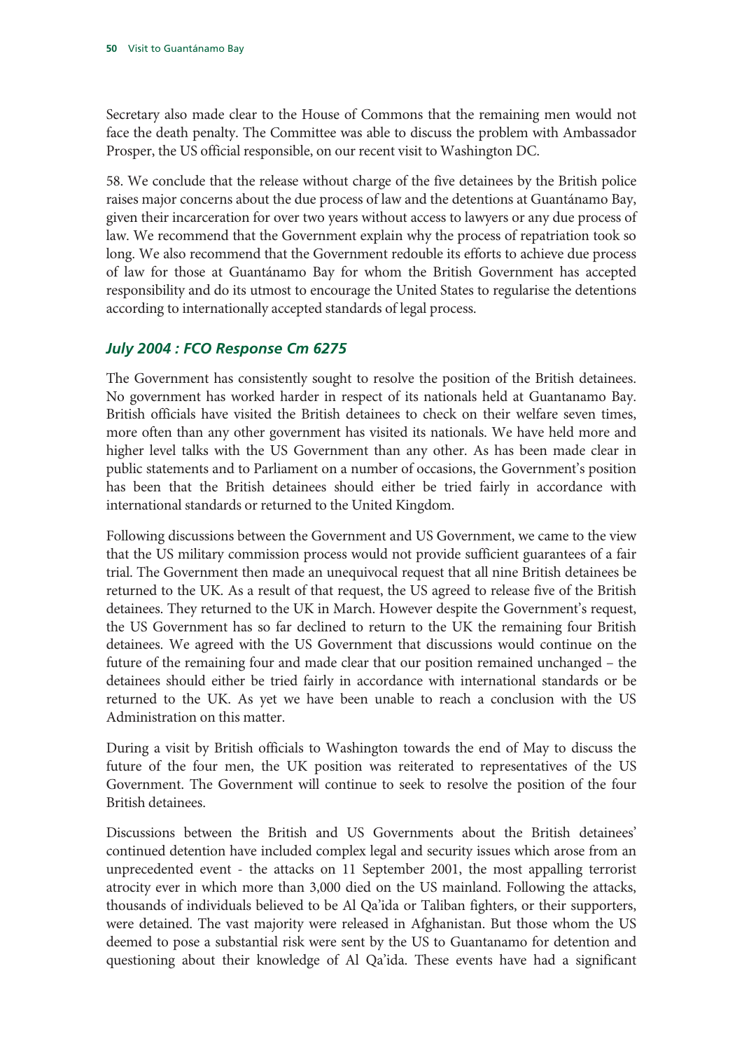Secretary also made clear to the House of Commons that the remaining men would not face the death penalty. The Committee was able to discuss the problem with Ambassador Prosper, the US official responsible, on our recent visit to Washington DC.

58. We conclude that the release without charge of the five detainees by the British police raises major concerns about the due process of law and the detentions at Guantánamo Bay, given their incarceration for over two years without access to lawyers or any due process of law. We recommend that the Government explain why the process of repatriation took so long. We also recommend that the Government redouble its efforts to achieve due process of law for those at Guantánamo Bay for whom the British Government has accepted responsibility and do its utmost to encourage the United States to regularise the detentions according to internationally accepted standards of legal process.

### *July 2004 : FCO Response Cm 6275*

The Government has consistently sought to resolve the position of the British detainees. No government has worked harder in respect of its nationals held at Guantanamo Bay. British officials have visited the British detainees to check on their welfare seven times, more often than any other government has visited its nationals. We have held more and higher level talks with the US Government than any other. As has been made clear in public statements and to Parliament on a number of occasions, the Government's position has been that the British detainees should either be tried fairly in accordance with international standards or returned to the United Kingdom.

Following discussions between the Government and US Government, we came to the view that the US military commission process would not provide sufficient guarantees of a fair trial. The Government then made an unequivocal request that all nine British detainees be returned to the UK. As a result of that request, the US agreed to release five of the British detainees. They returned to the UK in March. However despite the Government's request, the US Government has so far declined to return to the UK the remaining four British detainees. We agreed with the US Government that discussions would continue on the future of the remaining four and made clear that our position remained unchanged – the detainees should either be tried fairly in accordance with international standards or be returned to the UK. As yet we have been unable to reach a conclusion with the US Administration on this matter.

During a visit by British officials to Washington towards the end of May to discuss the future of the four men, the UK position was reiterated to representatives of the US Government. The Government will continue to seek to resolve the position of the four British detainees.

Discussions between the British and US Governments about the British detainees' continued detention have included complex legal and security issues which arose from an unprecedented event - the attacks on 11 September 2001, the most appalling terrorist atrocity ever in which more than 3,000 died on the US mainland. Following the attacks, thousands of individuals believed to be Al Qa'ida or Taliban fighters, or their supporters, were detained. The vast majority were released in Afghanistan. But those whom the US deemed to pose a substantial risk were sent by the US to Guantanamo for detention and questioning about their knowledge of Al Qa'ida. These events have had a significant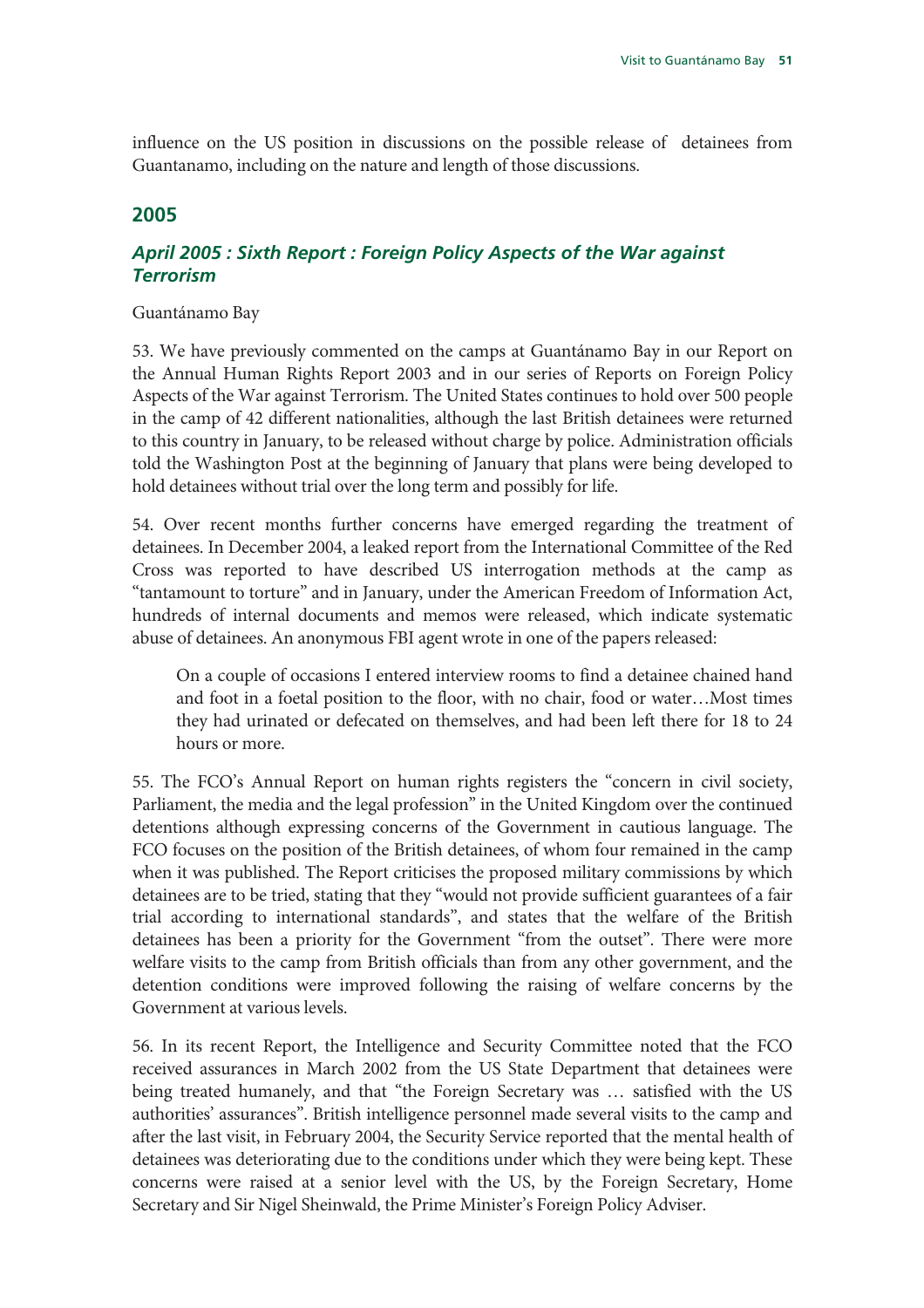influence on the US position in discussions on the possible release of detainees from Guantanamo, including on the nature and length of those discussions.

## 2005

### *April 2005 : Sixth Report : Foreign Policy Aspects of the War against Terrorism*

Guantánamo Bay

53. We have previously commented on the camps at Guantánamo Bay in our Report on the Annual Human Rights Report 2003 and in our series of Reports on Foreign Policy Aspects of the War against Terrorism. The United States continues to hold over 500 people in the camp of 42 different nationalities, although the last British detainees were returned to this country in January, to be released without charge by police. Administration officials told the Washington Post at the beginning of January that plans were being developed to hold detainees without trial over the long term and possibly for life.

54. Over recent months further concerns have emerged regarding the treatment of detainees. In December 2004, a leaked report from the International Committee of the Red Cross was reported to have described US interrogation methods at the camp as "tantamount to torture" and in January, under the American Freedom of Information Act, hundreds of internal documents and memos were released, which indicate systematic abuse of detainees. An anonymous FBI agent wrote in one of the papers released:

> On a couple of occasions I entered interview rooms to find a detainee chained hand and foot in a foetal position to the floor, with no chair, food or water…Most times they had urinated or defecated on themselves, and had been left there for 18 to 24 hours or more.

55. The FCO's Annual Report on human rights registers the "concern in civil society, Parliament, the media and the legal profession" in the United Kingdom over the continued detentions although expressing concerns of the Government in cautious language. The FCO focuses on the position of the British detainees, of whom four remained in the camp when it was published. The Report criticises the proposed military commissions by which detainees are to be tried, stating that they "would not provide sufficient guarantees of a fair trial according to international standards", and states that the welfare of the British detainees has been a priority for the Government "from the outset". There were more welfare visits to the camp from British officials than from any other government, and the detention conditions were improved following the raising of welfare concerns by the Government at various levels.

56. In its recent Report, the Intelligence and Security Committee noted that the FCO received assurances in March 2002 from the US State Department that detainees were being treated humanely, and that "the Foreign Secretary was … satisfied with the US authorities' assurances". British intelligence personnel made several visits to the camp and after the last visit, in February 2004, the Security Service reported that the mental health of detainees was deteriorating due to the conditions under which they were being kept. These concerns were raised at a senior level with the US, by the Foreign Secretary, Home Secretary and Sir Nigel Sheinwald, the Prime Minister's Foreign Policy Adviser.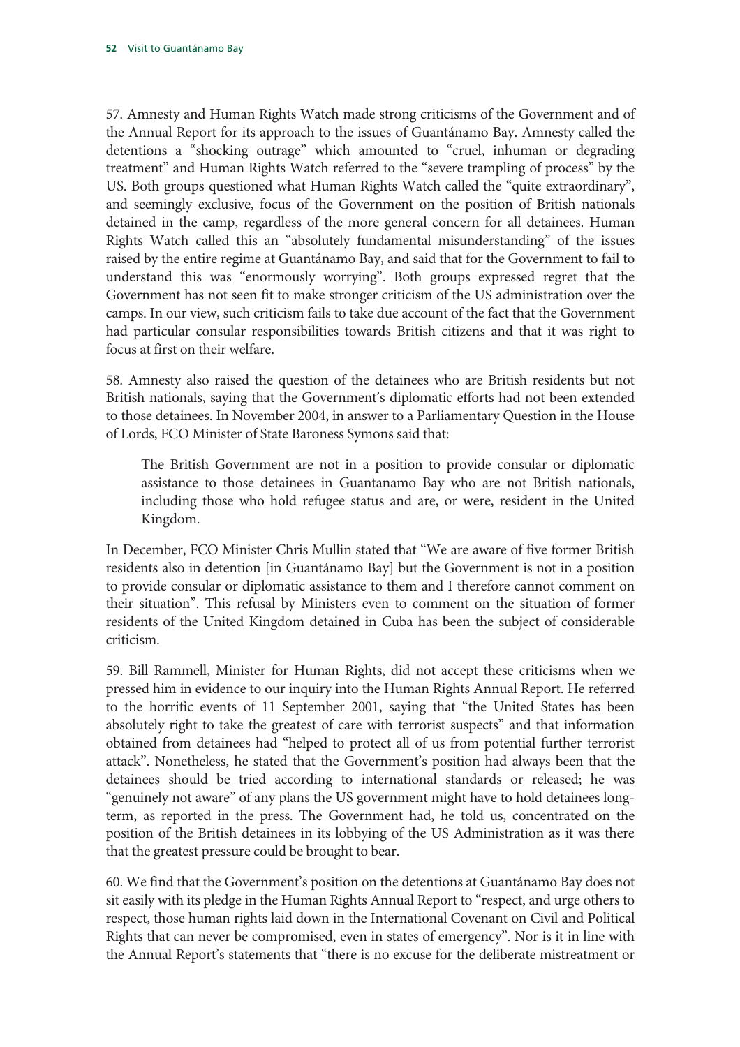57. Amnesty and Human Rights Watch made strong criticisms of the Government and of the Annual Report for its approach to the issues of Guantánamo Bay. Amnesty called the detentions a "shocking outrage" which amounted to "cruel, inhuman or degrading treatment" and Human Rights Watch referred to the "severe trampling of process" by the US. Both groups questioned what Human Rights Watch called the "quite extraordinary", and seemingly exclusive, focus of the Government on the position of British nationals detained in the camp, regardless of the more general concern for all detainees. Human Rights Watch called this an "absolutely fundamental misunderstanding" of the issues raised by the entire regime at Guantánamo Bay, and said that for the Government to fail to understand this was "enormously worrying". Both groups expressed regret that the Government has not seen fit to make stronger criticism of the US administration over the camps. In our view, such criticism fails to take due account of the fact that the Government had particular consular responsibilities towards British citizens and that it was right to focus at first on their welfare.

58. Amnesty also raised the question of the detainees who are British residents but not British nationals, saying that the Government's diplomatic efforts had not been extended to those detainees. In November 2004, in answer to a Parliamentary Question in the House of Lords, FCO Minister of State Baroness Symons said that:

> The British Government are not in a position to provide consular or diplomatic assistance to those detainees in Guantanamo Bay who are not British nationals, including those who hold refugee status and are, or were, resident in the United Kingdom.

In December, FCO Minister Chris Mullin stated that "We are aware of five former British residents also in detention [in Guantánamo Bay] but the Government is not in a position to provide consular or diplomatic assistance to them and I therefore cannot comment on their situation". This refusal by Ministers even to comment on the situation of former residents of the United Kingdom detained in Cuba has been the subject of considerable criticism.

59. Bill Rammell, Minister for Human Rights, did not accept these criticisms when we pressed him in evidence to our inquiry into the Human Rights Annual Report. He referred to the horrific events of 11 September 2001, saying that "the United States has been absolutely right to take the greatest of care with terrorist suspects" and that information obtained from detainees had "helped to protect all of us from potential further terrorist attack". Nonetheless, he stated that the Government's position had always been that the detainees should be tried according to international standards or released; he was "genuinely not aware" of any plans the US government might have to hold detainees long-term, as reported in the press. The Government had, he told us, concentrated on the position of the British detainees in its lobbying of the US Administration as it was there that the greatest pressure could be brought to bear.

60. We find that the Government's position on the detentions at Guantánamo Bay does not sit easily with its pledge in the Human Rights Annual Report to "respect, and urge others to respect, those human rights laid down in the International Covenant on Civil and Political Rights that can never be compromised, even in states of emergency". Nor is it in line with the Annual Report's statements that "there is no excuse for the deliberate mistreatment or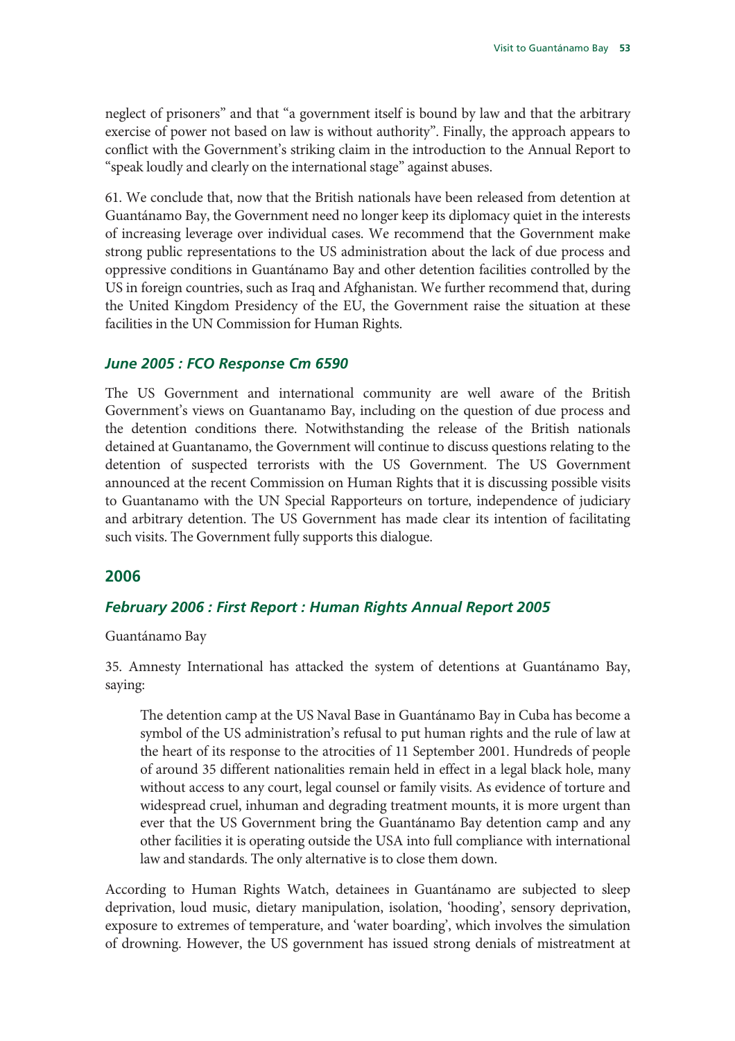neglect of prisoners" and that "a government itself is bound by law and that the arbitrary exercise of power not based on law is without authority". Finally, the approach appears to conflict with the Government's striking claim in the introduction to the Annual Report to "speak loudly and clearly on the international stage" against abuses.

61. We conclude that, now that the British nationals have been released from detention at Guantánamo Bay, the Government need no longer keep its diplomacy quiet in the interests of increasing leverage over individual cases. We recommend that the Government make strong public representations to the US administration about the lack of due process and oppressive conditions in Guantánamo Bay and other detention facilities controlled by the US in foreign countries, such as Iraq and Afghanistan. We further recommend that, during the United Kingdom Presidency of the EU, the Government raise the situation at these facilities in the UN Commission for Human Rights.

### *June 2005 : FCO Response Cm 6590*

The US Government and international community are well aware of the British Government's views on Guantanamo Bay, including on the question of due process and the detention conditions there. Notwithstanding the release of the British nationals detained at Guantanamo, the Government will continue to discuss questions relating to the detention of suspected terrorists with the US Government. The US Government announced at the recent Commission on Human Rights that it is discussing possible visits to Guantanamo with the UN Special Rapporteurs on torture, independence of judiciary and arbitrary detention. The US Government has made clear its intention of facilitating such visits. The Government fully supports this dialogue.

## 2006

### *February 2006 : First Report : Human Rights Annual Report 2005*

Guantánamo Bay

35. Amnesty International has attacked the system of detentions at Guantánamo Bay, saying:

> The detention camp at the US Naval Base in Guantánamo Bay in Cuba has become a symbol of the US administration's refusal to put human rights and the rule of law at the heart of its response to the atrocities of 11 September 2001. Hundreds of people of around 35 different nationalities remain held in effect in a legal black hole, many without access to any court, legal counsel or family visits. As evidence of torture and widespread cruel, inhuman and degrading treatment mounts, it is more urgent than ever that the US Government bring the Guantánamo Bay detention camp and any other facilities it is operating outside the USA into full compliance with international law and standards. The only alternative is to close them down.

According to Human Rights Watch, detainees in Guantánamo are subjected to sleep deprivation, loud music, dietary manipulation, isolation, 'hooding', sensory deprivation, exposure to extremes of temperature, and 'water boarding', which involves the simulation of drowning. However, the US government has issued strong denials of mistreatment at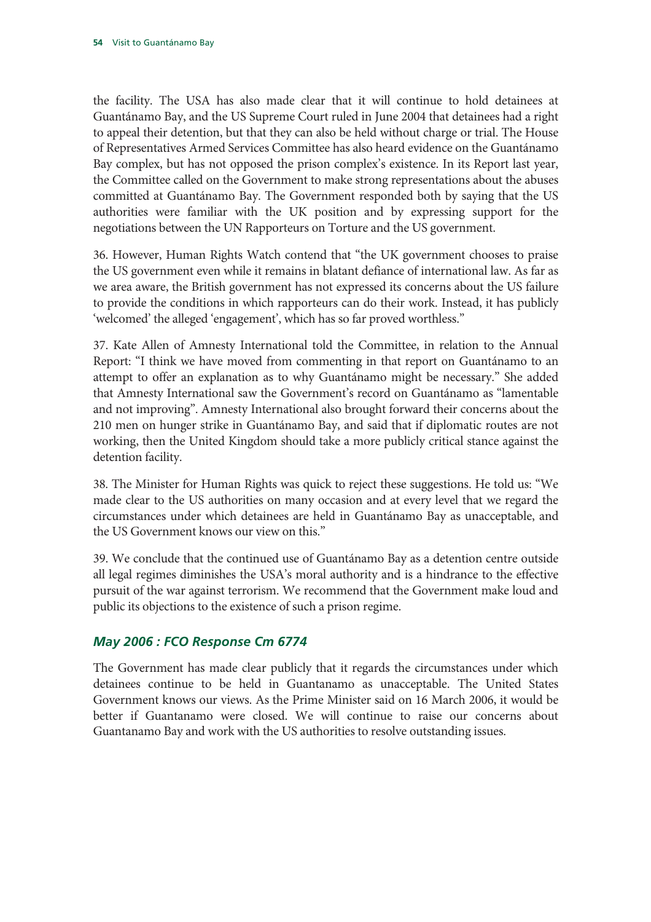the facility. The USA has also made clear that it will continue to hold detainees at Guantánamo Bay, and the US Supreme Court ruled in June 2004 that detainees had a right to appeal their detention, but that they can also be held without charge or trial. The House of Representatives Armed Services Committee has also heard evidence on the Guantánamo Bay complex, but has not opposed the prison complex's existence. In its Report last year, the Committee called on the Government to make strong representations about the abuses committed at Guantánamo Bay. The Government responded both by saying that the US authorities were familiar with the UK position and by expressing support for the negotiations between the UN Rapporteurs on Torture and the US government.

36. However, Human Rights Watch contend that "the UK government chooses to praise the US government even while it remains in blatant defiance of international law. As far as we area aware, the British government has not expressed its concerns about the US failure to provide the conditions in which rapporteurs can do their work. Instead, it has publicly 'welcomed' the alleged 'engagement', which has so far proved worthless."

37. Kate Allen of Amnesty International told the Committee, in relation to the Annual Report: "I think we have moved from commenting in that report on Guantánamo to an attempt to offer an explanation as to why Guantánamo might be necessary." She added that Amnesty International saw the Government's record on Guantánamo as "lamentable and not improving". Amnesty International also brought forward their concerns about the 210 men on hunger strike in Guantánamo Bay, and said that if diplomatic routes are not working, then the United Kingdom should take a more publicly critical stance against the detention facility.

38. The Minister for Human Rights was quick to reject these suggestions. He told us: "We made clear to the US authorities on many occasion and at every level that we regard the circumstances under which detainees are held in Guantánamo Bay as unacceptable, and the US Government knows our view on this."

39. We conclude that the continued use of Guantánamo Bay as a detention centre outside all legal regimes diminishes the USA's moral authority and is a hindrance to the effective pursuit of the war against terrorism. We recommend that the Government make loud and public its objections to the existence of such a prison regime.

### *May 2006 : FCO Response Cm 6774*

The Government has made clear publicly that it regards the circumstances under which detainees continue to be held in Guantanamo as unacceptable. The United States Government knows our views. As the Prime Minister said on 16 March 2006, it would be better if Guantanamo were closed. We will continue to raise our concerns about Guantanamo Bay and work with the US authorities to resolve outstanding issues.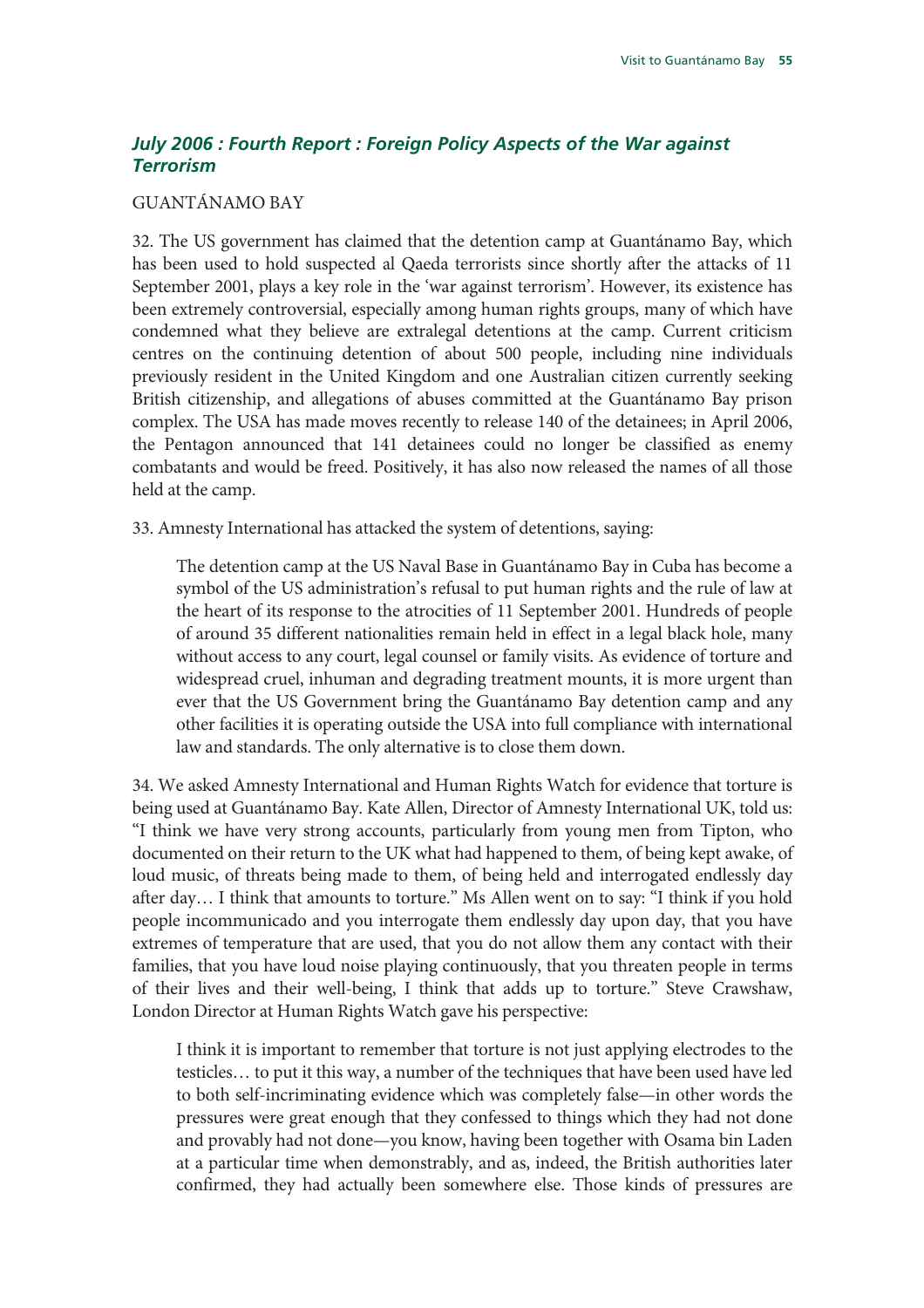### *July 2006 : Fourth Report : Foreign Policy Aspects of the War against Terrorism*

GUANTÁNAMO BAY

32. The US government has claimed that the detention camp at Guantánamo Bay, which has been used to hold suspected al Qaeda terrorists since shortly after the attacks of 11 September 2001, plays a key role in the 'war against terrorism'. However, its existence has been extremely controversial, especially among human rights groups, many of which have condemned what they believe are extralegal detentions at the camp. Current criticism centres on the continuing detention of about 500 people, including nine individuals previously resident in the United Kingdom and one Australian citizen currently seeking British citizenship, and allegations of abuses committed at the Guantánamo Bay prison complex. The USA has made moves recently to release 140 of the detainees; in April 2006, the Pentagon announced that 141 detainees could no longer be classified as enemy combatants and would be freed. Positively, it has also now released the names of all those held at the camp.

33. Amnesty International has attacked the system of detentions, saying:

> The detention camp at the US Naval Base in Guantánamo Bay in Cuba has become a symbol of the US administration's refusal to put human rights and the rule of law at the heart of its response to the atrocities of 11 September 2001. Hundreds of people of around 35 different nationalities remain held in effect in a legal black hole, many without access to any court, legal counsel or family visits. As evidence of torture and widespread cruel, inhuman and degrading treatment mounts, it is more urgent than ever that the US Government bring the Guantánamo Bay detention camp and any other facilities it is operating outside the USA into full compliance with international law and standards. The only alternative is to close them down.

34. We asked Amnesty International and Human Rights Watch for evidence that torture is being used at Guantánamo Bay. Kate Allen, Director of Amnesty International UK, told us: "I think we have very strong accounts, particularly from young men from Tipton, who documented on their return to the UK what had happened to them, of being kept awake, of loud music, of threats being made to them, of being held and interrogated endlessly day after day… I think that amounts to torture." Ms Allen went on to say: "I think if you hold people incommunicado and you interrogate them endlessly day upon day, that you have extremes of temperature that are used, that you do not allow them any contact with their families, that you have loud noise playing continuously, that you threaten people in terms of their lives and their well-being, I think that adds up to torture." Steve Crawshaw, London Director at Human Rights Watch gave his perspective:

> I think it is important to remember that torture is not just applying electrodes to the testicles… to put it this way, a number of the techniques that have been used have led to both self-incriminating evidence which was completely false—in other words the pressures were great enough that they confessed to things which they had not done and provably had not done—you know, having been together with Osama bin Laden at a particular time when demonstrably, and as, indeed, the British authorities later confirmed, they had actually been somewhere else. Those kinds of pressures are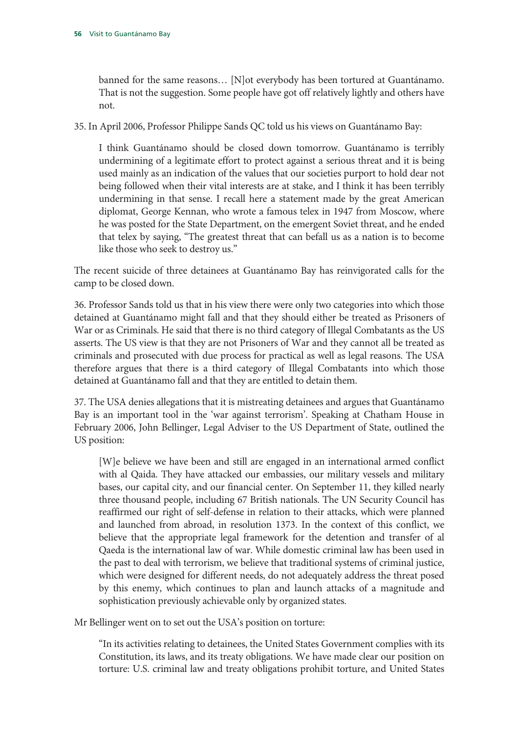> banned for the same reasons… [N]ot everybody has been tortured at Guantánamo. That is not the suggestion. Some people have got off relatively lightly and others have not.

35. In April 2006, Professor Philippe Sands QC told us his views on Guantánamo Bay:

> I think Guantánamo should be closed down tomorrow. Guantánamo is terribly undermining of a legitimate effort to protect against a serious threat and it is being used mainly as an indication of the values that our societies purport to hold dear not being followed when their vital interests are at stake, and I think it has been terribly undermining in that sense. I recall here a statement made by the great American diplomat, George Kennan, who wrote a famous telex in 1947 from Moscow, where he was posted for the State Department, on the emergent Soviet threat, and he ended that telex by saying, "The greatest threat that can befall us as a nation is to become like those who seek to destroy us."

The recent suicide of three detainees at Guantánamo Bay has reinvigorated calls for the camp to be closed down.

36. Professor Sands told us that in his view there were only two categories into which those detained at Guantánamo might fall and that they should either be treated as Prisoners of War or as Criminals. He said that there is no third category of Illegal Combatants as the US asserts. The US view is that they are not Prisoners of War and they cannot all be treated as criminals and prosecuted with due process for practical as well as legal reasons. The USA therefore argues that there is a third category of Illegal Combatants into which those detained at Guantánamo fall and that they are entitled to detain them.

37. The USA denies allegations that it is mistreating detainees and argues that Guantánamo Bay is an important tool in the 'war against terrorism'. Speaking at Chatham House in February 2006, John Bellinger, Legal Adviser to the US Department of State, outlined the US position:

> [W]e believe we have been and still are engaged in an international armed conflict with al Qaida. They have attacked our embassies, our military vessels and military bases, our capital city, and our financial center. On September 11, they killed nearly three thousand people, including 67 British nationals. The UN Security Council has reaffirmed our right of self-defense in relation to their attacks, which were planned and launched from abroad, in resolution 1373. In the context of this conflict, we believe that the appropriate legal framework for the detention and transfer of al Qaeda is the international law of war. While domestic criminal law has been used in the past to deal with terrorism, we believe that traditional systems of criminal justice, which were designed for different needs, do not adequately address the threat posed by this enemy, which continues to plan and launch attacks of a magnitude and sophistication previously achievable only by organized states.

Mr Bellinger went on to set out the USA's position on torture:

> "In its activities relating to detainees, the United States Government complies with its Constitution, its laws, and its treaty obligations. We have made clear our position on torture: U.S. criminal law and treaty obligations prohibit torture, and United States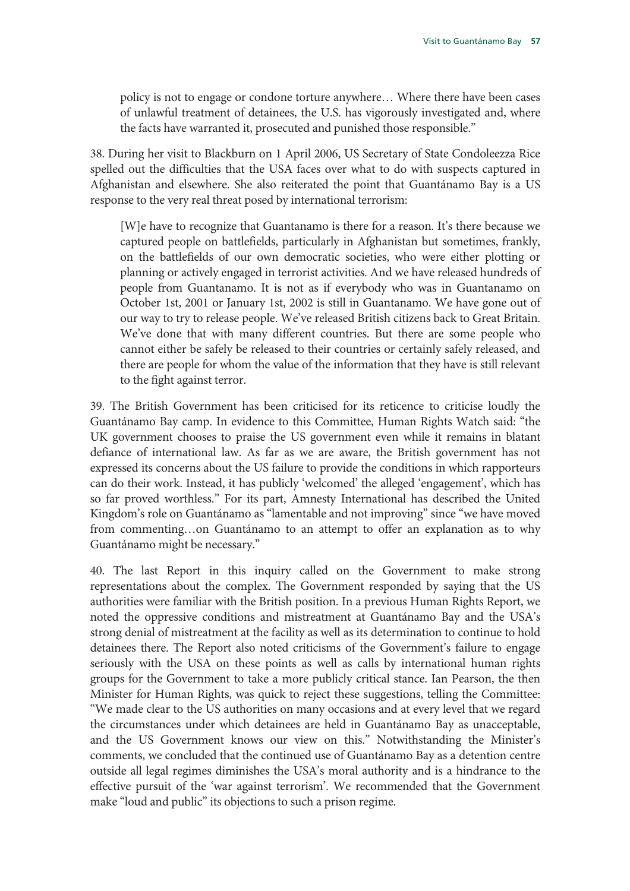policy is not to engage or condone torture anywhere… Where there have been cases of unlawful treatment of detainees, the U.S. has vigorously investigated and, where the facts have warranted it, prosecuted and punished those responsible."

38. During her visit to Blackburn on 1 April 2006, US Secretary of State Condoleezza Rice spelled out the difficulties that the USA faces over what to do with suspects captured in Afghanistan and elsewhere. She also reiterated the point that Guantánamo Bay is a US response to the very real threat posed by international terrorism:

> [W]e have to recognize that Guantanamo is there for a reason. It's there because we captured people on battlefields, particularly in Afghanistan but sometimes, frankly, on the battlefields of our own democratic societies, who were either plotting or planning or actively engaged in terrorist activities. And we have released hundreds of people from Guantanamo. It is not as if everybody who was in Guantanamo on October 1st, 2001 or January 1st, 2002 is still in Guantanamo. We have gone out of our way to try to release people. We've released British citizens back to Great Britain. We've done that with many different countries. But there are some people who cannot either be safely be released to their countries or certainly safely released, and there are people for whom the value of the information that they have is still relevant to the fight against terror.

39. The British Government has been criticised for its reticence to criticise loudly the Guantánamo Bay camp. In evidence to this Committee, Human Rights Watch said: "the UK government chooses to praise the US government even while it remains in blatant defiance of international law. As far as we are aware, the British government has not expressed its concerns about the US failure to provide the conditions in which rapporteurs can do their work. Instead, it has publicly 'welcomed' the alleged 'engagement', which has so far proved worthless." For its part, Amnesty International has described the United Kingdom's role on Guantánamo as "lamentable and not improving" since "we have moved from commenting…on Guantánamo to an attempt to offer an explanation as to why Guantánamo might be necessary."

40. The last Report in this inquiry called on the Government to make strong representations about the complex. The Government responded by saying that the US authorities were familiar with the British position. In a previous Human Rights Report, we noted the oppressive conditions and mistreatment at Guantánamo Bay and the USA's strong denial of mistreatment at the facility as well as its determination to continue to hold detainees there. The Report also noted criticisms of the Government's failure to engage seriously with the USA on these points as well as calls by international human rights groups for the Government to take a more publicly critical stance. Ian Pearson, the then Minister for Human Rights, was quick to reject these suggestions, telling the Committee: "We made clear to the US authorities on many occasions and at every level that we regard the circumstances under which detainees are held in Guantánamo Bay as unacceptable, and the US Government knows our view on this." Notwithstanding the Minister's comments, we concluded that the continued use of Guantánamo Bay as a detention centre outside all legal regimes diminishes the USA's moral authority and is a hindrance to the effective pursuit of the 'war against terrorism'. We recommended that the Government make "loud and public" its objections to such a prison regime.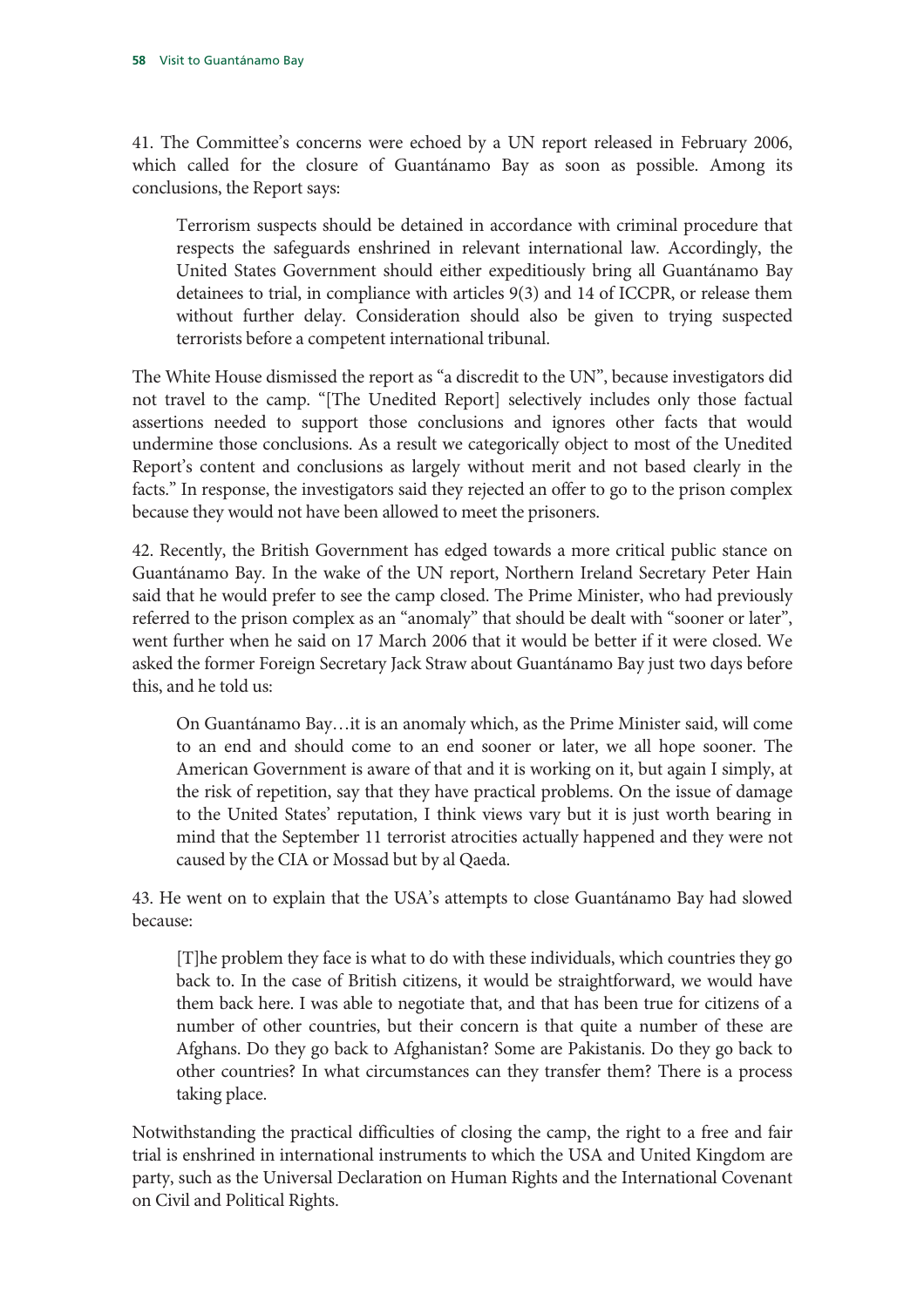41. The Committee's concerns were echoed by a UN report released in February 2006, which called for the closure of Guantánamo Bay as soon as possible. Among its conclusions, the Report says:

> Terrorism suspects should be detained in accordance with criminal procedure that respects the safeguards enshrined in relevant international law. Accordingly, the United States Government should either expeditiously bring all Guantánamo Bay detainees to trial, in compliance with articles 9(3) and 14 of ICCPR, or release them without further delay. Consideration should also be given to trying suspected terrorists before a competent international tribunal.

The White House dismissed the report as "a discredit to the UN", because investigators did not travel to the camp. "[The Unedited Report] selectively includes only those factual assertions needed to support those conclusions and ignores other facts that would undermine those conclusions. As a result we categorically object to most of the Unedited Report's content and conclusions as largely without merit and not based clearly in the facts." In response, the investigators said they rejected an offer to go to the prison complex because they would not have been allowed to meet the prisoners.

42. Recently, the British Government has edged towards a more critical public stance on Guantánamo Bay. In the wake of the UN report, Northern Ireland Secretary Peter Hain said that he would prefer to see the camp closed. The Prime Minister, who had previously referred to the prison complex as an "anomaly" that should be dealt with "sooner or later", went further when he said on 17 March 2006 that it would be better if it were closed. We asked the former Foreign Secretary Jack Straw about Guantánamo Bay just two days before this, and he told us:

> On Guantánamo Bay…it is an anomaly which, as the Prime Minister said, will come to an end and should come to an end sooner or later, we all hope sooner. The American Government is aware of that and it is working on it, but again I simply, at the risk of repetition, say that they have practical problems. On the issue of damage to the United States' reputation, I think views vary but it is just worth bearing in mind that the September 11 terrorist atrocities actually happened and they were not caused by the CIA or Mossad but by al Qaeda.

43. He went on to explain that the USA's attempts to close Guantánamo Bay had slowed because:

> [T]he problem they face is what to do with these individuals, which countries they go back to. In the case of British citizens, it would be straightforward, we would have them back here. I was able to negotiate that, and that has been true for citizens of a number of other countries, but their concern is that quite a number of these are Afghans. Do they go back to Afghanistan? Some are Pakistanis. Do they go back to other countries? In what circumstances can they transfer them? There is a process taking place.

Notwithstanding the practical difficulties of closing the camp, the right to a free and fair trial is enshrined in international instruments to which the USA and United Kingdom are party, such as the Universal Declaration on Human Rights and the International Covenant on Civil and Political Rights.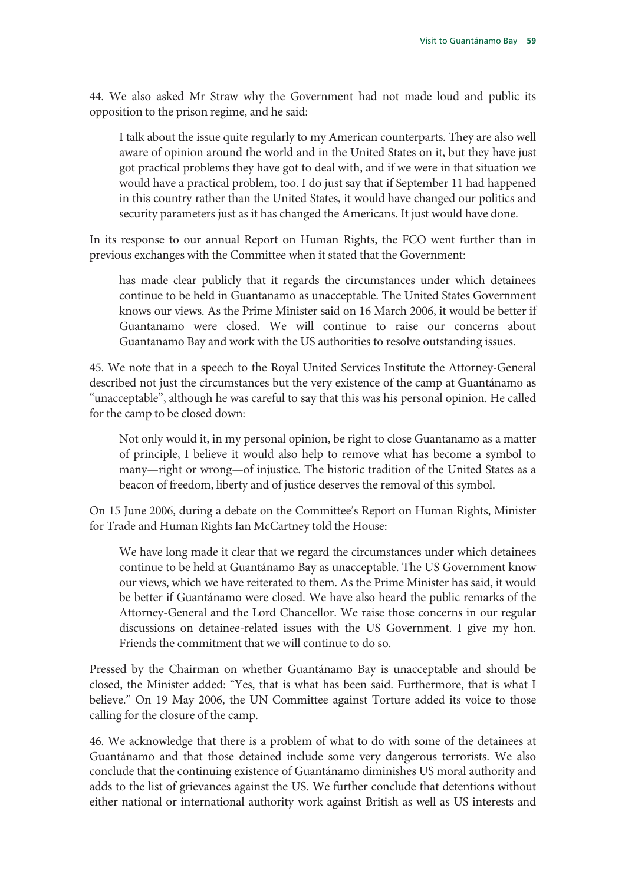44. We also asked Mr Straw why the Government had not made loud and public its opposition to the prison regime, and he said:

> I talk about the issue quite regularly to my American counterparts. They are also well aware of opinion around the world and in the United States on it, but they have just got practical problems they have got to deal with, and if we were in that situation we would have a practical problem, too. I do just say that if September 11 had happened in this country rather than the United States, it would have changed our politics and security parameters just as it has changed the Americans. It just would have done.

In its response to our annual Report on Human Rights, the FCO went further than in previous exchanges with the Committee when it stated that the Government:

> has made clear publicly that it regards the circumstances under which detainees continue to be held in Guantanamo as unacceptable. The United States Government knows our views. As the Prime Minister said on 16 March 2006, it would be better if Guantanamo were closed. We will continue to raise our concerns about Guantanamo Bay and work with the US authorities to resolve outstanding issues.

45. We note that in a speech to the Royal United Services Institute the Attorney-General described not just the circumstances but the very existence of the camp at Guantánamo as "unacceptable", although he was careful to say that this was his personal opinion. He called for the camp to be closed down:

> Not only would it, in my personal opinion, be right to close Guantanamo as a matter of principle, I believe it would also help to remove what has become a symbol to many—right or wrong—of injustice. The historic tradition of the United States as a beacon of freedom, liberty and of justice deserves the removal of this symbol.

On 15 June 2006, during a debate on the Committee's Report on Human Rights, Minister for Trade and Human Rights Ian McCartney told the House:

> We have long made it clear that we regard the circumstances under which detainees continue to be held at Guantánamo Bay as unacceptable. The US Government know our views, which we have reiterated to them. As the Prime Minister has said, it would be better if Guantánamo were closed. We have also heard the public remarks of the Attorney-General and the Lord Chancellor. We raise those concerns in our regular discussions on detainee-related issues with the US Government. I give my hon. Friends the commitment that we will continue to do so.

Pressed by the Chairman on whether Guantánamo Bay is unacceptable and should be closed, the Minister added: "Yes, that is what has been said. Furthermore, that is what I believe." On 19 May 2006, the UN Committee against Torture added its voice to those calling for the closure of the camp.

46. We acknowledge that there is a problem of what to do with some of the detainees at Guantánamo and that those detained include some very dangerous terrorists. We also conclude that the continuing existence of Guantánamo diminishes US moral authority and adds to the list of grievances against the US. We further conclude that detentions without either national or international authority work against British as well as US interests and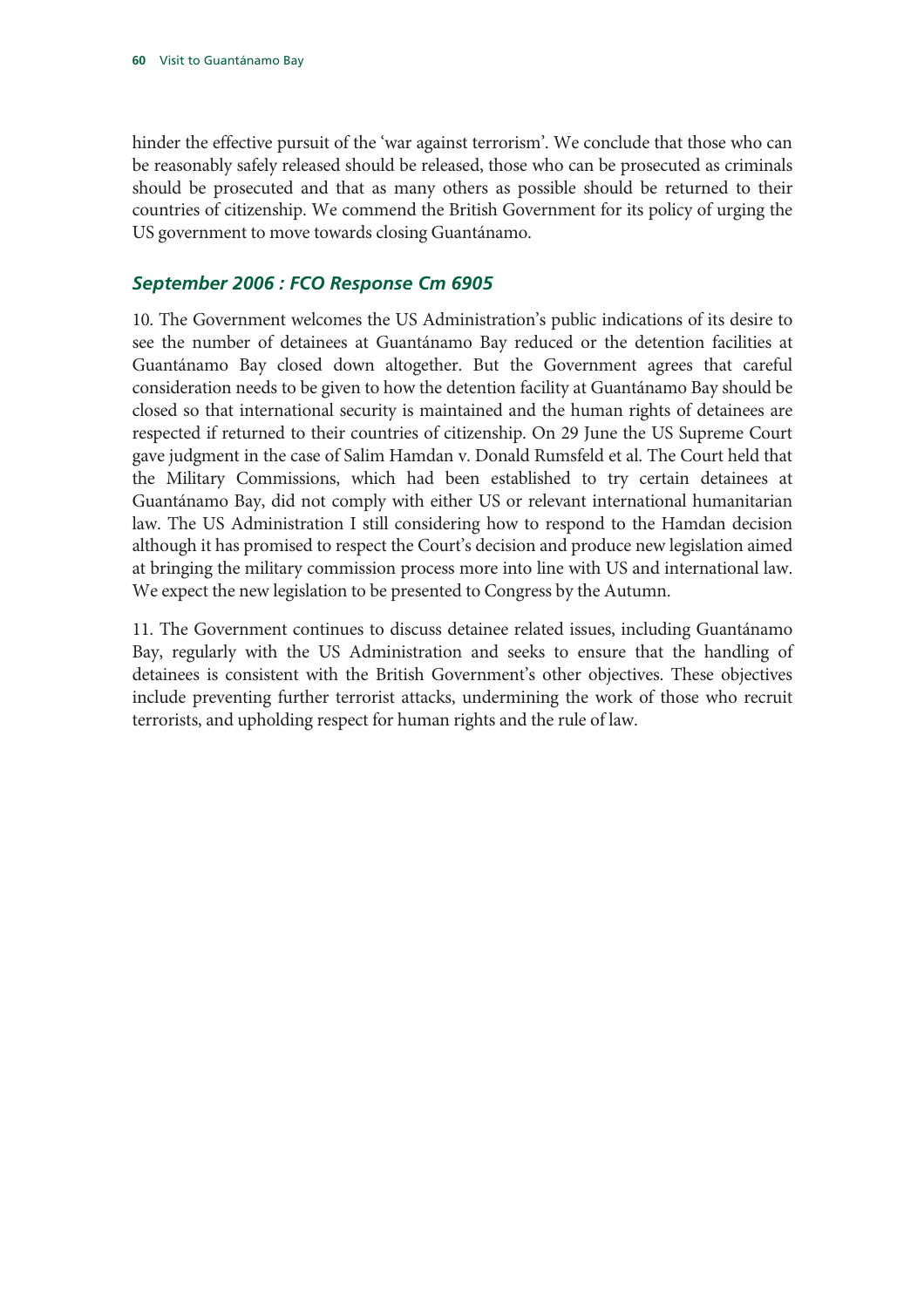hinder the effective pursuit of the 'war against terrorism'. We conclude that those who can be reasonably safely released should be released, those who can be prosecuted as criminals should be prosecuted and that as many others as possible should be returned to their countries of citizenship. We commend the British Government for its policy of urging the US government to move towards closing Guantánamo.

### *September 2006 : FCO Response Cm 6905*

10. The Government welcomes the US Administration's public indications of its desire to see the number of detainees at Guantánamo Bay reduced or the detention facilities at Guantánamo Bay closed down altogether. But the Government agrees that careful consideration needs to be given to how the detention facility at Guantánamo Bay should be closed so that international security is maintained and the human rights of detainees are respected if returned to their countries of citizenship. On 29 June the US Supreme Court gave judgment in the case of Salim Hamdan v. Donald Rumsfeld et al. The Court held that the Military Commissions, which had been established to try certain detainees at Guantánamo Bay, did not comply with either US or relevant international humanitarian law. The US Administration I still considering how to respond to the Hamdan decision although it has promised to respect the Court's decision and produce new legislation aimed at bringing the military commission process more into line with US and international law. We expect the new legislation to be presented to Congress by the Autumn.

11. The Government continues to discuss detainee related issues, including Guantánamo Bay, regularly with the US Administration and seeks to ensure that the handling of detainees is consistent with the British Government's other objectives. These objectives include preventing further terrorist attacks, undermining the work of those who recruit terrorists, and upholding respect for human rights and the rule of law.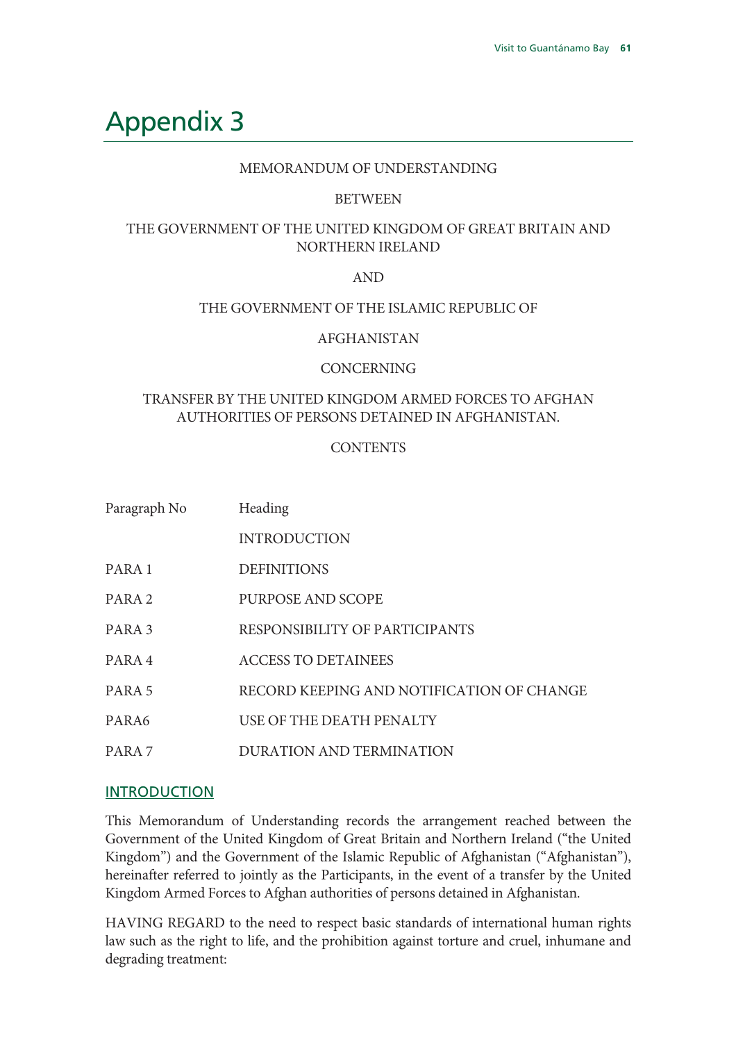# Appendix 3

MEMORANDUM OF UNDERSTANDING

BETWEEN

THE GOVERNMENT OF THE UNITED KINGDOM OF GREAT BRITAIN AND NORTHERN IRELAND

AND

THE GOVERNMENT OF THE ISLAMIC REPUBLIC OF

AFGHANISTAN

CONCERNING

TRANSFER BY THE UNITED KINGDOM ARMED FORCES TO AFGHAN AUTHORITIES OF PERSONS DETAINED IN AFGHANISTAN.

CONTENTS

| Paragraph No | Heading |
|---|---|
| | INTRODUCTION |
| PARA 1 | DEFINITIONS |
| PARA 2 | PURPOSE AND SCOPE |
| PARA 3 | RESPONSIBILITY OF PARTICIPANTS |
| PARA 4 | ACCESS TO DETAINEES |
| PARA 5 | RECORD KEEPING AND NOTIFICATION OF CHANGE |
| PARA6 | USE OF THE DEATH PENALTY |
| PARA 7 | DURATION AND TERMINATION |

## INTRODUCTION

This Memorandum of Understanding records the arrangement reached between the Government of the United Kingdom of Great Britain and Northern Ireland ("the United Kingdom") and the Government of the Islamic Republic of Afghanistan ("Afghanistan"), hereinafter referred to jointly as the Participants, in the event of a transfer by the United Kingdom Armed Forces to Afghan authorities of persons detained in Afghanistan.

HAVING REGARD to the need to respect basic standards of international human rights law such as the right to life, and the prohibition against torture and cruel, inhumane and degrading treatment: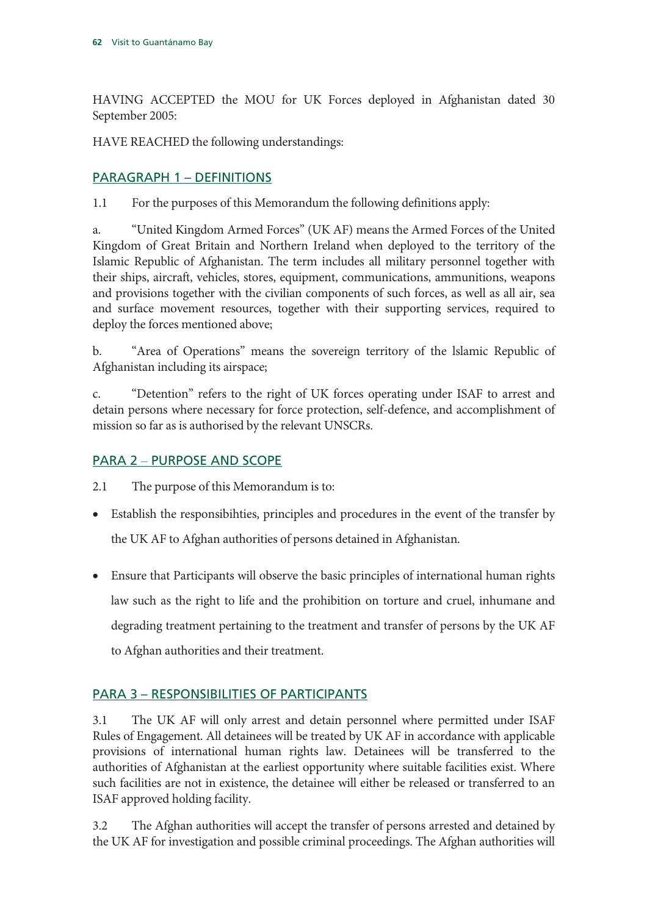HAVING ACCEPTED the MOU for UK Forces deployed in Afghanistan dated 30 September 2005:

HAVE REACHED the following understandings:

## PARAGRAPH 1 – DEFINITIONS

1.1 For the purposes of this Memorandum the following definitions apply:

a. "United Kingdom Armed Forces" (UK AF) means the Armed Forces of the United Kingdom of Great Britain and Northern Ireland when deployed to the territory of the Islamic Republic of Afghanistan. The term includes all military personnel together with their ships, aircraft, vehicles, stores, equipment, communications, ammunitions, weapons and provisions together with the civilian components of such forces, as well as all air, sea and surface movement resources, together with their supporting services, required to deploy the forces mentioned above;

b. "Area of Operations" means the sovereign territory of the lslamic Republic of Afghanistan including its airspace;

c. "Detention" refers to the right of UK forces operating under ISAF to arrest and detain persons where necessary for force protection, self-defence, and accomplishment of mission so far as is authorised by the relevant UNSCRs.

## PARA 2 – PURPOSE AND SCOPE

2.1 The purpose of this Memorandum is to:

- Establish the responsibihties, principles and procedures in the event of the transfer by the UK AF to Afghan authorities of persons detained in Afghanistan.
- Ensure that Participants will observe the basic principles of international human rights law such as the right to life and the prohibition on torture and cruel, inhumane and degrading treatment pertaining to the treatment and transfer of persons by the UK AF to Afghan authorities and their treatment.

## PARA 3 – RESPONSIBILITIES OF PARTICIPANTS

3.1 The UK AF will only arrest and detain personnel where permitted under ISAF Rules of Engagement. All detainees will be treated by UK AF in accordance with applicable provisions of international human rights law. Detainees will be transferred to the authorities of Afghanistan at the earliest opportunity where suitable facilities exist. Where such facilities are not in existence, the detainee will either be released or transferred to an ISAF approved holding facility.

3.2 The Afghan authorities will accept the transfer of persons arrested and detained by the UK AF for investigation and possible criminal proceedings. The Afghan authorities will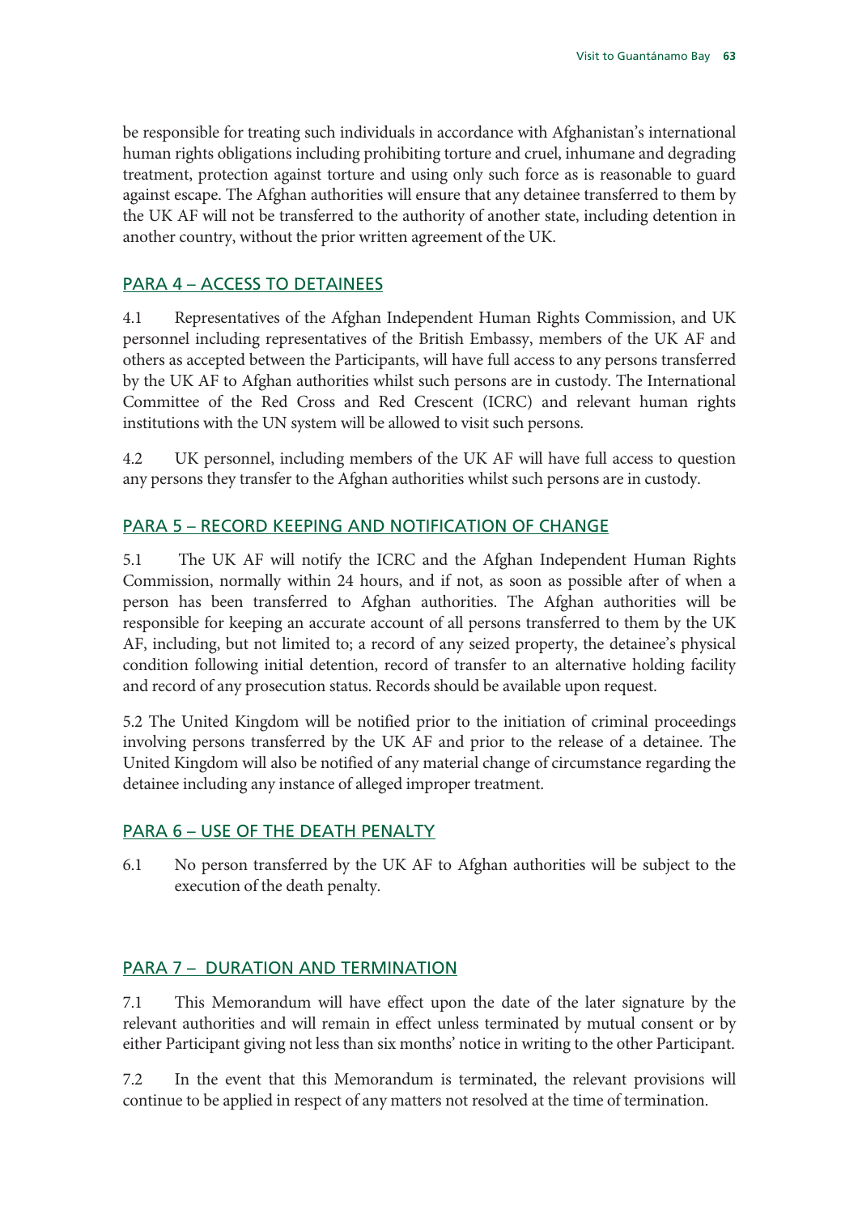be responsible for treating such individuals in accordance with Afghanistan's international human rights obligations including prohibiting torture and cruel, inhumane and degrading treatment, protection against torture and using only such force as is reasonable to guard against escape. The Afghan authorities will ensure that any detainee transferred to them by the UK AF will not be transferred to the authority of another state, including detention in another country, without the prior written agreement of the UK.

## PARA 4 – ACCESS TO DETAINEES

4.1 Representatives of the Afghan Independent Human Rights Commission, and UK personnel including representatives of the British Embassy, members of the UK AF and others as accepted between the Participants, will have full access to any persons transferred by the UK AF to Afghan authorities whilst such persons are in custody. The International Committee of the Red Cross and Red Crescent (ICRC) and relevant human rights institutions with the UN system will be allowed to visit such persons.

4.2 UK personnel, including members of the UK AF will have full access to question any persons they transfer to the Afghan authorities whilst such persons are in custody.

## PARA 5 – RECORD KEEPING AND NOTIFICATION OF CHANGE

5.1 The UK AF will notify the ICRC and the Afghan Independent Human Rights Commission, normally within 24 hours, and if not, as soon as possible after of when a person has been transferred to Afghan authorities. The Afghan authorities will be responsible for keeping an accurate account of all persons transferred to them by the UK AF, including, but not limited to; a record of any seized property, the detainee's physical condition following initial detention, record of transfer to an alternative holding facility and record of any prosecution status. Records should be available upon request.

5.2 The United Kingdom will be notified prior to the initiation of criminal proceedings involving persons transferred by the UK AF and prior to the release of a detainee. The United Kingdom will also be notified of any material change of circumstance regarding the detainee including any instance of alleged improper treatment.

## PARA 6 – USE OF THE DEATH PENALTY

6.1 No person transferred by the UK AF to Afghan authorities will be subject to the execution of the death penalty.

## PARA 7 – DURATION AND TERMINATION

7.1 This Memorandum will have effect upon the date of the later signature by the relevant authorities and will remain in effect unless terminated by mutual consent or by either Participant giving not less than six months' notice in writing to the other Participant.

7.2 In the event that this Memorandum is terminated, the relevant provisions will continue to be applied in respect of any matters not resolved at the time of termination.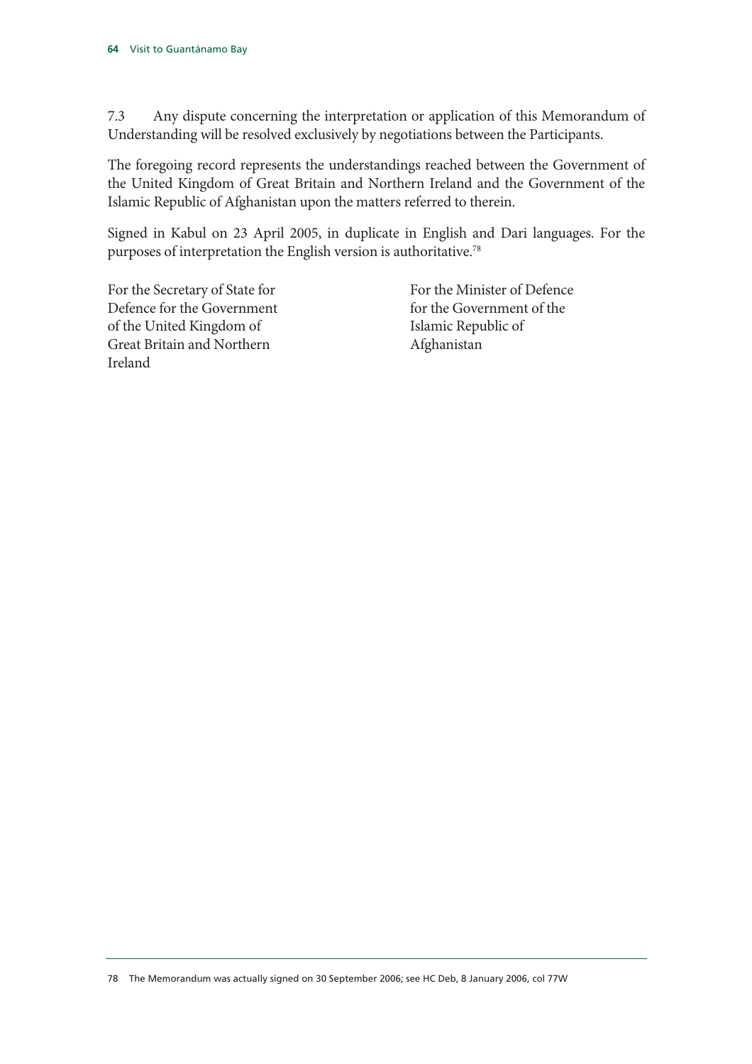7.3 Any dispute concerning the interpretation or application of this Memorandum of Understanding will be resolved exclusively by negotiations between the Participants.

The foregoing record represents the understandings reached between the Government of the United Kingdom of Great Britain and Northern Ireland and the Government of the Islamic Republic of Afghanistan upon the matters referred to therein.

Signed in Kabul on 23 April 2005, in duplicate in English and Dari languages. For the purposes of interpretation the English version is authoritative.[78]

For the Secretary of State for Defence for the Government of the United Kingdom of Great Britain and Northern Ireland

For the Minister of Defence for the Government of the Islamic Republic of Afghanistan

---

78 The Memorandum was actually signed on 30 September 2006; see HC Deb, 8 January 2006, col 77W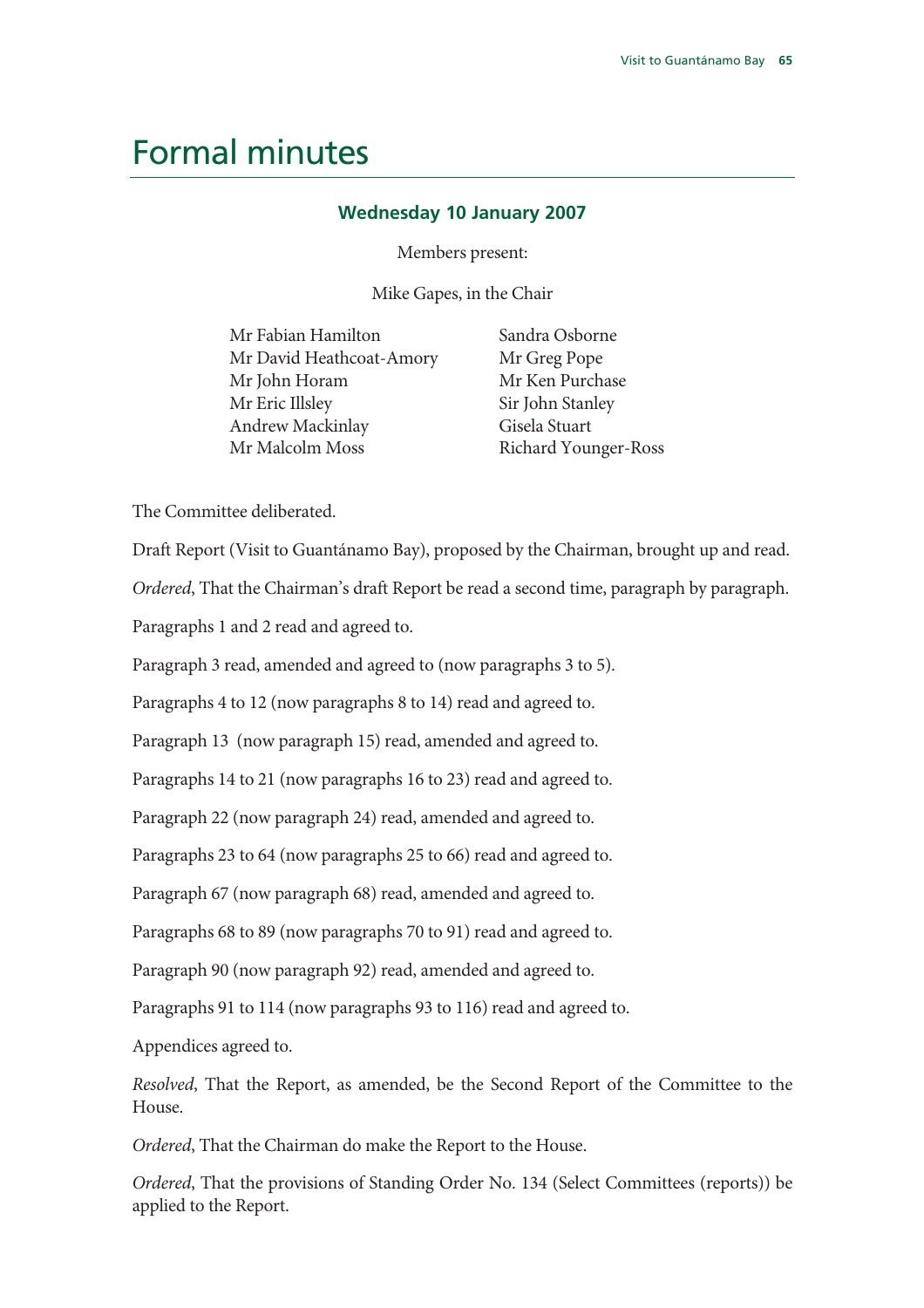# Formal minutes

### Wednesday 10 January 2007

Members present:

Mike Gapes, in the Chair

Mr Fabian Hamilton
Mr David Heathcoat-Amory
Mr John Horam
Mr Eric Illsley
Andrew Mackinlay
Mr Malcolm Moss
Sandra Osborne
Mr Greg Pope
Mr Ken Purchase
Sir John Stanley
Gisela Stuart
Richard Younger-Ross

The Committee deliberated.

Draft Report (Visit to Guantánamo Bay), proposed by the Chairman, brought up and read.

*Ordered*, That the Chairman's draft Report be read a second time, paragraph by paragraph.

Paragraphs 1 and 2 read and agreed to.

Paragraph 3 read, amended and agreed to (now paragraphs 3 to 5).

Paragraphs 4 to 12 (now paragraphs 8 to 14) read and agreed to.

Paragraph 13 (now paragraph 15) read, amended and agreed to.

Paragraphs 14 to 21 (now paragraphs 16 to 23) read and agreed to.

Paragraph 22 (now paragraph 24) read, amended and agreed to.

Paragraphs 23 to 64 (now paragraphs 25 to 66) read and agreed to.

Paragraph 67 (now paragraph 68) read, amended and agreed to.

Paragraphs 68 to 89 (now paragraphs 70 to 91) read and agreed to.

Paragraph 90 (now paragraph 92) read, amended and agreed to.

Paragraphs 91 to 114 (now paragraphs 93 to 116) read and agreed to.

Appendices agreed to.

*Resolved*, That the Report, as amended, be the Second Report of the Committee to the House.

*Ordered*, That the Chairman do make the Report to the House.

*Ordered*, That the provisions of Standing Order No. 134 (Select Committees (reports)) be applied to the Report.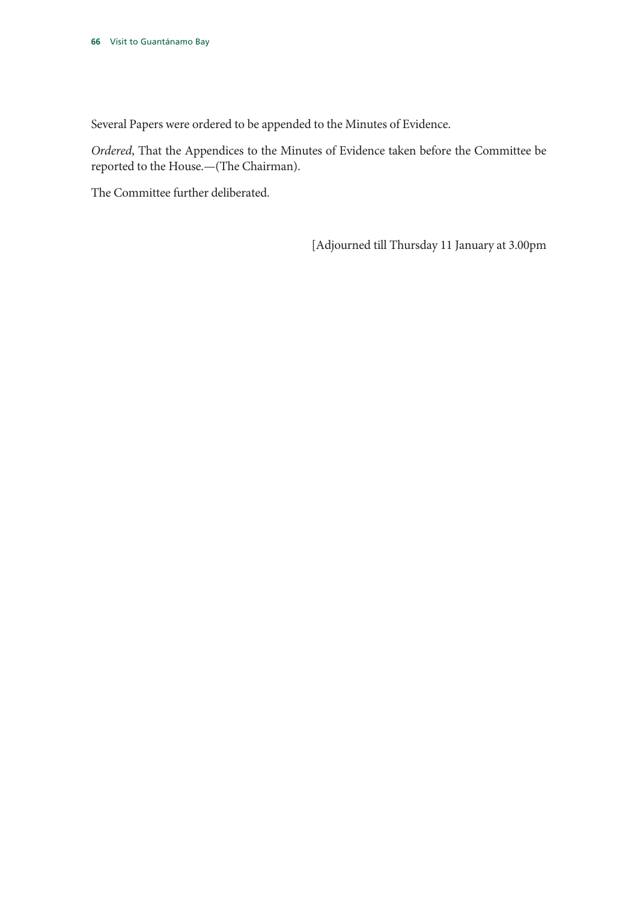Several Papers were ordered to be appended to the Minutes of Evidence.

*Ordered*, That the Appendices to the Minutes of Evidence taken before the Committee be reported to the House.—(The Chairman).

The Committee further deliberated.

[Adjourned till Thursday 11 January at 3.00pm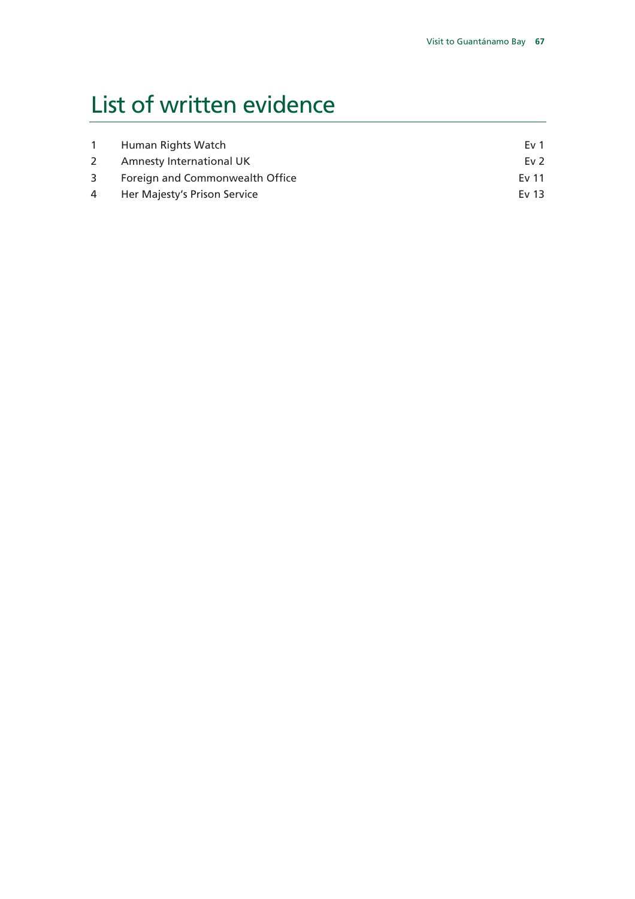# List of written evidence

| | | |
|---|---|---|
| 1 | Human Rights Watch | Ev 1 |
| 2 | Amnesty International UK | Ev 2 |
| 3 | Foreign and Commonwealth Office | Ev 11 |
| 4 | Her Majesty's Prison Service | Ev 13 |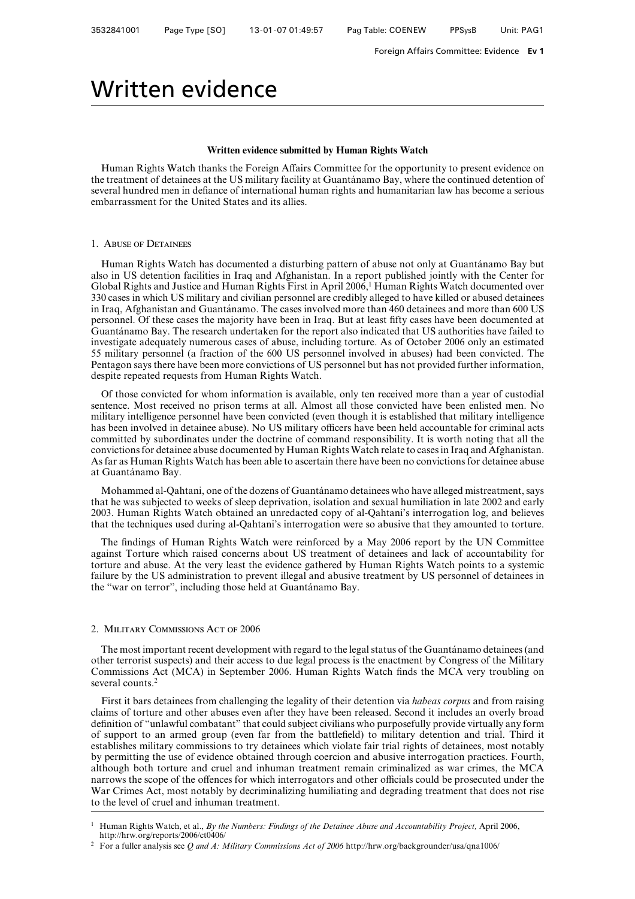# Written evidence

**Written evidence submitted by Human Rights Watch**

Human Rights Watch thanks the Foreign Affairs Committee for the opportunity to present evidence on the treatment of detainees at the US military facility at Guantánamo Bay, where the continued detention of several hundred men in defiance of international human rights and humanitarian law has become a serious embarrassment for the United States and its allies.

## 1. Abuse of Detainees

Human Rights Watch has documented a disturbing pattern of abuse not only at Guantánamo Bay but also in US detention facilities in Iraq and Afghanistan. In a report published jointly with the Center for Global Rights and Justice and Human Rights First in April 2006,[1] Human Rights Watch documented over 330 cases in which US military and civilian personnel are credibly alleged to have killed or abused detainees in Iraq, Afghanistan and Guantánamo. The cases involved more than 460 detainees and more than 600 US personnel. Of these cases the majority have been in Iraq. But at least fifty cases have been documented at Guantánamo Bay. The research undertaken for the report also indicated that US authorities have failed to investigate adequately numerous cases of abuse, including torture. As of October 2006 only an estimated 55 military personnel (a fraction of the 600 US personnel involved in abuses) had been convicted. The Pentagon says there have been more convictions of US personnel but has not provided further information, despite repeated requests from Human Rights Watch.

Of those convicted for whom information is available, only ten received more than a year of custodial sentence. Most received no prison terms at all. Almost all those convicted have been enlisted men. No military intelligence personnel have been convicted (even though it is established that military intelligence has been involved in detainee abuse). No US military officers have been held accountable for criminal acts committed by subordinates under the doctrine of command responsibility. It is worth noting that all the convictions for detainee abuse documented by Human Rights Watch relate to cases in Iraq and Afghanistan. As far as Human Rights Watch has been able to ascertain there have been no convictions for detainee abuse at Guantánamo Bay.

Mohammed al-Qahtani, one of the dozens of Guantánamo detainees who have alleged mistreatment, says that he was subjected to weeks of sleep deprivation, isolation and sexual humiliation in late 2002 and early 2003. Human Rights Watch obtained an unredacted copy of al-Qahtani's interrogation log, and believes that the techniques used during al-Qahtani's interrogation were so abusive that they amounted to torture.

The findings of Human Rights Watch were reinforced by a May 2006 report by the UN Committee against Torture which raised concerns about US treatment of detainees and lack of accountability for torture and abuse. At the very least the evidence gathered by Human Rights Watch points to a systemic failure by the US administration to prevent illegal and abusive treatment by US personnel of detainees in the "war on terror", including those held at Guantánamo Bay.

## 2. Military Commissions Act of 2006

The most important recent development with regard to the legal status of the Guantánamo detainees (and other terrorist suspects) and their access to due legal process is the enactment by Congress of the Military Commissions Act (MCA) in September 2006. Human Rights Watch finds the MCA very troubling on several counts.[2]

First it bars detainees from challenging the legality of their detention via *habeas corpus* and from raising claims of torture and other abuses even after they have been released. Second it includes an overly broad definition of "unlawful combatant" that could subject civilians who purposefully provide virtually any form of support to an armed group (even far from the battlefield) to military detention and trial. Third it establishes military commissions to try detainees which violate fair trial rights of detainees, most notably by permitting the use of evidence obtained through coercion and abusive interrogation practices. Fourth, although both torture and cruel and inhuman treatment remain criminalized as war crimes, the MCA narrows the scope of the offences for which interrogators and other officials could be prosecuted under the War Crimes Act, most notably by decriminalizing humiliating and degrading treatment that does not rise to the level of cruel and inhuman treatment.

---

[1] Human Rights Watch, et al., *By the Numbers: Findings of the Detainee Abuse and Accountability Project,* April 2006, http://hrw.org/reports/2006/ct0406/

[2] For a fuller analysis see *Q and A: Military Commissions Act of 2006* http://hrw.org/backgrounder/usa/qna1006/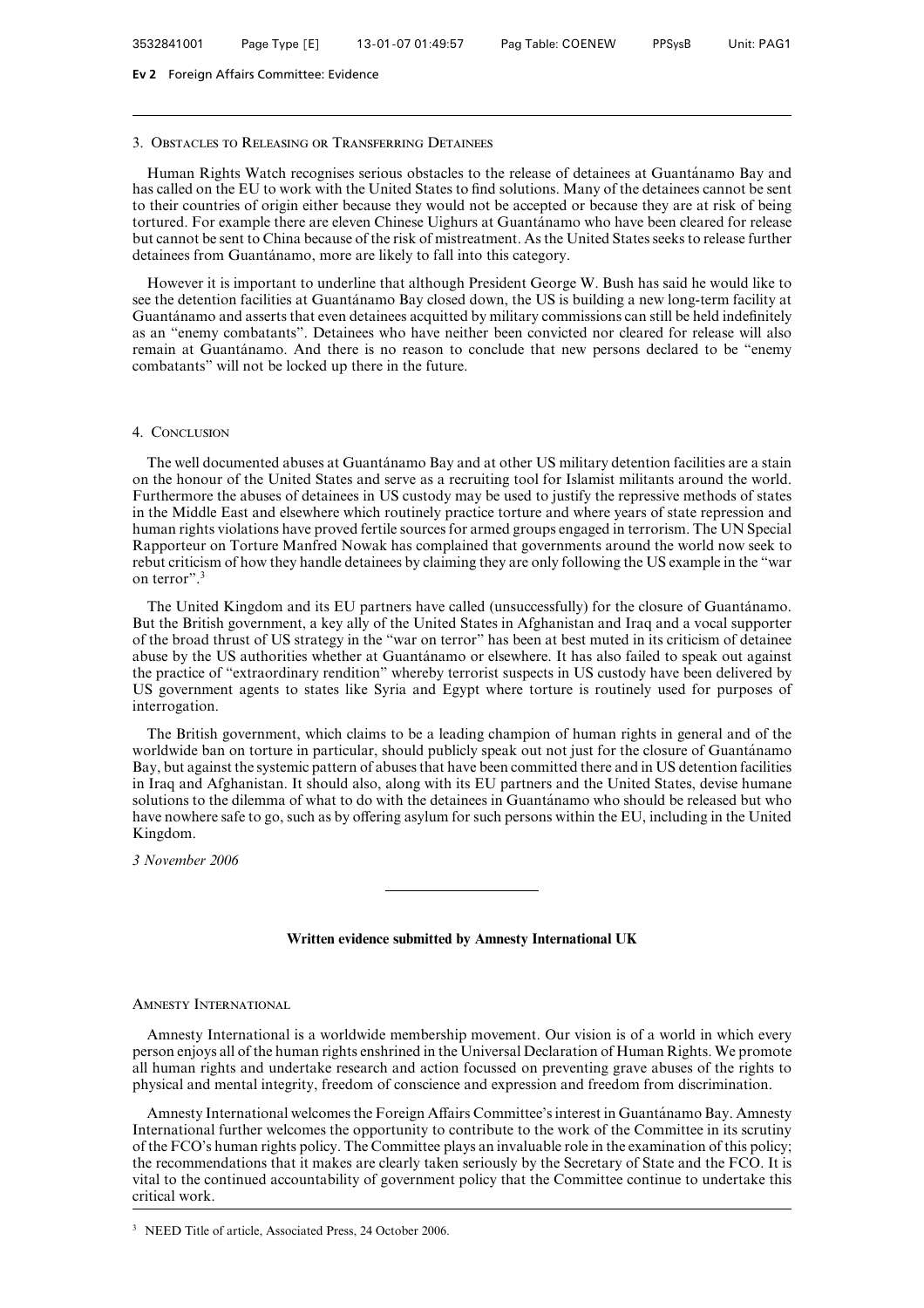### 3. Obstacles to Releasing or Transferring Detainees

Human Rights Watch recognises serious obstacles to the release of detainees at Guantánamo Bay and has called on the EU to work with the United States to find solutions. Many of the detainees cannot be sent to their countries of origin either because they would not be accepted or because they are at risk of being tortured. For example there are eleven Chinese Uighurs at Guantánamo who have been cleared for release but cannot be sent to China because of the risk of mistreatment. As the United States seeks to release further detainees from Guantánamo, more are likely to fall into this category.

However it is important to underline that although President George W. Bush has said he would like to see the detention facilities at Guantánamo Bay closed down, the US is building a new long-term facility at Guantánamo and asserts that even detainees acquitted by military commissions can still be held indefinitely as an "enemy combatants". Detainees who have neither been convicted nor cleared for release will also remain at Guantánamo. And there is no reason to conclude that new persons declared to be "enemy combatants" will not be locked up there in the future.

### 4. Conclusion

The well documented abuses at Guantánamo Bay and at other US military detention facilities are a stain on the honour of the United States and serve as a recruiting tool for Islamist militants around the world. Furthermore the abuses of detainees in US custody may be used to justify the repressive methods of states in the Middle East and elsewhere which routinely practice torture and where years of state repression and human rights violations have proved fertile sources for armed groups engaged in terrorism. The UN Special Rapporteur on Torture Manfred Nowak has complained that governments around the world now seek to rebut criticism of how they handle detainees by claiming they are only following the US example in the "war on terror".[3]

The United Kingdom and its EU partners have called (unsuccessfully) for the closure of Guantánamo. But the British government, a key ally of the United States in Afghanistan and Iraq and a vocal supporter of the broad thrust of US strategy in the "war on terror" has been at best muted in its criticism of detainee abuse by the US authorities whether at Guantánamo or elsewhere. It has also failed to speak out against the practice of "extraordinary rendition" whereby terrorist suspects in US custody have been delivered by US government agents to states like Syria and Egypt where torture is routinely used for purposes of interrogation.

The British government, which claims to be a leading champion of human rights in general and of the worldwide ban on torture in particular, should publicly speak out not just for the closure of Guantánamo Bay, but against the systemic pattern of abuses that have been committed there and in US detention facilities in Iraq and Afghanistan. It should also, along with its EU partners and the United States, devise humane solutions to the dilemma of what to do with the detainees in Guantánamo who should be released but who have nowhere safe to go, such as by offering asylum for such persons within the EU, including in the United Kingdom.

*3 November 2006*

---

## Written evidence submitted by Amnesty International UK

### Amnesty International

Amnesty International is a worldwide membership movement. Our vision is of a world in which every person enjoys all of the human rights enshrined in the Universal Declaration of Human Rights. We promote all human rights and undertake research and action focussed on preventing grave abuses of the rights to physical and mental integrity, freedom of conscience and expression and freedom from discrimination.

Amnesty International welcomes the Foreign Affairs Committee's interest in Guantánamo Bay. Amnesty International further welcomes the opportunity to contribute to the work of the Committee in its scrutiny of the FCO's human rights policy. The Committee plays an invaluable role in the examination of this policy; the recommendations that it makes are clearly taken seriously by the Secretary of State and the FCO. It is vital to the continued accountability of government policy that the Committee continue to undertake this critical work.

---

[3] NEED Title of article, Associated Press, 24 October 2006.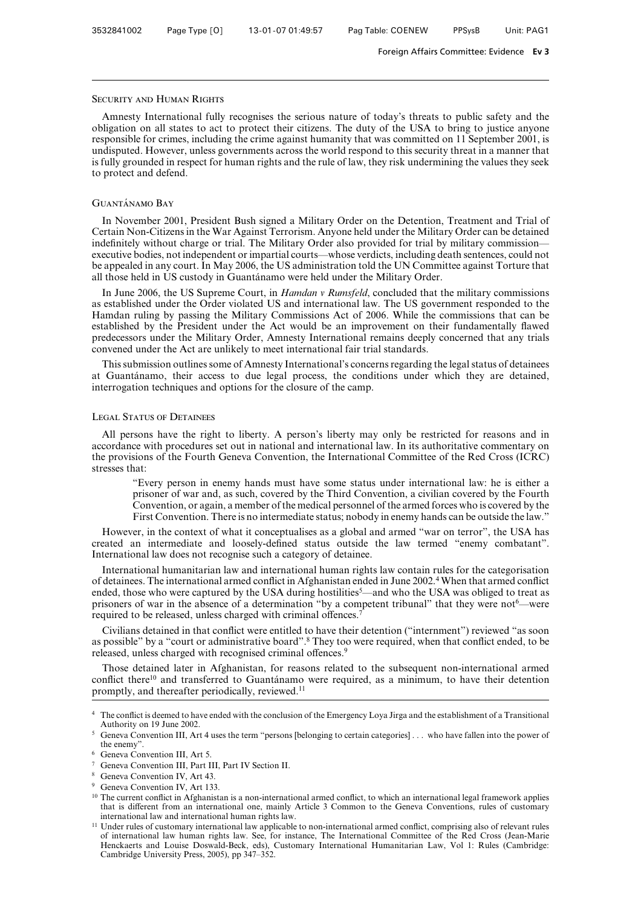### Security and Human Rights

Amnesty International fully recognises the serious nature of today's threats to public safety and the obligation on all states to act to protect their citizens. The duty of the USA to bring to justice anyone responsible for crimes, including the crime against humanity that was committed on 11 September 2001, is undisputed. However, unless governments across the world respond to this security threat in a manner that is fully grounded in respect for human rights and the rule of law, they risk undermining the values they seek to protect and defend.

### Guantánamo Bay

In November 2001, President Bush signed a Military Order on the Detention, Treatment and Trial of Certain Non-Citizens in the War Against Terrorism. Anyone held under the Military Order can be detained indefinitely without charge or trial. The Military Order also provided for trial by military commission—executive bodies, not independent or impartial courts—whose verdicts, including death sentences, could not be appealed in any court. In May 2006, the US administration told the UN Committee against Torture that all those held in US custody in Guantánamo were held under the Military Order.

In June 2006, the US Supreme Court, in *Hamdan v Rumsfeld*, concluded that the military commissions as established under the Order violated US and international law. The US government responded to the Hamdan ruling by passing the Military Commissions Act of 2006. While the commissions that can be established by the President under the Act would be an improvement on their fundamentally flawed predecessors under the Military Order, Amnesty International remains deeply concerned that any trials convened under the Act are unlikely to meet international fair trial standards.

This submission outlines some of Amnesty International's concerns regarding the legal status of detainees at Guantánamo, their access to due legal process, the conditions under which they are detained, interrogation techniques and options for the closure of the camp.

### Legal Status of Detainees

All persons have the right to liberty. A person's liberty may only be restricted for reasons and in accordance with procedures set out in national and international law. In its authoritative commentary on the provisions of the Fourth Geneva Convention, the International Committee of the Red Cross (ICRC) stresses that:

> "Every person in enemy hands must have some status under international law: he is either a prisoner of war and, as such, covered by the Third Convention, a civilian covered by the Fourth Convention, or again, a member of the medical personnel of the armed forces who is covered by the First Convention. There is no intermediate status; nobody in enemy hands can be outside the law."

However, in the context of what it conceptualises as a global and armed "war on terror", the USA has created an intermediate and loosely-defined status outside the law termed "enemy combatant". International law does not recognise such a category of detainee.

International humanitarian law and international human rights law contain rules for the categorisation of detainees. The international armed conflict in Afghanistan ended in June 2002.[4] When that armed conflict ended, those who were captured by the USA during hostilities[5]—and who the USA was obliged to treat as prisoners of war in the absence of a determination "by a competent tribunal" that they were not[6]—were required to be released, unless charged with criminal offences.[7]

Civilians detained in that conflict were entitled to have their detention ("internment") reviewed "as soon as possible" by a "court or administrative board".[8] They too were required, when that conflict ended, to be released, unless charged with recognised criminal offences.[9]

Those detained later in Afghanistan, for reasons related to the subsequent non-international armed conflict there[10] and transferred to Guantánamo were required, as a minimum, to have their detention promptly, and thereafter periodically, reviewed.[11]

---

[4] The conflict is deemed to have ended with the conclusion of the Emergency Loya Jirga and the establishment of a Transitional Authority on 19 June 2002.

[5] Geneva Convention III, Art 4 uses the term "persons [belonging to certain categories] . . . who have fallen into the power of the enemy".

[6] Geneva Convention III, Art 5.

[7] Geneva Convention III, Part III, Part IV Section II.

[8] Geneva Convention IV, Art 43.

[9] Geneva Convention IV, Art 133.

[10] The current conflict in Afghanistan is a non-international armed conflict, to which an international legal framework applies that is different from an international one, mainly Article 3 Common to the Geneva Conventions, rules of customary international law and international human rights law.

[11] Under rules of customary international law applicable to non-international armed conflict, comprising also of relevant rules of international law human rights law. See, for instance, The International Committee of the Red Cross (Jean-Marie Henckaerts and Louise Doswald-Beck, eds), Customary International Humanitarian Law, Vol 1: Rules (Cambridge: Cambridge University Press, 2005), pp 347–352.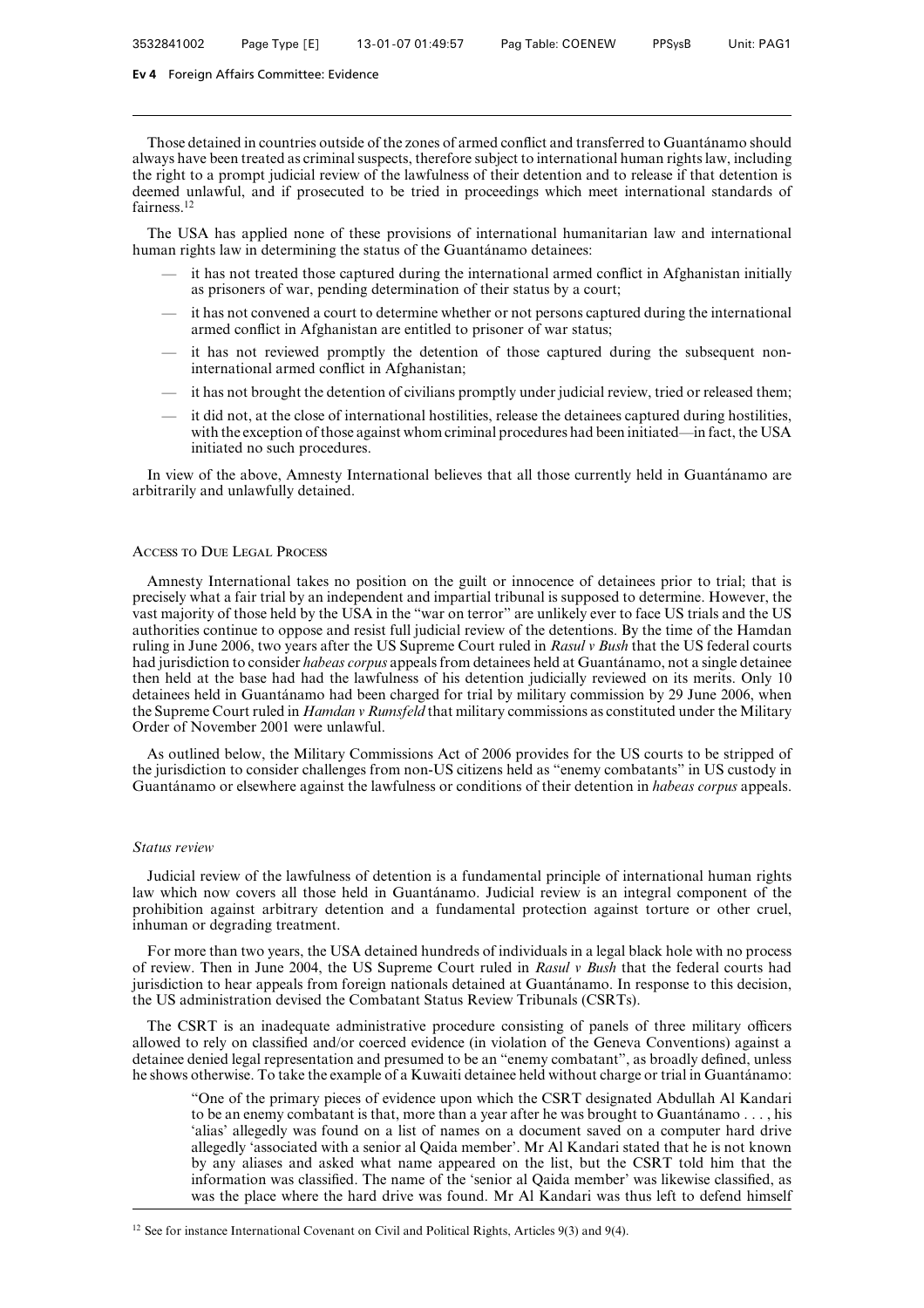Those detained in countries outside of the zones of armed conflict and transferred to Guantánamo should always have been treated as criminal suspects, therefore subject to international human rights law, including the right to a prompt judicial review of the lawfulness of their detention and to release if that detention is deemed unlawful, and if prosecuted to be tried in proceedings which meet international standards of fairness.[12]

The USA has applied none of these provisions of international humanitarian law and international human rights law in determining the status of the Guantánamo detainees:

- it has not treated those captured during the international armed conflict in Afghanistan initially as prisoners of war, pending determination of their status by a court;
- it has not convened a court to determine whether or not persons captured during the international armed conflict in Afghanistan are entitled to prisoner of war status;
- it has not reviewed promptly the detention of those captured during the subsequent non-international armed conflict in Afghanistan;
- it has not brought the detention of civilians promptly under judicial review, tried or released them;
- it did not, at the close of international hostilities, release the detainees captured during hostilities, with the exception of those against whom criminal procedures had been initiated—in fact, the USA initiated no such procedures.

In view of the above, Amnesty International believes that all those currently held in Guantánamo are arbitrarily and unlawfully detained.

## Access to Due Legal Process

Amnesty International takes no position on the guilt or innocence of detainees prior to trial; that is precisely what a fair trial by an independent and impartial tribunal is supposed to determine. However, the vast majority of those held by the USA in the "war on terror" are unlikely ever to face US trials and the US authorities continue to oppose and resist full judicial review of the detentions. By the time of the Hamdan ruling in June 2006, two years after the US Supreme Court ruled in *Rasul v Bush* that the US federal courts had jurisdiction to consider *habeas corpus* appeals from detainees held at Guantánamo, not a single detainee then held at the base had had the lawfulness of his detention judicially reviewed on its merits. Only 10 detainees held in Guantánamo had been charged for trial by military commission by 29 June 2006, when the Supreme Court ruled in *Hamdan v Rumsfeld* that military commissions as constituted under the Military Order of November 2001 were unlawful.

As outlined below, the Military Commissions Act of 2006 provides for the US courts to be stripped of the jurisdiction to consider challenges from non-US citizens held as "enemy combatants" in US custody in Guantánamo or elsewhere against the lawfulness or conditions of their detention in *habeas corpus* appeals.

### *Status review*

Judicial review of the lawfulness of detention is a fundamental principle of international human rights law which now covers all those held in Guantánamo. Judicial review is an integral component of the prohibition against arbitrary detention and a fundamental protection against torture or other cruel, inhuman or degrading treatment.

For more than two years, the USA detained hundreds of individuals in a legal black hole with no process of review. Then in June 2004, the US Supreme Court ruled in *Rasul v Bush* that the federal courts had jurisdiction to hear appeals from foreign nationals detained at Guantánamo. In response to this decision, the US administration devised the Combatant Status Review Tribunals (CSRTs).

The CSRT is an inadequate administrative procedure consisting of panels of three military officers allowed to rely on classified and/or coerced evidence (in violation of the Geneva Conventions) against a detainee denied legal representation and presumed to be an "enemy combatant", as broadly defined, unless he shows otherwise. To take the example of a Kuwaiti detainee held without charge or trial in Guantánamo:

> "One of the primary pieces of evidence upon which the CSRT designated Abdullah Al Kandari to be an enemy combatant is that, more than a year after he was brought to Guantánamo . . . , his 'alias' allegedly was found on a list of names on a document saved on a computer hard drive allegedly 'associated with a senior al Qaida member'. Mr Al Kandari stated that he is not known by any aliases and asked what name appeared on the list, but the CSRT told him that the information was classified. The name of the 'senior al Qaida member' was likewise classified, as was the place where the hard drive was found. Mr Al Kandari was thus left to defend himself

[12] See for instance International Covenant on Civil and Political Rights, Articles 9(3) and 9(4).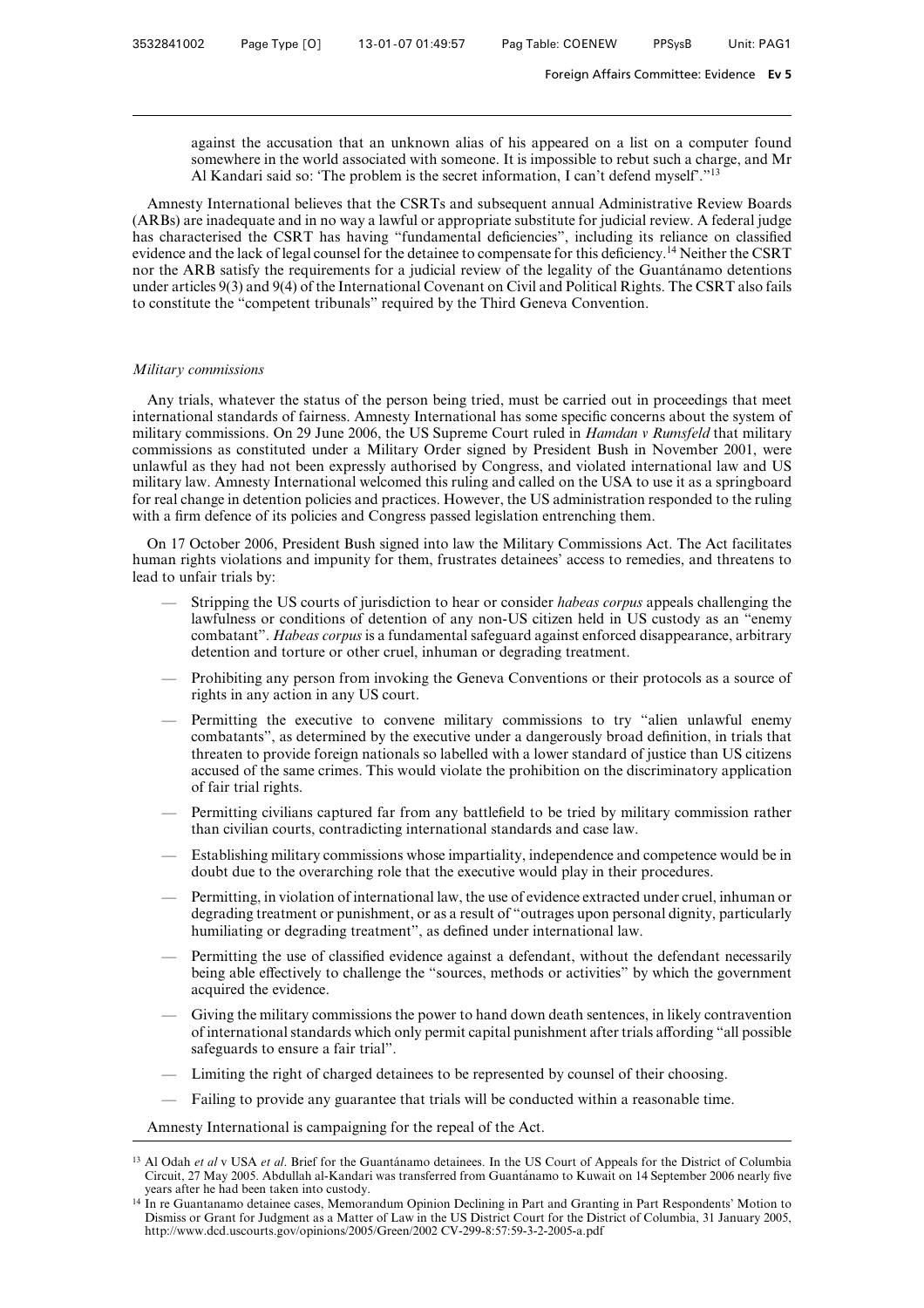against the accusation that an unknown alias of his appeared on a list on a computer found somewhere in the world associated with someone. It is impossible to rebut such a charge, and Mr Al Kandari said so: 'The problem is the secret information, I can't defend myself'."[13]

Amnesty International believes that the CSRTs and subsequent annual Administrative Review Boards (ARBs) are inadequate and in no way a lawful or appropriate substitute for judicial review. A federal judge has characterised the CSRT has having "fundamental deficiencies", including its reliance on classified evidence and the lack of legal counsel for the detainee to compensate for this deficiency.[14] Neither the CSRT nor the ARB satisfy the requirements for a judicial review of the legality of the Guantánamo detentions under articles 9(3) and 9(4) of the International Covenant on Civil and Political Rights. The CSRT also fails to constitute the "competent tribunals" required by the Third Geneva Convention.

*Military commissions*

Any trials, whatever the status of the person being tried, must be carried out in proceedings that meet international standards of fairness. Amnesty International has some specific concerns about the system of military commissions. On 29 June 2006, the US Supreme Court ruled in *Hamdan v Rumsfeld* that military commissions as constituted under a Military Order signed by President Bush in November 2001, were unlawful as they had not been expressly authorised by Congress, and violated international law and US military law. Amnesty International welcomed this ruling and called on the USA to use it as a springboard for real change in detention policies and practices. However, the US administration responded to the ruling with a firm defence of its policies and Congress passed legislation entrenching them.

On 17 October 2006, President Bush signed into law the Military Commissions Act. The Act facilitates human rights violations and impunity for them, frustrates detainees' access to remedies, and threatens to lead to unfair trials by:

- Stripping the US courts of jurisdiction to hear or consider *habeas corpus* appeals challenging the lawfulness or conditions of detention of any non-US citizen held in US custody as an "enemy combatant". *Habeas corpus* is a fundamental safeguard against enforced disappearance, arbitrary detention and torture or other cruel, inhuman or degrading treatment.
- Prohibiting any person from invoking the Geneva Conventions or their protocols as a source of rights in any action in any US court.
- Permitting the executive to convene military commissions to try "alien unlawful enemy combatants", as determined by the executive under a dangerously broad definition, in trials that threaten to provide foreign nationals so labelled with a lower standard of justice than US citizens accused of the same crimes. This would violate the prohibition on the discriminatory application of fair trial rights.
- Permitting civilians captured far from any battlefield to be tried by military commission rather than civilian courts, contradicting international standards and case law.
- Establishing military commissions whose impartiality, independence and competence would be in doubt due to the overarching role that the executive would play in their procedures.
- Permitting, in violation of international law, the use of evidence extracted under cruel, inhuman or degrading treatment or punishment, or as a result of "outrages upon personal dignity, particularly humiliating or degrading treatment", as defined under international law.
- Permitting the use of classified evidence against a defendant, without the defendant necessarily being able effectively to challenge the "sources, methods or activities" by which the government acquired the evidence.
- Giving the military commissions the power to hand down death sentences, in likely contravention of international standards which only permit capital punishment after trials affording "all possible safeguards to ensure a fair trial".
- Limiting the right of charged detainees to be represented by counsel of their choosing.
- Failing to provide any guarantee that trials will be conducted within a reasonable time.

Amnesty International is campaigning for the repeal of the Act.

---

[13] Al Odah *et al* v USA *et al*. Brief for the Guantánamo detainees. In the US Court of Appeals for the District of Columbia Circuit, 27 May 2005. Abdullah al-Kandari was transferred from Guantánamo to Kuwait on 14 September 2006 nearly five years after he had been taken into custody.

[14] In re Guantanamo detainee cases, Memorandum Opinion Declining in Part and Granting in Part Respondents' Motion to Dismiss or Grant for Judgment as a Matter of Law in the US District Court for the District of Columbia, 31 January 2005, http://www.dcd.uscourts.gov/opinions/2005/Green/2002 CV-299-8:57:59-3-2-2005-a.pdf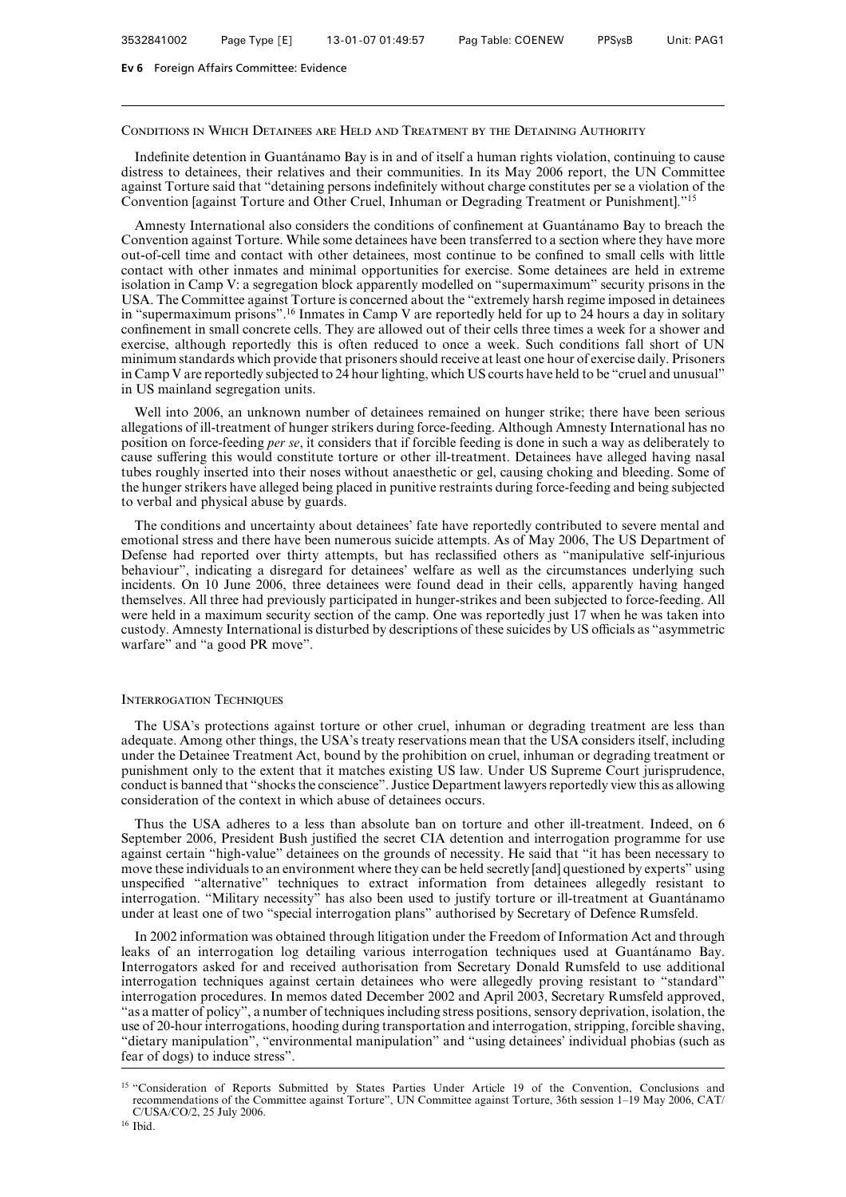## Conditions in Which Detainees are Held and Treatment by the Detaining Authority

Indefinite detention in Guantánamo Bay is in and of itself a human rights violation, continuing to cause distress to detainees, their relatives and their communities. In its May 2006 report, the UN Committee against Torture said that "detaining persons indefinitely without charge constitutes per se a violation of the Convention [against Torture and Other Cruel, Inhuman or Degrading Treatment or Punishment]."[15]

Amnesty International also considers the conditions of confinement at Guantánamo Bay to breach the Convention against Torture. While some detainees have been transferred to a section where they have more out-of-cell time and contact with other detainees, most continue to be confined to small cells with little contact with other inmates and minimal opportunities for exercise. Some detainees are held in extreme isolation in Camp V: a segregation block apparently modelled on "supermaximum" security prisons in the USA. The Committee against Torture is concerned about the "extremely harsh regime imposed in detainees in "supermaximum prisons".[16] Inmates in Camp V are reportedly held for up to 24 hours a day in solitary confinement in small concrete cells. They are allowed out of their cells three times a week for a shower and exercise, although reportedly this is often reduced to once a week. Such conditions fall short of UN minimum standards which provide that prisoners should receive at least one hour of exercise daily. Prisoners in Camp V are reportedly subjected to 24 hour lighting, which US courts have held to be "cruel and unusual" in US mainland segregation units.

Well into 2006, an unknown number of detainees remained on hunger strike; there have been serious allegations of ill-treatment of hunger strikers during force-feeding. Although Amnesty International has no position on force-feeding *per se*, it considers that if forcible feeding is done in such a way as deliberately to cause suffering this would constitute torture or other ill-treatment. Detainees have alleged having nasal tubes roughly inserted into their noses without anaesthetic or gel, causing choking and bleeding. Some of the hunger strikers have alleged being placed in punitive restraints during force-feeding and being subjected to verbal and physical abuse by guards.

The conditions and uncertainty about detainees' fate have reportedly contributed to severe mental and emotional stress and there have been numerous suicide attempts. As of May 2006, The US Department of Defense had reported over thirty attempts, but has reclassified others as "manipulative self-injurious behaviour", indicating a disregard for detainees' welfare as well as the circumstances underlying such incidents. On 10 June 2006, three detainees were found dead in their cells, apparently having hanged themselves. All three had previously participated in hunger-strikes and been subjected to force-feeding. All were held in a maximum security section of the camp. One was reportedly just 17 when he was taken into custody. Amnesty International is disturbed by descriptions of these suicides by US officials as "asymmetric warfare" and "a good PR move".

## Interrogation Techniques

The USA's protections against torture or other cruel, inhuman or degrading treatment are less than adequate. Among other things, the USA's treaty reservations mean that the USA considers itself, including under the Detainee Treatment Act, bound by the prohibition on cruel, inhuman or degrading treatment or punishment only to the extent that it matches existing US law. Under US Supreme Court jurisprudence, conduct is banned that "shocks the conscience". Justice Department lawyers reportedly view this as allowing consideration of the context in which abuse of detainees occurs.

Thus the USA adheres to a less than absolute ban on torture and other ill-treatment. Indeed, on 6 September 2006, President Bush justified the secret CIA detention and interrogation programme for use against certain "high-value" detainees on the grounds of necessity. He said that "it has been necessary to move these individuals to an environment where they can be held secretly [and] questioned by experts" using unspecified "alternative" techniques to extract information from detainees allegedly resistant to interrogation. "Military necessity" has also been used to justify torture or ill-treatment at Guantánamo under at least one of two "special interrogation plans" authorised by Secretary of Defence Rumsfeld.

In 2002 information was obtained through litigation under the Freedom of Information Act and through leaks of an interrogation log detailing various interrogation techniques used at Guantánamo Bay. Interrogators asked for and received authorisation from Secretary Donald Rumsfeld to use additional interrogation techniques against certain detainees who were allegedly proving resistant to "standard" interrogation procedures. In memos dated December 2002 and April 2003, Secretary Rumsfeld approved, "as a matter of policy", a number of techniques including stress positions, sensory deprivation, isolation, the use of 20-hour interrogations, hooding during transportation and interrogation, stripping, forcible shaving, "dietary manipulation", "environmental manipulation" and "using detainees' individual phobias (such as fear of dogs) to induce stress".

---

[15] "Consideration of Reports Submitted by States Parties Under Article 19 of the Convention, Conclusions and recommendations of the Committee against Torture", UN Committee against Torture, 36th session 1–19 May 2006, CAT/C/USA/CO/2, 25 July 2006.

[16] Ibid.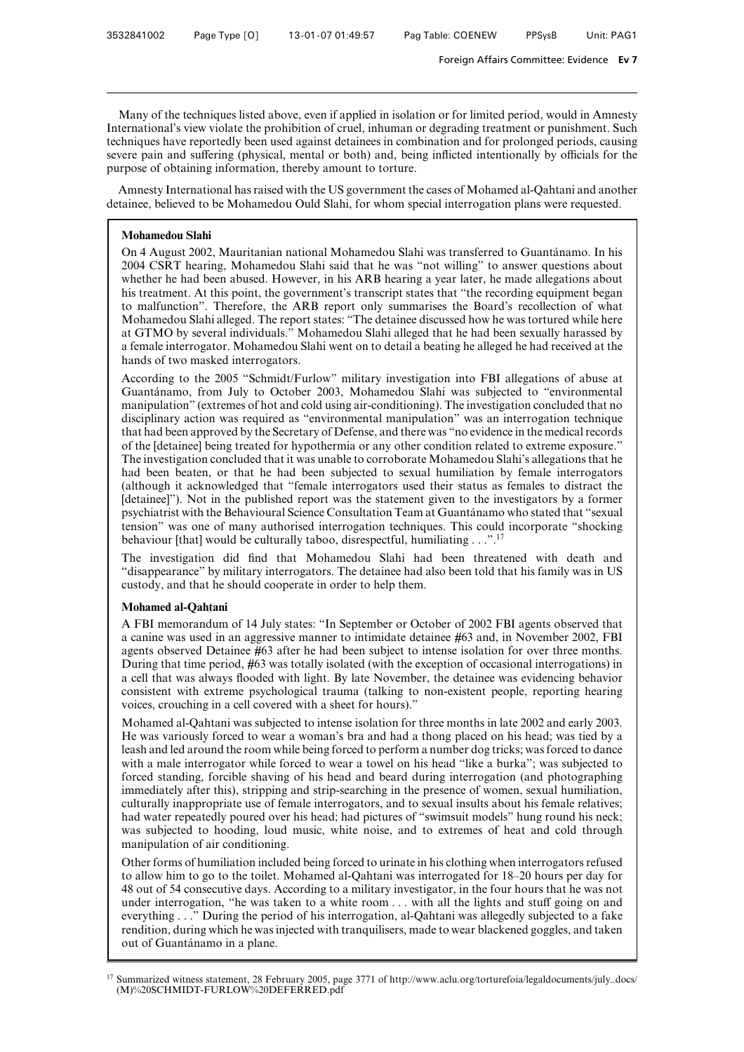Many of the techniques listed above, even if applied in isolation or for limited period, would in Amnesty International's view violate the prohibition of cruel, inhuman or degrading treatment or punishment. Such techniques have reportedly been used against detainees in combination and for prolonged periods, causing severe pain and suffering (physical, mental or both) and, being inflicted intentionally by officials for the purpose of obtaining information, thereby amount to torture.

Amnesty International has raised with the US government the cases of Mohamed al-Qahtani and another detainee, believed to be Mohamedou Ould Slahi, for whom special interrogation plans were requested.

**Mohamedou Slahi**

On 4 August 2002, Mauritanian national Mohamedou Slahi was transferred to Guantánamo. In his 2004 CSRT hearing, Mohamedou Slahi said that he was "not willing" to answer questions about whether he had been abused. However, in his ARB hearing a year later, he made allegations about his treatment. At this point, the government's transcript states that "the recording equipment began to malfunction". Therefore, the ARB report only summarises the Board's recollection of what Mohamedou Slahi alleged. The report states: "The detainee discussed how he was tortured while here at GTMO by several individuals." Mohamedou Slahi alleged that he had been sexually harassed by a female interrogator. Mohamedou Slahi went on to detail a beating he alleged he had received at the hands of two masked interrogators.

According to the 2005 "Schmidt/Furlow" military investigation into FBI allegations of abuse at Guantánamo, from July to October 2003, Mohamedou Slahi was subjected to "environmental manipulation" (extremes of hot and cold using air-conditioning). The investigation concluded that no disciplinary action was required as "environmental manipulation" was an interrogation technique that had been approved by the Secretary of Defense, and there was "no evidence in the medical records of the [detainee] being treated for hypothermia or any other condition related to extreme exposure." The investigation concluded that it was unable to corroborate Mohamedou Slahi's allegations that he had been beaten, or that he had been subjected to sexual humiliation by female interrogators (although it acknowledged that "female interrogators used their status as females to distract the [detainee]"). Not in the published report was the statement given to the investigators by a former psychiatrist with the Behavioural Science Consultation Team at Guantánamo who stated that "sexual tension" was one of many authorised interrogation techniques. This could incorporate "shocking behaviour [that] would be culturally taboo, disrespectful, humiliating . . .".[17]

The investigation did find that Mohamedou Slahi had been threatened with death and "disappearance" by military interrogators. The detainee had also been told that his family was in US custody, and that he should cooperate in order to help them.

**Mohamed al-Qahtani**

A FBI memorandum of 14 July states: "In September or October of 2002 FBI agents observed that a canine was used in an aggressive manner to intimidate detainee #63 and, in November 2002, FBI agents observed Detainee #63 after he had been subject to intense isolation for over three months. During that time period, #63 was totally isolated (with the exception of occasional interrogations) in a cell that was always flooded with light. By late November, the detainee was evidencing behavior consistent with extreme psychological trauma (talking to non-existent people, reporting hearing voices, crouching in a cell covered with a sheet for hours)."

Mohamed al-Qahtani was subjected to intense isolation for three months in late 2002 and early 2003. He was variously forced to wear a woman's bra and had a thong placed on his head; was tied by a leash and led around the room while being forced to perform a number dog tricks; was forced to dance with a male interrogator while forced to wear a towel on his head "like a burka"; was subjected to forced standing, forcible shaving of his head and beard during interrogation (and photographing immediately after this), stripping and strip-searching in the presence of women, sexual humiliation, culturally inappropriate use of female interrogators, and to sexual insults about his female relatives; had water repeatedly poured over his head; had pictures of "swimsuit models" hung round his neck; was subjected to hooding, loud music, white noise, and to extremes of heat and cold through manipulation of air conditioning.

Other forms of humiliation included being forced to urinate in his clothing when interrogators refused to allow him to go to the toilet. Mohamed al-Qahtani was interrogated for 18–20 hours per day for 48 out of 54 consecutive days. According to a military investigator, in the four hours that he was not under interrogation, "he was taken to a white room . . . with all the lights and stuff going on and everything . . ." During the period of his interrogation, al-Qahtani was allegedly subjected to a fake rendition, during which he was injected with tranquilisers, made to wear blackened goggles, and taken out of Guantánamo in a plane.

[17] Summarized witness statement, 28 February 2005, page 3771 of http://www.aclu.org/torturefoia/legaldocuments/july_docs/(M)%20SCHMIDT-FURLOW%20DEFERRED.pdf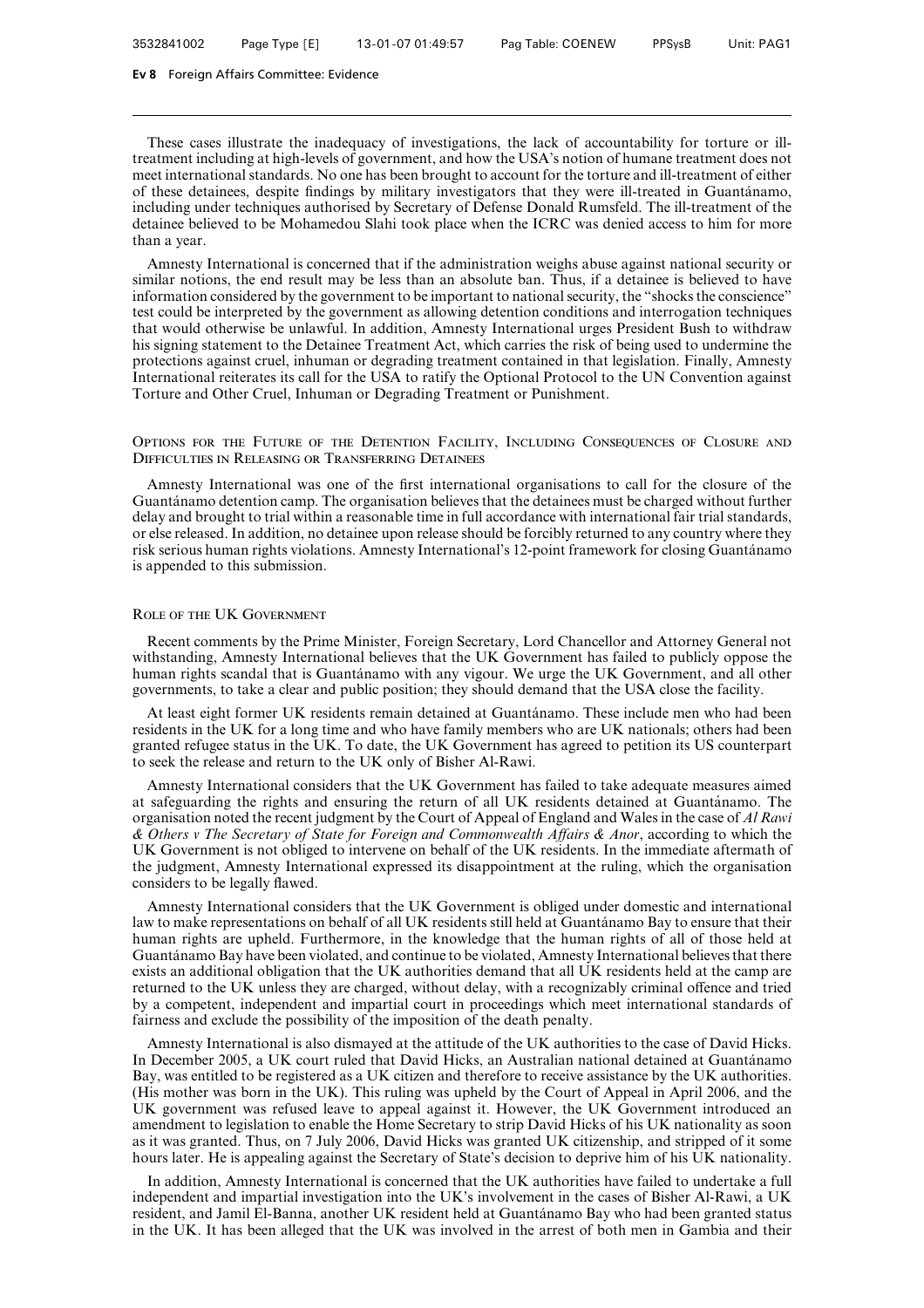These cases illustrate the inadequacy of investigations, the lack of accountability for torture or ill-treatment including at high-levels of government, and how the USA's notion of humane treatment does not meet international standards. No one has been brought to account for the torture and ill-treatment of either of these detainees, despite findings by military investigators that they were ill-treated in Guantánamo, including under techniques authorised by Secretary of Defense Donald Rumsfeld. The ill-treatment of the detainee believed to be Mohamedou Slahi took place when the ICRC was denied access to him for more than a year.

Amnesty International is concerned that if the administration weighs abuse against national security or similar notions, the end result may be less than an absolute ban. Thus, if a detainee is believed to have information considered by the government to be important to national security, the "shocks the conscience" test could be interpreted by the government as allowing detention conditions and interrogation techniques that would otherwise be unlawful. In addition, Amnesty International urges President Bush to withdraw his signing statement to the Detainee Treatment Act, which carries the risk of being used to undermine the protections against cruel, inhuman or degrading treatment contained in that legislation. Finally, Amnesty International reiterates its call for the USA to ratify the Optional Protocol to the UN Convention against Torture and Other Cruel, Inhuman or Degrading Treatment or Punishment.

### Options for the Future of the Detention Facility, Including Consequences of Closure and Difficulties in Releasing or Transferring Detainees

Amnesty International was one of the first international organisations to call for the closure of the Guantánamo detention camp. The organisation believes that the detainees must be charged without further delay and brought to trial within a reasonable time in full accordance with international fair trial standards, or else released. In addition, no detainee upon release should be forcibly returned to any country where they risk serious human rights violations. Amnesty International's 12-point framework for closing Guantánamo is appended to this submission.

### Role of the UK Government

Recent comments by the Prime Minister, Foreign Secretary, Lord Chancellor and Attorney General not withstanding, Amnesty International believes that the UK Government has failed to publicly oppose the human rights scandal that is Guantánamo with any vigour. We urge the UK Government, and all other governments, to take a clear and public position; they should demand that the USA close the facility.

At least eight former UK residents remain detained at Guantánamo. These include men who had been residents in the UK for a long time and who have family members who are UK nationals; others had been granted refugee status in the UK. To date, the UK Government has agreed to petition its US counterpart to seek the release and return to the UK only of Bisher Al-Rawi.

Amnesty International considers that the UK Government has failed to take adequate measures aimed at safeguarding the rights and ensuring the return of all UK residents detained at Guantánamo. The organisation noted the recent judgment by the Court of Appeal of England and Wales in the case of *Al Rawi & Others v The Secretary of State for Foreign and Commonwealth Affairs & Anor*, according to which the UK Government is not obliged to intervene on behalf of the UK residents. In the immediate aftermath of the judgment, Amnesty International expressed its disappointment at the ruling, which the organisation considers to be legally flawed.

Amnesty International considers that the UK Government is obliged under domestic and international law to make representations on behalf of all UK residents still held at Guantánamo Bay to ensure that their human rights are upheld. Furthermore, in the knowledge that the human rights of all of those held at Guantánamo Bay have been violated, and continue to be violated, Amnesty International believes that there exists an additional obligation that the UK authorities demand that all UK residents held at the camp are returned to the UK unless they are charged, without delay, with a recognizably criminal offence and tried by a competent, independent and impartial court in proceedings which meet international standards of fairness and exclude the possibility of the imposition of the death penalty.

Amnesty International is also dismayed at the attitude of the UK authorities to the case of David Hicks. In December 2005, a UK court ruled that David Hicks, an Australian national detained at Guantánamo Bay, was entitled to be registered as a UK citizen and therefore to receive assistance by the UK authorities. (His mother was born in the UK). This ruling was upheld by the Court of Appeal in April 2006, and the UK government was refused leave to appeal against it. However, the UK Government introduced an amendment to legislation to enable the Home Secretary to strip David Hicks of his UK nationality as soon as it was granted. Thus, on 7 July 2006, David Hicks was granted UK citizenship, and stripped of it some hours later. He is appealing against the Secretary of State's decision to deprive him of his UK nationality.

In addition, Amnesty International is concerned that the UK authorities have failed to undertake a full independent and impartial investigation into the UK's involvement in the cases of Bisher Al-Rawi, a UK resident, and Jamil El-Banna, another UK resident held at Guantánamo Bay who had been granted status in the UK. It has been alleged that the UK was involved in the arrest of both men in Gambia and their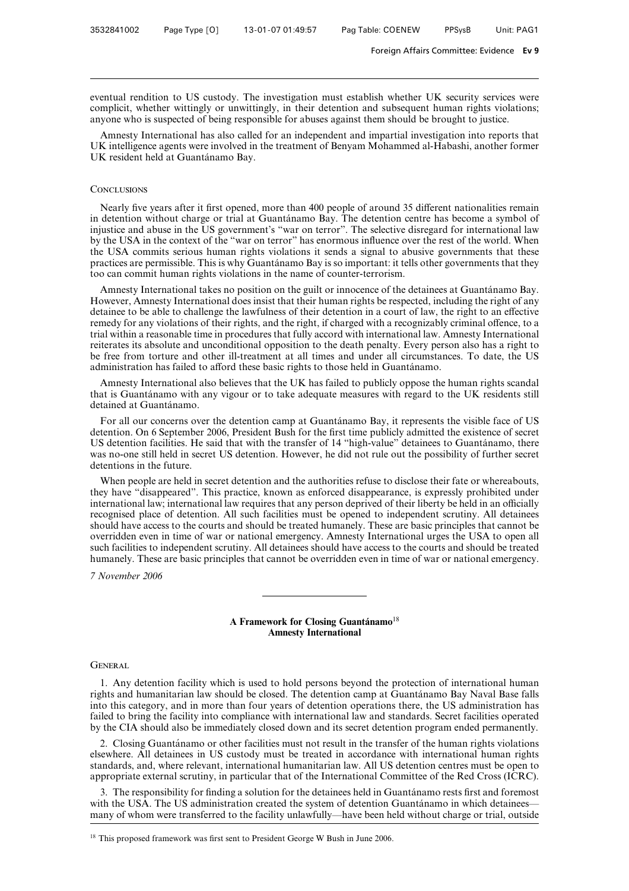eventual rendition to US custody. The investigation must establish whether UK security services were complicit, whether wittingly or unwittingly, in their detention and subsequent human rights violations; anyone who is suspected of being responsible for abuses against them should be brought to justice.

Amnesty International has also called for an independent and impartial investigation into reports that UK intelligence agents were involved in the treatment of Benyam Mohammed al-Habashi, another former UK resident held at Guantánamo Bay.

### Conclusions

Nearly five years after it first opened, more than 400 people of around 35 different nationalities remain in detention without charge or trial at Guantánamo Bay. The detention centre has become a symbol of injustice and abuse in the US government's "war on terror". The selective disregard for international law by the USA in the context of the "war on terror" has enormous influence over the rest of the world. When the USA commits serious human rights violations it sends a signal to abusive governments that these practices are permissible. This is why Guantánamo Bay is so important: it tells other governments that they too can commit human rights violations in the name of counter-terrorism.

Amnesty International takes no position on the guilt or innocence of the detainees at Guantánamo Bay. However, Amnesty International does insist that their human rights be respected, including the right of any detainee to be able to challenge the lawfulness of their detention in a court of law, the right to an effective remedy for any violations of their rights, and the right, if charged with a recognizably criminal offence, to a trial within a reasonable time in procedures that fully accord with international law. Amnesty International reiterates its absolute and unconditional opposition to the death penalty. Every person also has a right to be free from torture and other ill-treatment at all times and under all circumstances. To date, the US administration has failed to afford these basic rights to those held in Guantánamo.

Amnesty International also believes that the UK has failed to publicly oppose the human rights scandal that is Guantánamo with any vigour or to take adequate measures with regard to the UK residents still detained at Guantánamo.

For all our concerns over the detention camp at Guantánamo Bay, it represents the visible face of US detention. On 6 September 2006, President Bush for the first time publicly admitted the existence of secret US detention facilities. He said that with the transfer of 14 "high-value" detainees to Guantánamo, there was no-one still held in secret US detention. However, he did not rule out the possibility of further secret detentions in the future.

When people are held in secret detention and the authorities refuse to disclose their fate or whereabouts, they have "disappeared". This practice, known as enforced disappearance, is expressly prohibited under international law; international law requires that any person deprived of their liberty be held in an officially recognised place of detention. All such facilities must be opened to independent scrutiny. All detainees should have access to the courts and should be treated humanely. These are basic principles that cannot be overridden even in time of war or national emergency. Amnesty International urges the USA to open all such facilities to independent scrutiny. All detainees should have access to the courts and should be treated humanely. These are basic principles that cannot be overridden even in time of war or national emergency.

*7 November 2006*

---

## A Framework for Closing Guantánamo[18]
## Amnesty International

### General

1. Any detention facility which is used to hold persons beyond the protection of international human rights and humanitarian law should be closed. The detention camp at Guantánamo Bay Naval Base falls into this category, and in more than four years of detention operations there, the US administration has failed to bring the facility into compliance with international law and standards. Secret facilities operated by the CIA should also be immediately closed down and its secret detention program ended permanently.

2. Closing Guantánamo or other facilities must not result in the transfer of the human rights violations elsewhere. All detainees in US custody must be treated in accordance with international human rights standards, and, where relevant, international humanitarian law. All US detention centres must be open to appropriate external scrutiny, in particular that of the International Committee of the Red Cross (ICRC).

3. The responsibility for finding a solution for the detainees held in Guantánamo rests first and foremost with the USA. The US administration created the system of detention Guantánamo in which detainees—many of whom were transferred to the facility unlawfully—have been held without charge or trial, outside

[18] This proposed framework was first sent to President George W Bush in June 2006.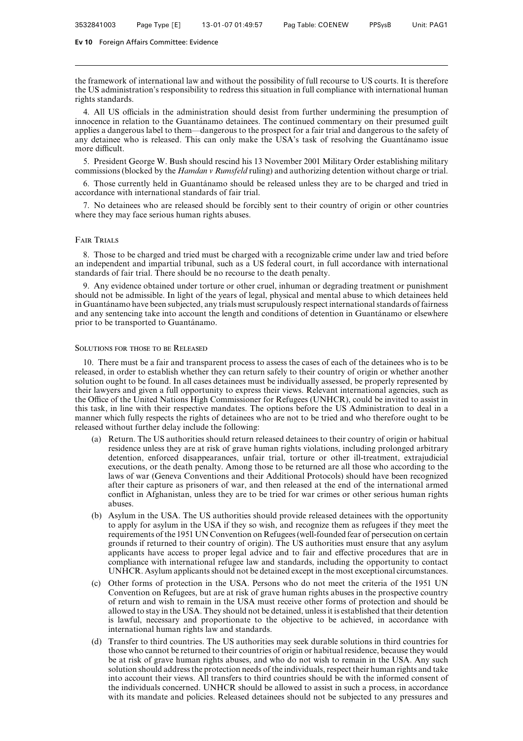the framework of international law and without the possibility of full recourse to US courts. It is therefore the US administration's responsibility to redress this situation in full compliance with international human rights standards.

4. All US officials in the administration should desist from further undermining the presumption of innocence in relation to the Guantánamo detainees. The continued commentary on their presumed guilt applies a dangerous label to them—dangerous to the prospect for a fair trial and dangerous to the safety of any detainee who is released. This can only make the USA's task of resolving the Guantánamo issue more difficult.

5. President George W. Bush should rescind his 13 November 2001 Military Order establishing military commissions (blocked by the *Hamdan v Rumsfeld* ruling) and authorizing detention without charge or trial.

6. Those currently held in Guantánamo should be released unless they are to be charged and tried in accordance with international standards of fair trial.

7. No detainees who are released should be forcibly sent to their country of origin or other countries where they may face serious human rights abuses.

### Fair Trials

8. Those to be charged and tried must be charged with a recognizable crime under law and tried before an independent and impartial tribunal, such as a US federal court, in full accordance with international standards of fair trial. There should be no recourse to the death penalty.

9. Any evidence obtained under torture or other cruel, inhuman or degrading treatment or punishment should not be admissible. In light of the years of legal, physical and mental abuse to which detainees held in Guantánamo have been subjected, any trials must scrupulously respect international standards of fairness and any sentencing take into account the length and conditions of detention in Guantánamo or elsewhere prior to be transported to Guantánamo.

### Solutions for those to be Released

10. There must be a fair and transparent process to assess the cases of each of the detainees who is to be released, in order to establish whether they can return safely to their country of origin or whether another solution ought to be found. In all cases detainees must be individually assessed, be properly represented by their lawyers and given a full opportunity to express their views. Relevant international agencies, such as the Office of the United Nations High Commissioner for Refugees (UNHCR), could be invited to assist in this task, in line with their respective mandates. The options before the US Administration to deal in a manner which fully respects the rights of detainees who are not to be tried and who therefore ought to be released without further delay include the following:

(a) Return. The US authorities should return released detainees to their country of origin or habitual residence unless they are at risk of grave human rights violations, including prolonged arbitrary detention, enforced disappearances, unfair trial, torture or other ill-treatment, extrajudicial executions, or the death penalty. Among those to be returned are all those who according to the laws of war (Geneva Conventions and their Additional Protocols) should have been recognized after their capture as prisoners of war, and then released at the end of the international armed conflict in Afghanistan, unless they are to be tried for war crimes or other serious human rights abuses.

(b) Asylum in the USA. The US authorities should provide released detainees with the opportunity to apply for asylum in the USA if they so wish, and recognize them as refugees if they meet the requirements of the 1951 UN Convention on Refugees (well-founded fear of persecution on certain grounds if returned to their country of origin). The US authorities must ensure that any asylum applicants have access to proper legal advice and to fair and effective procedures that are in compliance with international refugee law and standards, including the opportunity to contact UNHCR. Asylum applicants should not be detained except in the most exceptional circumstances.

(c) Other forms of protection in the USA. Persons who do not meet the criteria of the 1951 UN Convention on Refugees, but are at risk of grave human rights abuses in the prospective country of return and wish to remain in the USA must receive other forms of protection and should be allowed to stay in the USA. They should not be detained, unless it is established that their detention is lawful, necessary and proportionate to the objective to be achieved, in accordance with international human rights law and standards.

(d) Transfer to third countries. The US authorities may seek durable solutions in third countries for those who cannot be returned to their countries of origin or habitual residence, because they would be at risk of grave human rights abuses, and who do not wish to remain in the USA. Any such solution should address the protection needs of the individuals, respect their human rights and take into account their views. All transfers to third countries should be with the informed consent of the individuals concerned. UNHCR should be allowed to assist in such a process, in accordance with its mandate and policies. Released detainees should not be subjected to any pressures and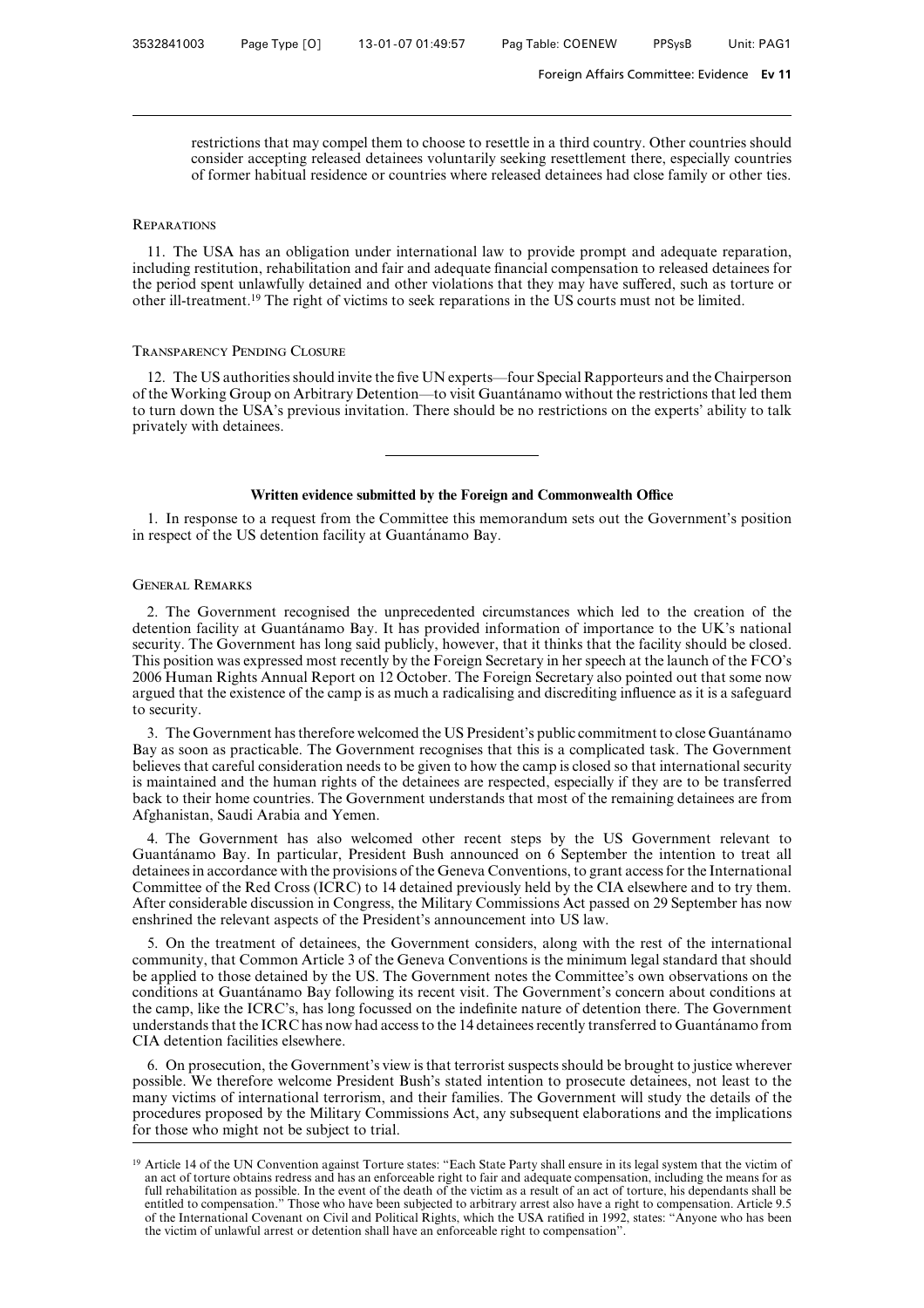restrictions that may compel them to choose to resettle in a third country. Other countries should consider accepting released detainees voluntarily seeking resettlement there, especially countries of former habitual residence or countries where released detainees had close family or other ties.

### Reparations

11. The USA has an obligation under international law to provide prompt and adequate reparation, including restitution, rehabilitation and fair and adequate financial compensation to released detainees for the period spent unlawfully detained and other violations that they may have suffered, such as torture or other ill-treatment.[19] The right of victims to seek reparations in the US courts must not be limited.

### Transparency Pending Closure

12. The US authorities should invite the five UN experts—four Special Rapporteurs and the Chairperson of the Working Group on Arbitrary Detention—to visit Guantánamo without the restrictions that led them to turn down the USA's previous invitation. There should be no restrictions on the experts' ability to talk privately with detainees.

---

## Written evidence submitted by the Foreign and Commonwealth Office

1. In response to a request from the Committee this memorandum sets out the Government's position in respect of the US detention facility at Guantánamo Bay.

### General Remarks

2. The Government recognised the unprecedented circumstances which led to the creation of the detention facility at Guantánamo Bay. It has provided information of importance to the UK's national security. The Government has long said publicly, however, that it thinks that the facility should be closed. This position was expressed most recently by the Foreign Secretary in her speech at the launch of the FCO's 2006 Human Rights Annual Report on 12 October. The Foreign Secretary also pointed out that some now argued that the existence of the camp is as much a radicalising and discrediting influence as it is a safeguard to security.

3. The Government has therefore welcomed the US President's public commitment to close Guantánamo Bay as soon as practicable. The Government recognises that this is a complicated task. The Government believes that careful consideration needs to be given to how the camp is closed so that international security is maintained and the human rights of the detainees are respected, especially if they are to be transferred back to their home countries. The Government understands that most of the remaining detainees are from Afghanistan, Saudi Arabia and Yemen.

4. The Government has also welcomed other recent steps by the US Government relevant to Guantánamo Bay. In particular, President Bush announced on 6 September the intention to treat all detainees in accordance with the provisions of the Geneva Conventions, to grant access for the International Committee of the Red Cross (ICRC) to 14 detained previously held by the CIA elsewhere and to try them. After considerable discussion in Congress, the Military Commissions Act passed on 29 September has now enshrined the relevant aspects of the President's announcement into US law.

5. On the treatment of detainees, the Government considers, along with the rest of the international community, that Common Article 3 of the Geneva Conventions is the minimum legal standard that should be applied to those detained by the US. The Government notes the Committee's own observations on the conditions at Guantánamo Bay following its recent visit. The Government's concern about conditions at the camp, like the ICRC's, has long focussed on the indefinite nature of detention there. The Government understands that the ICRC has now had access to the 14 detainees recently transferred to Guantánamo from CIA detention facilities elsewhere.

6. On prosecution, the Government's view is that terrorist suspects should be brought to justice wherever possible. We therefore welcome President Bush's stated intention to prosecute detainees, not least to the many victims of international terrorism, and their families. The Government will study the details of the procedures proposed by the Military Commissions Act, any subsequent elaborations and the implications for those who might not be subject to trial.

---

[19] Article 14 of the UN Convention against Torture states: "Each State Party shall ensure in its legal system that the victim of an act of torture obtains redress and has an enforceable right to fair and adequate compensation, including the means for as full rehabilitation as possible. In the event of the death of the victim as a result of an act of torture, his dependants shall be entitled to compensation." Those who have been subjected to arbitrary arrest also have a right to compensation. Article 9.5 of the International Covenant on Civil and Political Rights, which the USA ratified in 1992, states: "Anyone who has been the victim of unlawful arrest or detention shall have an enforceable right to compensation".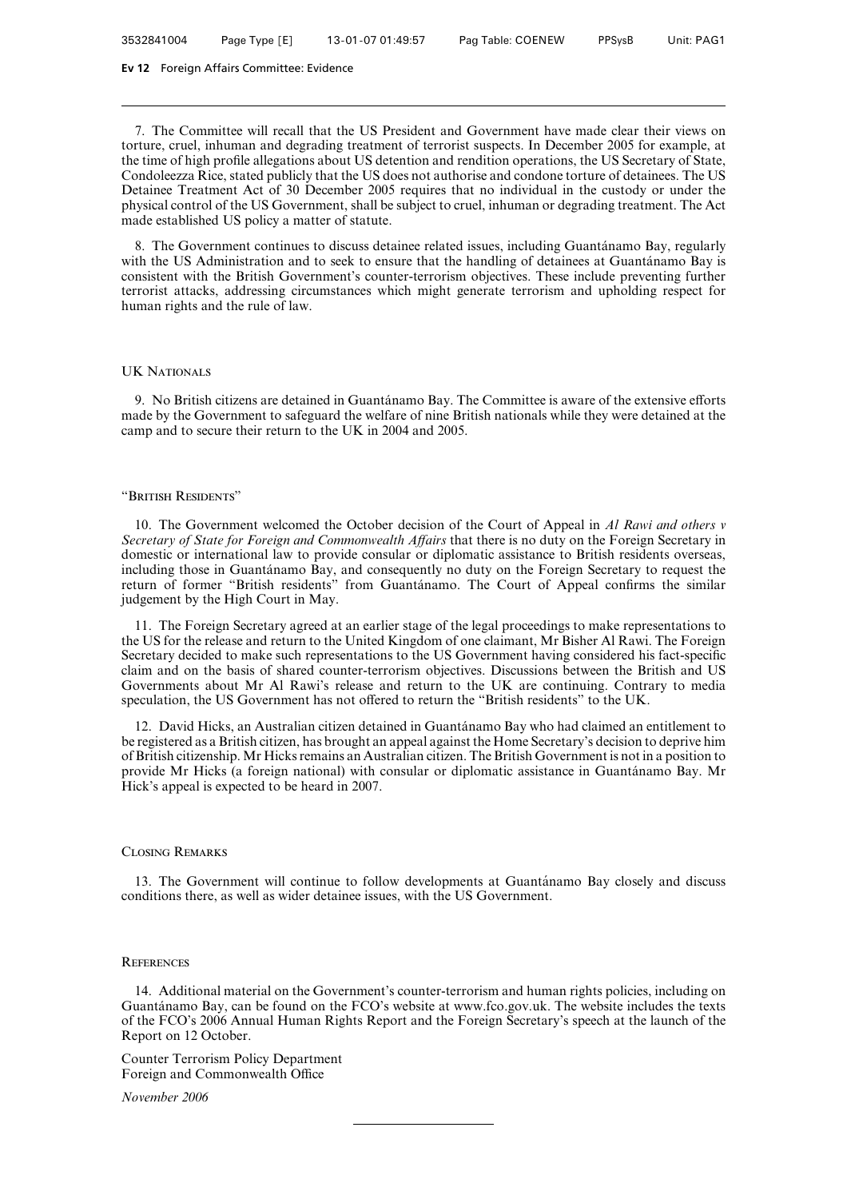7. The Committee will recall that the US President and Government have made clear their views on torture, cruel, inhuman and degrading treatment of terrorist suspects. In December 2005 for example, at the time of high profile allegations about US detention and rendition operations, the US Secretary of State, Condoleezza Rice, stated publicly that the US does not authorise and condone torture of detainees. The US Detainee Treatment Act of 30 December 2005 requires that no individual in the custody or under the physical control of the US Government, shall be subject to cruel, inhuman or degrading treatment. The Act made established US policy a matter of statute.

8. The Government continues to discuss detainee related issues, including Guantánamo Bay, regularly with the US Administration and to seek to ensure that the handling of detainees at Guantánamo Bay is consistent with the British Government's counter-terrorism objectives. These include preventing further terrorist attacks, addressing circumstances which might generate terrorism and upholding respect for human rights and the rule of law.

### UK Nationals

9. No British citizens are detained in Guantánamo Bay. The Committee is aware of the extensive efforts made by the Government to safeguard the welfare of nine British nationals while they were detained at the camp and to secure their return to the UK in 2004 and 2005.

### "British Residents"

10. The Government welcomed the October decision of the Court of Appeal in *Al Rawi and others v Secretary of State for Foreign and Commonwealth Affairs* that there is no duty on the Foreign Secretary in domestic or international law to provide consular or diplomatic assistance to British residents overseas, including those in Guantánamo Bay, and consequently no duty on the Foreign Secretary to request the return of former "British residents" from Guantánamo. The Court of Appeal confirms the similar judgement by the High Court in May.

11. The Foreign Secretary agreed at an earlier stage of the legal proceedings to make representations to the US for the release and return to the United Kingdom of one claimant, Mr Bisher Al Rawi. The Foreign Secretary decided to make such representations to the US Government having considered his fact-specific claim and on the basis of shared counter-terrorism objectives. Discussions between the British and US Governments about Mr Al Rawi's release and return to the UK are continuing. Contrary to media speculation, the US Government has not offered to return the "British residents" to the UK.

12. David Hicks, an Australian citizen detained in Guantánamo Bay who had claimed an entitlement to be registered as a British citizen, has brought an appeal against the Home Secretary's decision to deprive him of British citizenship. Mr Hicks remains an Australian citizen. The British Government is not in a position to provide Mr Hicks (a foreign national) with consular or diplomatic assistance in Guantánamo Bay. Mr Hick's appeal is expected to be heard in 2007.

### Closing Remarks

13. The Government will continue to follow developments at Guantánamo Bay closely and discuss conditions there, as well as wider detainee issues, with the US Government.

### References

14. Additional material on the Government's counter-terrorism and human rights policies, including on Guantánamo Bay, can be found on the FCO's website at www.fco.gov.uk. The website includes the texts of the FCO's 2006 Annual Human Rights Report and the Foreign Secretary's speech at the launch of the Report on 12 October.

Counter Terrorism Policy Department
Foreign and Commonwealth Office

*November 2006*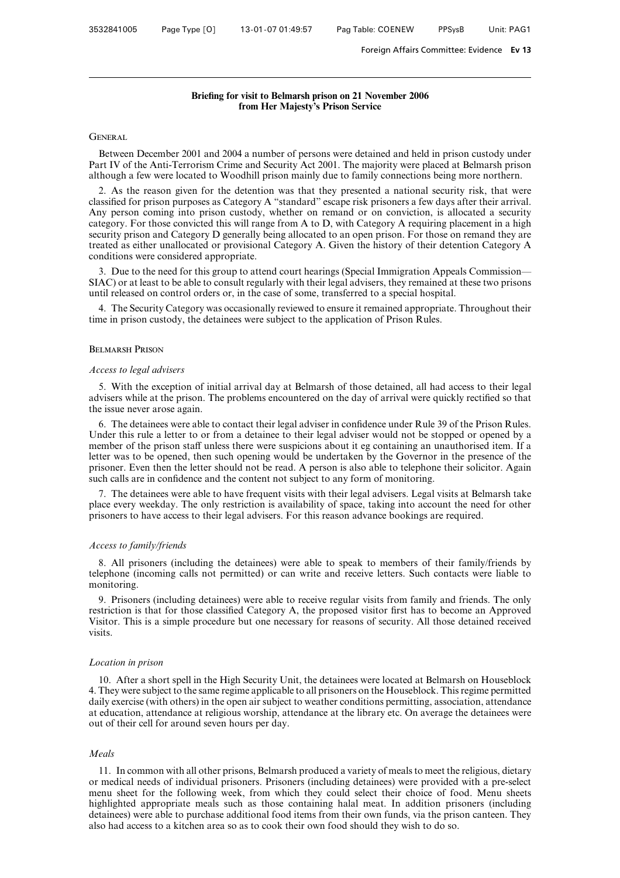**Briefing for visit to Belmarsh prison on 21 November 2006 from Her Majesty's Prison Service**

## General

Between December 2001 and 2004 a number of persons were detained and held in prison custody under Part IV of the Anti-Terrorism Crime and Security Act 2001. The majority were placed at Belmarsh prison although a few were located to Woodhill prison mainly due to family connections being more northern.

2. As the reason given for the detention was that they presented a national security risk, that were classified for prison purposes as Category A "standard" escape risk prisoners a few days after their arrival. Any person coming into prison custody, whether on remand or on conviction, is allocated a security category. For those convicted this will range from A to D, with Category A requiring placement in a high security prison and Category D generally being allocated to an open prison. For those on remand they are treated as either unallocated or provisional Category A. Given the history of their detention Category A conditions were considered appropriate.

3. Due to the need for this group to attend court hearings (Special Immigration Appeals Commission—SIAC) or at least to be able to consult regularly with their legal advisers, they remained at these two prisons until released on control orders or, in the case of some, transferred to a special hospital.

4. The Security Category was occasionally reviewed to ensure it remained appropriate. Throughout their time in prison custody, the detainees were subject to the application of Prison Rules.

## Belmarsh Prison

*Access to legal advisers*

5. With the exception of initial arrival day at Belmarsh of those detained, all had access to their legal advisers while at the prison. The problems encountered on the day of arrival were quickly rectified so that the issue never arose again.

6. The detainees were able to contact their legal adviser in confidence under Rule 39 of the Prison Rules. Under this rule a letter to or from a detainee to their legal adviser would not be stopped or opened by a member of the prison staff unless there were suspicions about it eg containing an unauthorised item. If a letter was to be opened, then such opening would be undertaken by the Governor in the presence of the prisoner. Even then the letter should not be read. A person is also able to telephone their solicitor. Again such calls are in confidence and the content not subject to any form of monitoring.

7. The detainees were able to have frequent visits with their legal advisers. Legal visits at Belmarsh take place every weekday. The only restriction is availability of space, taking into account the need for other prisoners to have access to their legal advisers. For this reason advance bookings are required.

*Access to family/friends*

8. All prisoners (including the detainees) were able to speak to members of their family/friends by telephone (incoming calls not permitted) or can write and receive letters. Such contacts were liable to monitoring.

9. Prisoners (including detainees) were able to receive regular visits from family and friends. The only restriction is that for those classified Category A, the proposed visitor first has to become an Approved Visitor. This is a simple procedure but one necessary for reasons of security. All those detained received visits.

*Location in prison*

10. After a short spell in the High Security Unit, the detainees were located at Belmarsh on Houseblock 4. They were subject to the same regime applicable to all prisoners on the Houseblock. This regime permitted daily exercise (with others) in the open air subject to weather conditions permitting, association, attendance at education, attendance at religious worship, attendance at the library etc. On average the detainees were out of their cell for around seven hours per day.

*Meals*

11. In common with all other prisons, Belmarsh produced a variety of meals to meet the religious, dietary or medical needs of individual prisoners. Prisoners (including detainees) were provided with a pre-select menu sheet for the following week, from which they could select their choice of food. Menu sheets highlighted appropriate meals such as those containing halal meat. In addition prisoners (including detainees) were able to purchase additional food items from their own funds, via the prison canteen. They also had access to a kitchen area so as to cook their own food should they wish to do so.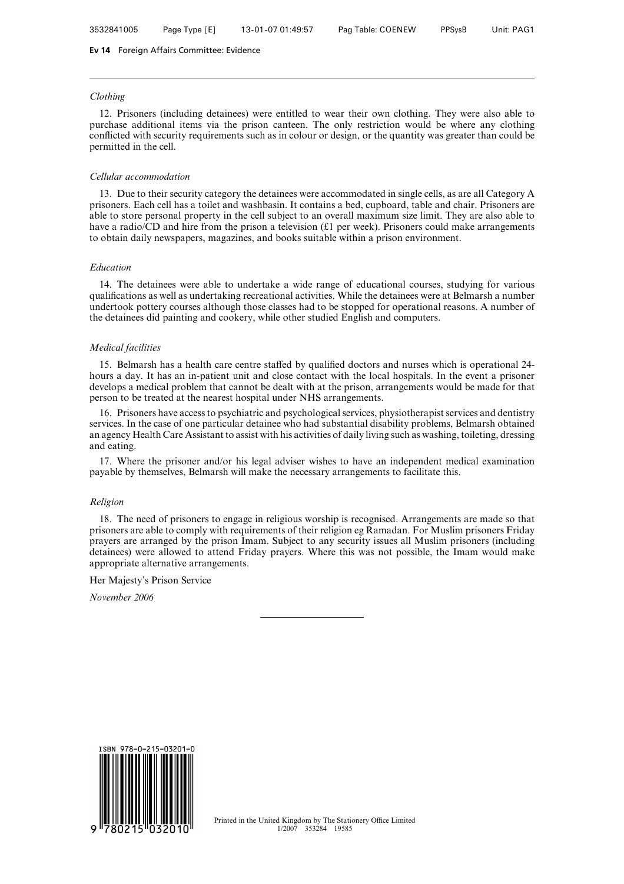*Clothing*

12. Prisoners (including detainees) were entitled to wear their own clothing. They were also able to purchase additional items via the prison canteen. The only restriction would be where any clothing conflicted with security requirements such as in colour or design, or the quantity was greater than could be permitted in the cell.

*Cellular accommodation*

13. Due to their security category the detainees were accommodated in single cells, as are all Category A prisoners. Each cell has a toilet and washbasin. It contains a bed, cupboard, table and chair. Prisoners are able to store personal property in the cell subject to an overall maximum size limit. They are also able to have a radio/CD and hire from the prison a television (£1 per week). Prisoners could make arrangements to obtain daily newspapers, magazines, and books suitable within a prison environment.

*Education*

14. The detainees were able to undertake a wide range of educational courses, studying for various qualifications as well as undertaking recreational activities. While the detainees were at Belmarsh a number undertook pottery courses although those classes had to be stopped for operational reasons. A number of the detainees did painting and cookery, while other studied English and computers.

*Medical facilities*

15. Belmarsh has a health care centre staffed by qualified doctors and nurses which is operational 24-hours a day. It has an in-patient unit and close contact with the local hospitals. In the event a prisoner develops a medical problem that cannot be dealt with at the prison, arrangements would be made for that person to be treated at the nearest hospital under NHS arrangements.

16. Prisoners have access to psychiatric and psychological services, physiotherapist services and dentistry services. In the case of one particular detainee who had substantial disability problems, Belmarsh obtained an agency Health Care Assistant to assist with his activities of daily living such as washing, toileting, dressing and eating.

17. Where the prisoner and/or his legal adviser wishes to have an independent medical examination payable by themselves, Belmarsh will make the necessary arrangements to facilitate this.

*Religion*

18. The need of prisoners to engage in religious worship is recognised. Arrangements are made so that prisoners are able to comply with requirements of their religion eg Ramadan. For Muslim prisoners Friday prayers are arranged by the prison Imam. Subject to any security issues all Muslim prisoners (including detainees) were allowed to attend Friday prayers. Where this was not possible, the Imam would make appropriate alternative arrangements.

Her Majesty's Prison Service

*November 2006*

ISBN 978-0-215-03201-0

Printed in the United Kingdom by The Stationery Office Limited
1/2007 353284 19585